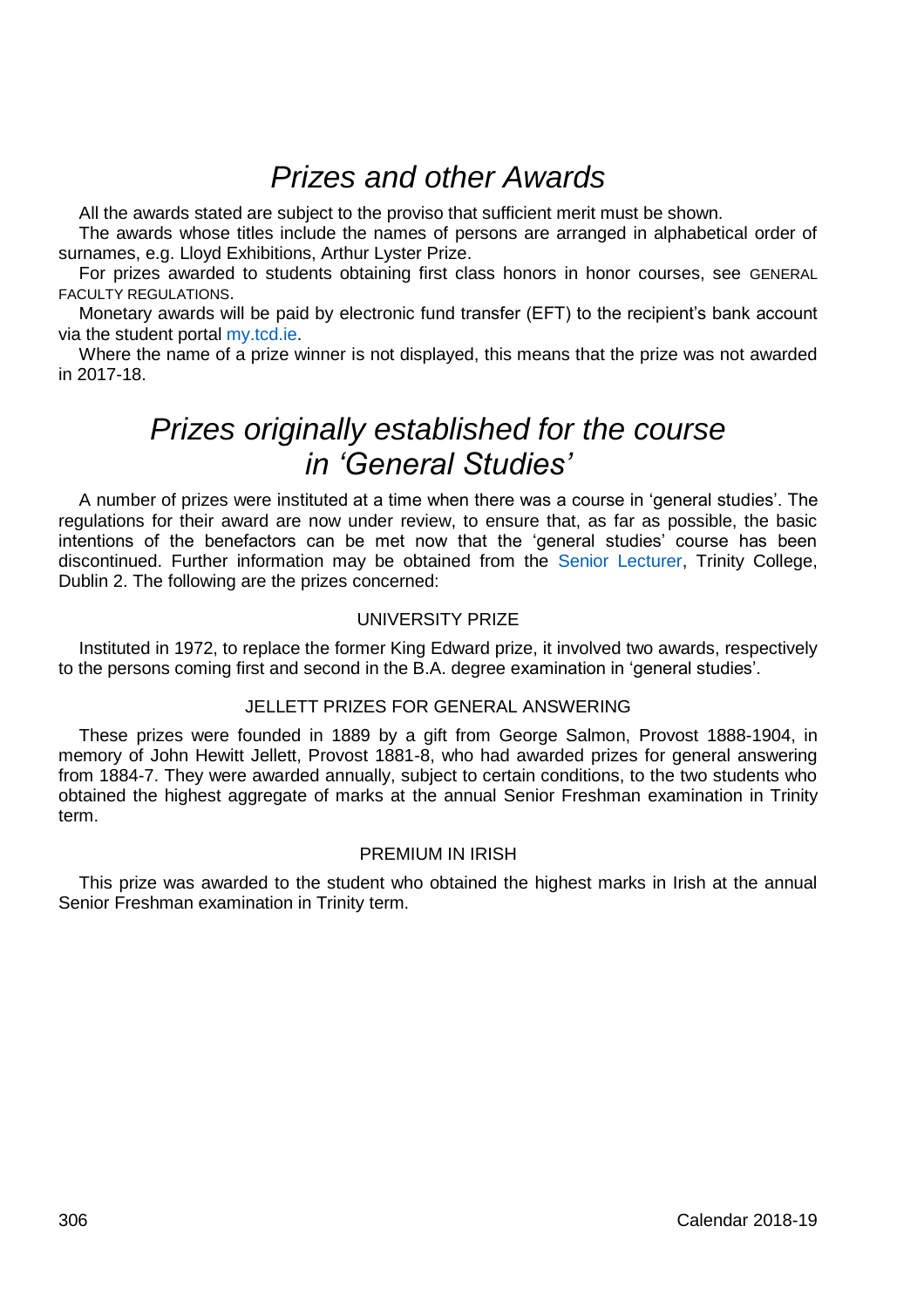# *Prizes and other Awards*

All the awards stated are subject to the proviso that sufficient merit must be shown.

The awards whose titles include the names of persons are arranged in alphabetical order of surnames, e.g. Lloyd Exhibitions, Arthur Lyster Prize.

For prizes awarded to students obtaining first class honors in honor courses, see GENERAL FACULTY REGULATIONS.

Monetary awards will be paid by electronic fund transfer (EFT) to the recipient's bank account via the student portal my.tcd.ie.

Where the name of a prize winner is not displayed, this means that the prize was not awarded in 2017-18.

# *Prizes originally established for the course in 'General Studies'*

A number of prizes were instituted at a time when there was a course in 'general studies'. The regulations for their award are now under review, to ensure that, as far as possible, the basic intentions of the benefactors can be met now that the 'general studies' course has been discontinued. Further information may be obtained from the Senior Lecturer, Trinity College, Dublin 2. The following are the prizes concerned:

### UNIVERSITY PRIZE

Instituted in 1972, to replace the former King Edward prize, it involved two awards, respectively to the persons coming first and second in the B.A. degree examination in 'general studies'.

### JELLETT PRIZES FOR GENERAL ANSWERING

These prizes were founded in 1889 by a gift from George Salmon, Provost 1888-1904, in memory of John Hewitt Jellett, Provost 1881-8, who had awarded prizes for general answering from 1884-7. They were awarded annually, subject to certain conditions, to the two students who obtained the highest aggregate of marks at the annual Senior Freshman examination in Trinity term.

### PREMIUM IN IRISH

This prize was awarded to the student who obtained the highest marks in Irish at the annual Senior Freshman examination in Trinity term.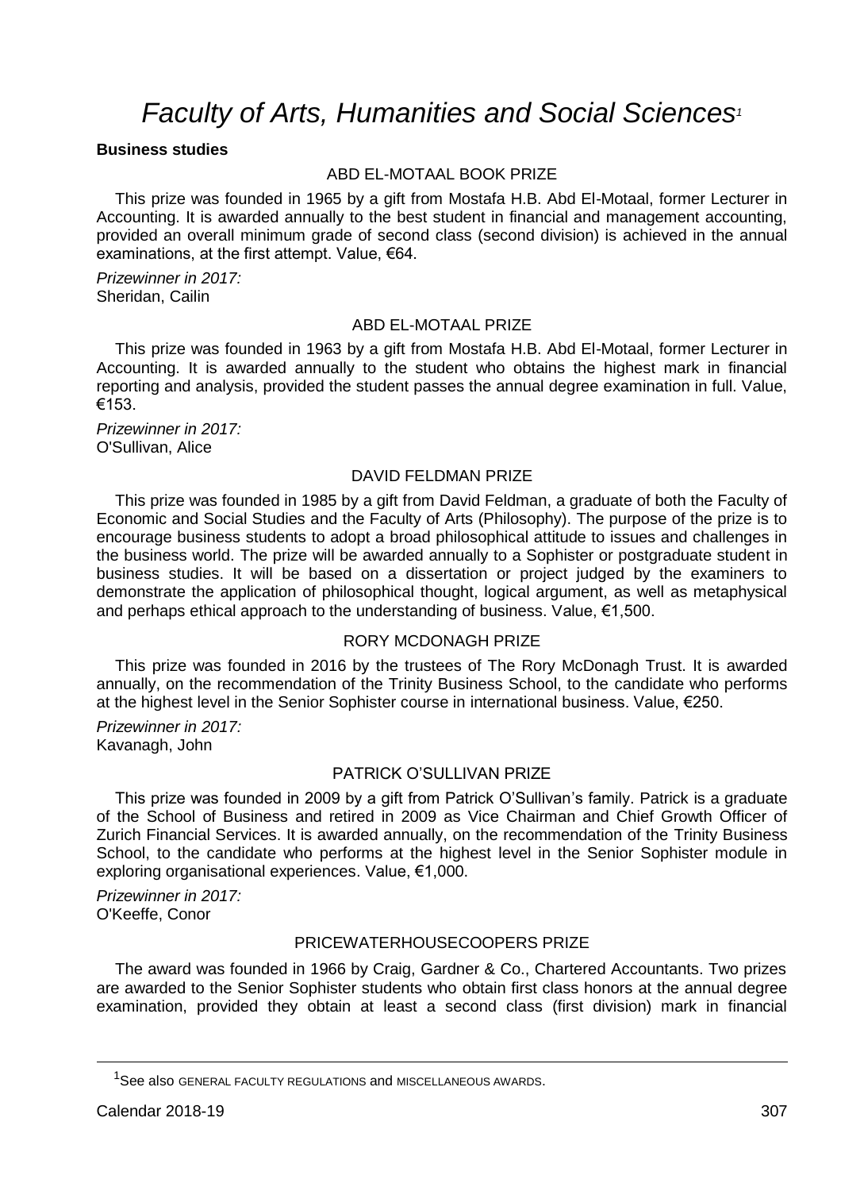# *Faculty of Arts, Humanities and Social Sciences*[1]

**Business studies**

### ABD EL-MOTAAL BOOK PRIZE

This prize was founded in 1965 by a gift from Mostafa H.B. Abd El-Motaal, former Lecturer in Accounting. It is awarded annually to the best student in financial and management accounting, provided an overall minimum grade of second class (second division) is achieved in the annual examinations, at the first attempt. Value, €64.

*Prizewinner in 2017:*
Sheridan, Cailin

### ABD EL-MOTAAL PRIZE

This prize was founded in 1963 by a gift from Mostafa H.B. Abd El-Motaal, former Lecturer in Accounting. It is awarded annually to the student who obtains the highest mark in financial reporting and analysis, provided the student passes the annual degree examination in full. Value, €153.

*Prizewinner in 2017:*
O'Sullivan, Alice

### DAVID FELDMAN PRIZE

This prize was founded in 1985 by a gift from David Feldman, a graduate of both the Faculty of Economic and Social Studies and the Faculty of Arts (Philosophy). The purpose of the prize is to encourage business students to adopt a broad philosophical attitude to issues and challenges in the business world. The prize will be awarded annually to a Sophister or postgraduate student in business studies. It will be based on a dissertation or project judged by the examiners to demonstrate the application of philosophical thought, logical argument, as well as metaphysical and perhaps ethical approach to the understanding of business. Value, €1,500.

### RORY MCDONAGH PRIZE

This prize was founded in 2016 by the trustees of The Rory McDonagh Trust. It is awarded annually, on the recommendation of the Trinity Business School, to the candidate who performs at the highest level in the Senior Sophister course in international business. Value, €250.

*Prizewinner in 2017:*
Kavanagh, John

### PATRICK O'SULLIVAN PRIZE

This prize was founded in 2009 by a gift from Patrick O'Sullivan's family. Patrick is a graduate of the School of Business and retired in 2009 as Vice Chairman and Chief Growth Officer of Zurich Financial Services. It is awarded annually, on the recommendation of the Trinity Business School, to the candidate who performs at the highest level in the Senior Sophister module in exploring organisational experiences. Value, €1,000.

*Prizewinner in 2017:*
O'Keeffe, Conor

### PRICEWATERHOUSECOOPERS PRIZE

The award was founded in 1966 by Craig, Gardner & Co., Chartered Accountants. Two prizes are awarded to the Senior Sophister students who obtain first class honors at the annual degree examination, provided they obtain at least a second class (first division) mark in financial

---

[1] See also GENERAL FACULTY REGULATIONS and MISCELLANEOUS AWARDS.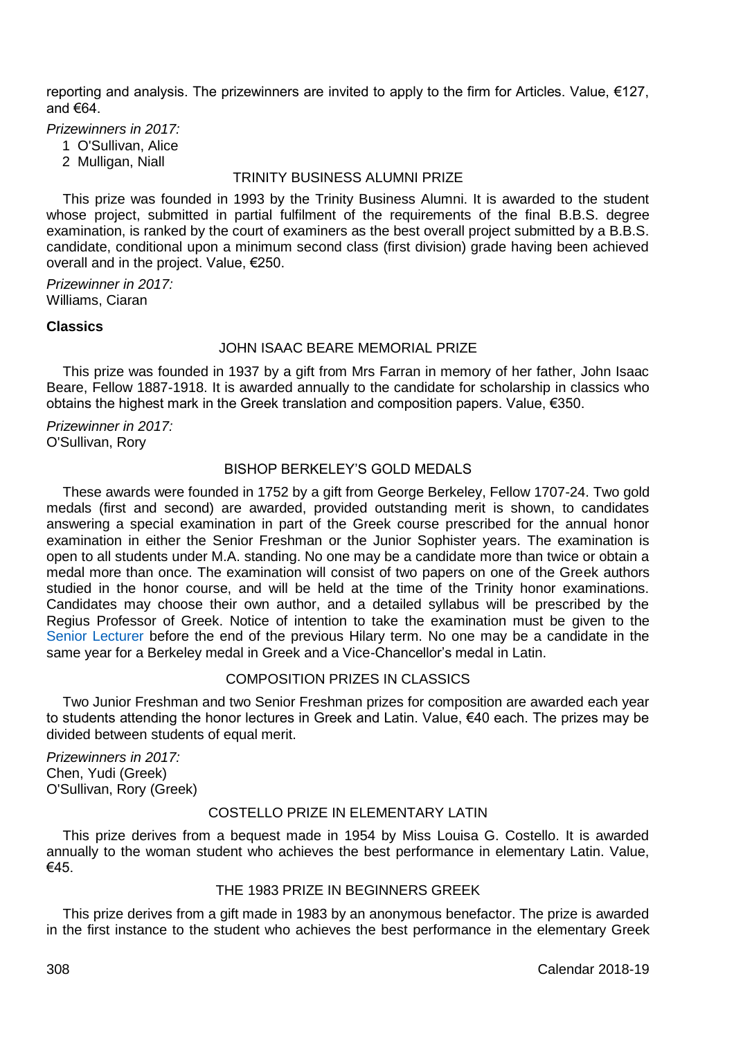reporting and analysis. The prizewinners are invited to apply to the firm for Articles. Value, €127, and €64.

*Prizewinners in 2017:*

1 O'Sullivan, Alice
2 Mulligan, Niall

### TRINITY BUSINESS ALUMNI PRIZE

This prize was founded in 1993 by the Trinity Business Alumni. It is awarded to the student whose project, submitted in partial fulfilment of the requirements of the final B.B.S. degree examination, is ranked by the court of examiners as the best overall project submitted by a B.B.S. candidate, conditional upon a minimum second class (first division) grade having been achieved overall and in the project. Value, €250.

*Prizewinner in 2017:*
Williams, Ciaran

## Classics

### JOHN ISAAC BEARE MEMORIAL PRIZE

This prize was founded in 1937 by a gift from Mrs Farran in memory of her father, John Isaac Beare, Fellow 1887-1918. It is awarded annually to the candidate for scholarship in classics who obtains the highest mark in the Greek translation and composition papers. Value, €350.

*Prizewinner in 2017:*
O'Sullivan, Rory

### BISHOP BERKELEY'S GOLD MEDALS

These awards were founded in 1752 by a gift from George Berkeley, Fellow 1707-24. Two gold medals (first and second) are awarded, provided outstanding merit is shown, to candidates answering a special examination in part of the Greek course prescribed for the annual honor examination in either the Senior Freshman or the Junior Sophister years. The examination is open to all students under M.A. standing. No one may be a candidate more than twice or obtain a medal more than once. The examination will consist of two papers on one of the Greek authors studied in the honor course, and will be held at the time of the Trinity honor examinations. Candidates may choose their own author, and a detailed syllabus will be prescribed by the Regius Professor of Greek. Notice of intention to take the examination must be given to the Senior Lecturer before the end of the previous Hilary term. No one may be a candidate in the same year for a Berkeley medal in Greek and a Vice-Chancellor's medal in Latin.

### COMPOSITION PRIZES IN CLASSICS

Two Junior Freshman and two Senior Freshman prizes for composition are awarded each year to students attending the honor lectures in Greek and Latin. Value, €40 each. The prizes may be divided between students of equal merit.

*Prizewinners in 2017:*
Chen, Yudi (Greek)
O'Sullivan, Rory (Greek)

### COSTELLO PRIZE IN ELEMENTARY LATIN

This prize derives from a bequest made in 1954 by Miss Louisa G. Costello. It is awarded annually to the woman student who achieves the best performance in elementary Latin. Value, €45.

### THE 1983 PRIZE IN BEGINNERS GREEK

This prize derives from a gift made in 1983 by an anonymous benefactor. The prize is awarded in the first instance to the student who achieves the best performance in the elementary Greek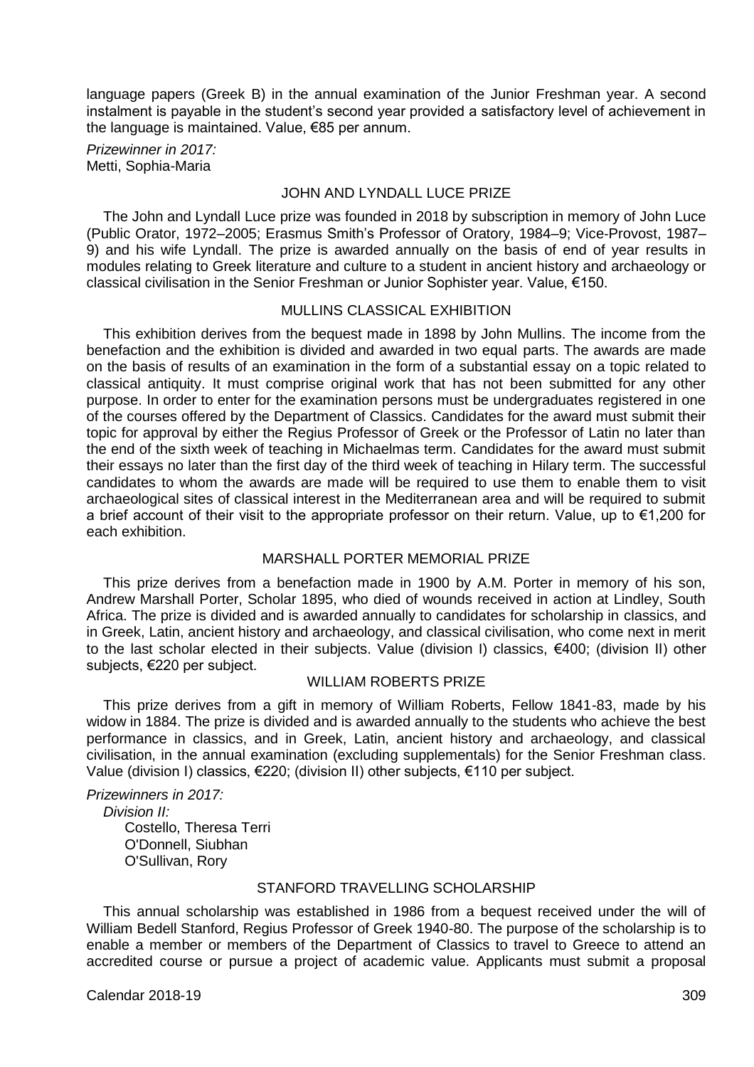language papers (Greek B) in the annual examination of the Junior Freshman year. A second instalment is payable in the student's second year provided a satisfactory level of achievement in the language is maintained. Value, €85 per annum.

*Prizewinner in 2017:*
Metti, Sophia-Maria

### JOHN AND LYNDALL LUCE PRIZE

The John and Lyndall Luce prize was founded in 2018 by subscription in memory of John Luce (Public Orator, 1972–2005; Erasmus Smith's Professor of Oratory, 1984–9; Vice-Provost, 1987–9) and his wife Lyndall. The prize is awarded annually on the basis of end of year results in modules relating to Greek literature and culture to a student in ancient history and archaeology or classical civilisation in the Senior Freshman or Junior Sophister year. Value, €150.

### MULLINS CLASSICAL EXHIBITION

This exhibition derives from the bequest made in 1898 by John Mullins. The income from the benefaction and the exhibition is divided and awarded in two equal parts. The awards are made on the basis of results of an examination in the form of a substantial essay on a topic related to classical antiquity. It must comprise original work that has not been submitted for any other purpose. In order to enter for the examination persons must be undergraduates registered in one of the courses offered by the Department of Classics. Candidates for the award must submit their topic for approval by either the Regius Professor of Greek or the Professor of Latin no later than the end of the sixth week of teaching in Michaelmas term. Candidates for the award must submit their essays no later than the first day of the third week of teaching in Hilary term. The successful candidates to whom the awards are made will be required to use them to enable them to visit archaeological sites of classical interest in the Mediterranean area and will be required to submit a brief account of their visit to the appropriate professor on their return. Value, up to €1,200 for each exhibition.

### MARSHALL PORTER MEMORIAL PRIZE

This prize derives from a benefaction made in 1900 by A.M. Porter in memory of his son, Andrew Marshall Porter, Scholar 1895, who died of wounds received in action at Lindley, South Africa. The prize is divided and is awarded annually to candidates for scholarship in classics, and in Greek, Latin, ancient history and archaeology, and classical civilisation, who come next in merit to the last scholar elected in their subjects. Value (division I) classics, €400; (division II) other subjects, €220 per subject.

### WILLIAM ROBERTS PRIZE

This prize derives from a gift in memory of William Roberts, Fellow 1841-83, made by his widow in 1884. The prize is divided and is awarded annually to the students who achieve the best performance in classics, and in Greek, Latin, ancient history and archaeology, and classical civilisation, in the annual examination (excluding supplementals) for the Senior Freshman class. Value (division I) classics, €220; (division II) other subjects, €110 per subject.

*Prizewinners in 2017:*

*Division II:*
Costello, Theresa Terri
O'Donnell, Siubhan
O'Sullivan, Rory

### STANFORD TRAVELLING SCHOLARSHIP

This annual scholarship was established in 1986 from a bequest received under the will of William Bedell Stanford, Regius Professor of Greek 1940-80. The purpose of the scholarship is to enable a member or members of the Department of Classics to travel to Greece to attend an accredited course or pursue a project of academic value. Applicants must submit a proposal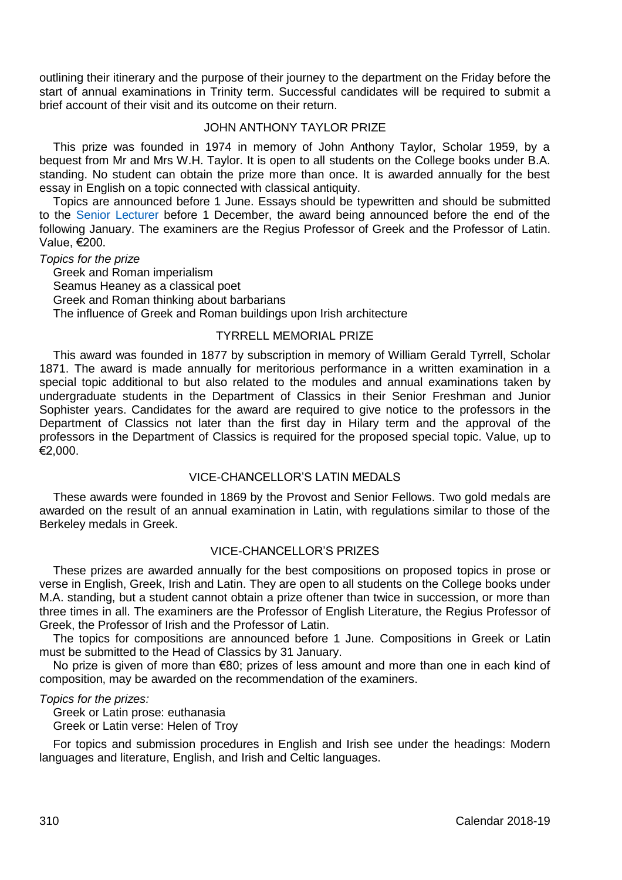outlining their itinerary and the purpose of their journey to the department on the Friday before the start of annual examinations in Trinity term. Successful candidates will be required to submit a brief account of their visit and its outcome on their return.

## JOHN ANTHONY TAYLOR PRIZE

This prize was founded in 1974 in memory of John Anthony Taylor, Scholar 1959, by a bequest from Mr and Mrs W.H. Taylor. It is open to all students on the College books under B.A. standing. No student can obtain the prize more than once. It is awarded annually for the best essay in English on a topic connected with classical antiquity.

Topics are announced before 1 June. Essays should be typewritten and should be submitted to the Senior Lecturer before 1 December, the award being announced before the end of the following January. The examiners are the Regius Professor of Greek and the Professor of Latin. Value, €200.

*Topics for the prize*

Greek and Roman imperialism

Seamus Heaney as a classical poet

Greek and Roman thinking about barbarians

The influence of Greek and Roman buildings upon Irish architecture

## TYRRELL MEMORIAL PRIZE

This award was founded in 1877 by subscription in memory of William Gerald Tyrrell, Scholar 1871. The award is made annually for meritorious performance in a written examination in a special topic additional to but also related to the modules and annual examinations taken by undergraduate students in the Department of Classics in their Senior Freshman and Junior Sophister years. Candidates for the award are required to give notice to the professors in the Department of Classics not later than the first day in Hilary term and the approval of the professors in the Department of Classics is required for the proposed special topic. Value, up to €2,000.

## VICE-CHANCELLOR'S LATIN MEDALS

These awards were founded in 1869 by the Provost and Senior Fellows. Two gold medals are awarded on the result of an annual examination in Latin, with regulations similar to those of the Berkeley medals in Greek.

## VICE-CHANCELLOR'S PRIZES

These prizes are awarded annually for the best compositions on proposed topics in prose or verse in English, Greek, Irish and Latin. They are open to all students on the College books under M.A. standing, but a student cannot obtain a prize oftener than twice in succession, or more than three times in all. The examiners are the Professor of English Literature, the Regius Professor of Greek, the Professor of Irish and the Professor of Latin.

The topics for compositions are announced before 1 June. Compositions in Greek or Latin must be submitted to the Head of Classics by 31 January.

No prize is given of more than €80; prizes of less amount and more than one in each kind of composition, may be awarded on the recommendation of the examiners.

*Topics for the prizes:*

Greek or Latin prose: euthanasia

Greek or Latin verse: Helen of Troy

For topics and submission procedures in English and Irish see under the headings: Modern languages and literature, English, and Irish and Celtic languages.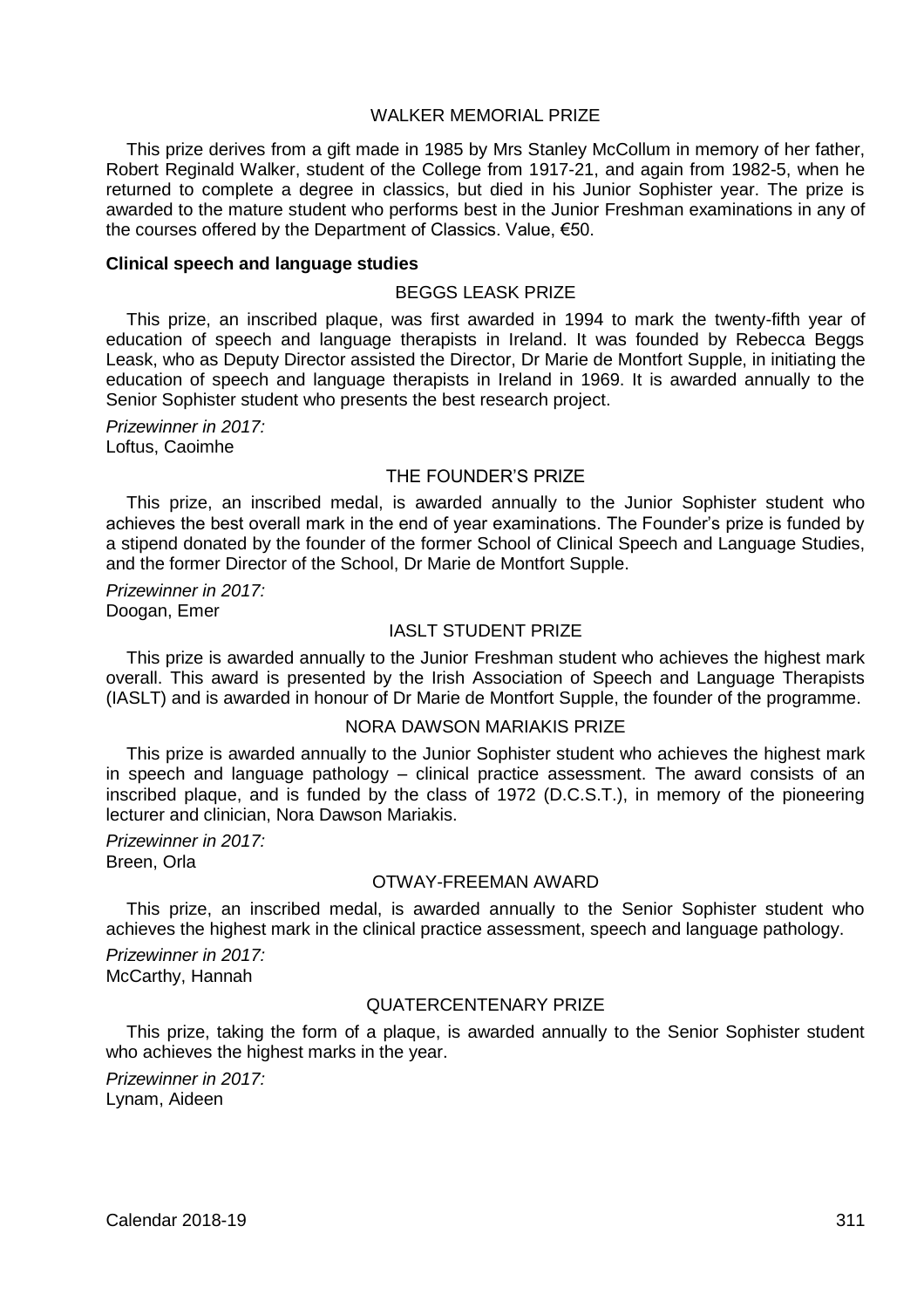### WALKER MEMORIAL PRIZE

This prize derives from a gift made in 1985 by Mrs Stanley McCollum in memory of her father, Robert Reginald Walker, student of the College from 1917-21, and again from 1982-5, when he returned to complete a degree in classics, but died in his Junior Sophister year. The prize is awarded to the mature student who performs best in the Junior Freshman examinations in any of the courses offered by the Department of Classics. Value, €50.

**Clinical speech and language studies**

### BEGGS LEASK PRIZE

This prize, an inscribed plaque, was first awarded in 1994 to mark the twenty-fifth year of education of speech and language therapists in Ireland. It was founded by Rebecca Beggs Leask, who as Deputy Director assisted the Director, Dr Marie de Montfort Supple, in initiating the education of speech and language therapists in Ireland in 1969. It is awarded annually to the Senior Sophister student who presents the best research project.

*Prizewinner in 2017:*
Loftus, Caoimhe

### THE FOUNDER'S PRIZE

This prize, an inscribed medal, is awarded annually to the Junior Sophister student who achieves the best overall mark in the end of year examinations. The Founder's prize is funded by a stipend donated by the founder of the former School of Clinical Speech and Language Studies, and the former Director of the School, Dr Marie de Montfort Supple.

*Prizewinner in 2017:*
Doogan, Emer

### IASLT STUDENT PRIZE

This prize is awarded annually to the Junior Freshman student who achieves the highest mark overall. This award is presented by the Irish Association of Speech and Language Therapists (IASLT) and is awarded in honour of Dr Marie de Montfort Supple, the founder of the programme.

### NORA DAWSON MARIAKIS PRIZE

This prize is awarded annually to the Junior Sophister student who achieves the highest mark in speech and language pathology – clinical practice assessment. The award consists of an inscribed plaque, and is funded by the class of 1972 (D.C.S.T.), in memory of the pioneering lecturer and clinician, Nora Dawson Mariakis.

*Prizewinner in 2017:*
Breen, Orla

### OTWAY-FREEMAN AWARD

This prize, an inscribed medal, is awarded annually to the Senior Sophister student who achieves the highest mark in the clinical practice assessment, speech and language pathology.

*Prizewinner in 2017:*
McCarthy, Hannah

### QUATERCENTENARY PRIZE

This prize, taking the form of a plaque, is awarded annually to the Senior Sophister student who achieves the highest marks in the year.

*Prizewinner in 2017:*
Lynam, Aideen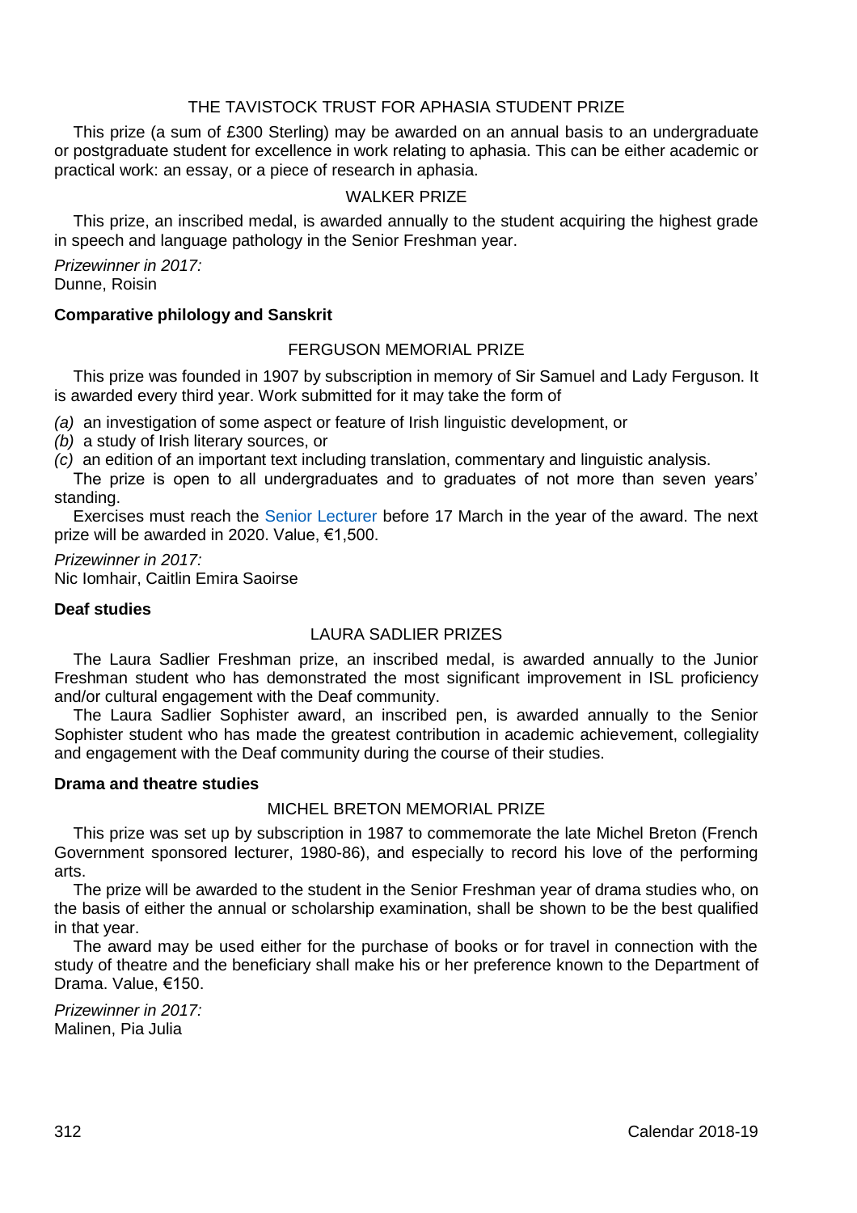#### THE TAVISTOCK TRUST FOR APHASIA STUDENT PRIZE

This prize (a sum of £300 Sterling) may be awarded on an annual basis to an undergraduate or postgraduate student for excellence in work relating to aphasia. This can be either academic or practical work: an essay, or a piece of research in aphasia.

#### WALKER PRIZE

This prize, an inscribed medal, is awarded annually to the student acquiring the highest grade in speech and language pathology in the Senior Freshman year.

*Prizewinner in 2017:*
Dunne, Roisin

### Comparative philology and Sanskrit

#### FERGUSON MEMORIAL PRIZE

This prize was founded in 1907 by subscription in memory of Sir Samuel and Lady Ferguson. It is awarded every third year. Work submitted for it may take the form of

*(a)* an investigation of some aspect or feature of Irish linguistic development, or
*(b)* a study of Irish literary sources, or
*(c)* an edition of an important text including translation, commentary and linguistic analysis.

The prize is open to all undergraduates and to graduates of not more than seven years' standing.

Exercises must reach the Senior Lecturer before 17 March in the year of the award. The next prize will be awarded in 2020. Value, €1,500.

*Prizewinner in 2017:*
Nic Iomhair, Caitlin Emira Saoirse

### Deaf studies

#### LAURA SADLIER PRIZES

The Laura Sadlier Freshman prize, an inscribed medal, is awarded annually to the Junior Freshman student who has demonstrated the most significant improvement in ISL proficiency and/or cultural engagement with the Deaf community.

The Laura Sadlier Sophister award, an inscribed pen, is awarded annually to the Senior Sophister student who has made the greatest contribution in academic achievement, collegiality and engagement with the Deaf community during the course of their studies.

### Drama and theatre studies

#### MICHEL BRETON MEMORIAL PRIZE

This prize was set up by subscription in 1987 to commemorate the late Michel Breton (French Government sponsored lecturer, 1980-86), and especially to record his love of the performing arts.

The prize will be awarded to the student in the Senior Freshman year of drama studies who, on the basis of either the annual or scholarship examination, shall be shown to be the best qualified in that year.

The award may be used either for the purchase of books or for travel in connection with the study of theatre and the beneficiary shall make his or her preference known to the Department of Drama. Value, €150.

*Prizewinner in 2017:*
Malinen, Pia Julia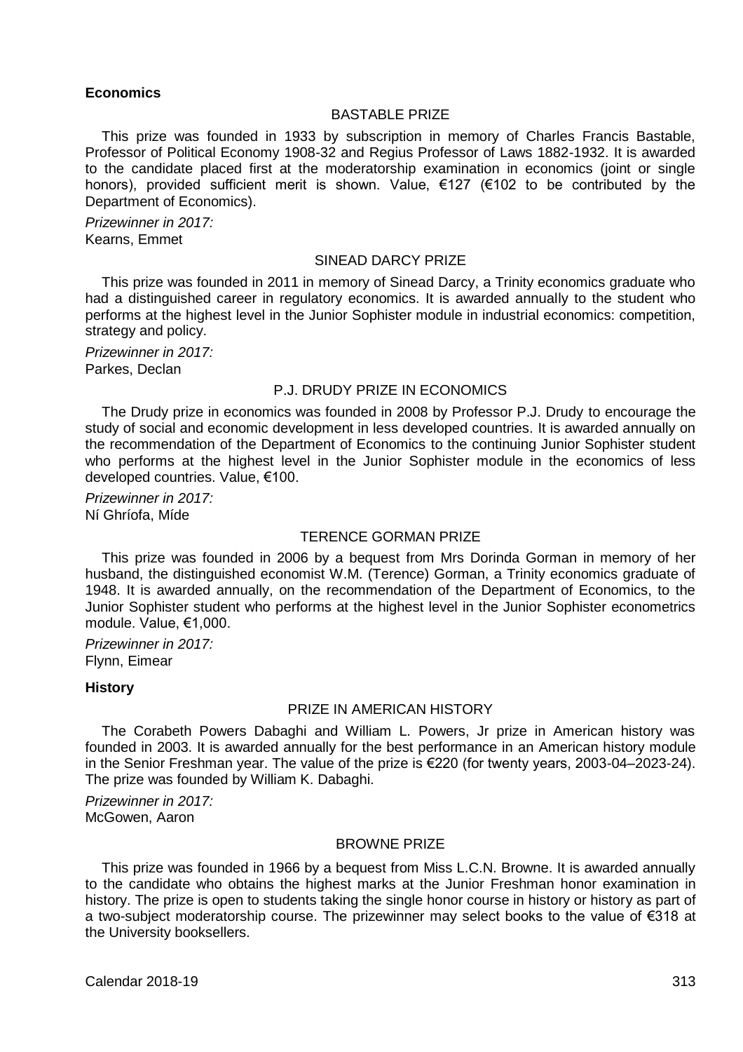## Economics

### BASTABLE PRIZE

This prize was founded in 1933 by subscription in memory of Charles Francis Bastable, Professor of Political Economy 1908-32 and Regius Professor of Laws 1882-1932. It is awarded to the candidate placed first at the moderatorship examination in economics (joint or single honors), provided sufficient merit is shown. Value, €127 (€102 to be contributed by the Department of Economics).

*Prizewinner in 2017:*
Kearns, Emmet

### SINEAD DARCY PRIZE

This prize was founded in 2011 in memory of Sinead Darcy, a Trinity economics graduate who had a distinguished career in regulatory economics. It is awarded annually to the student who performs at the highest level in the Junior Sophister module in industrial economics: competition, strategy and policy.

*Prizewinner in 2017:*
Parkes, Declan

### P.J. DRUDY PRIZE IN ECONOMICS

The Drudy prize in economics was founded in 2008 by Professor P.J. Drudy to encourage the study of social and economic development in less developed countries. It is awarded annually on the recommendation of the Department of Economics to the continuing Junior Sophister student who performs at the highest level in the Junior Sophister module in the economics of less developed countries. Value, €100.

*Prizewinner in 2017:*
Ní Ghríofa, Míde

### TERENCE GORMAN PRIZE

This prize was founded in 2006 by a bequest from Mrs Dorinda Gorman in memory of her husband, the distinguished economist W.M. (Terence) Gorman, a Trinity economics graduate of 1948. It is awarded annually, on the recommendation of the Department of Economics, to the Junior Sophister student who performs at the highest level in the Junior Sophister econometrics module. Value, €1,000.

*Prizewinner in 2017:*
Flynn, Eimear

## History

### PRIZE IN AMERICAN HISTORY

The Corabeth Powers Dabaghi and William L. Powers, Jr prize in American history was founded in 2003. It is awarded annually for the best performance in an American history module in the Senior Freshman year. The value of the prize is €220 (for twenty years, 2003-04–2023-24). The prize was founded by William K. Dabaghi.

*Prizewinner in 2017:*
McGowen, Aaron

### BROWNE PRIZE

This prize was founded in 1966 by a bequest from Miss L.C.N. Browne. It is awarded annually to the candidate who obtains the highest marks at the Junior Freshman honor examination in history. The prize is open to students taking the single honor course in history or history as part of a two-subject moderatorship course. The prizewinner may select books to the value of €318 at the University booksellers.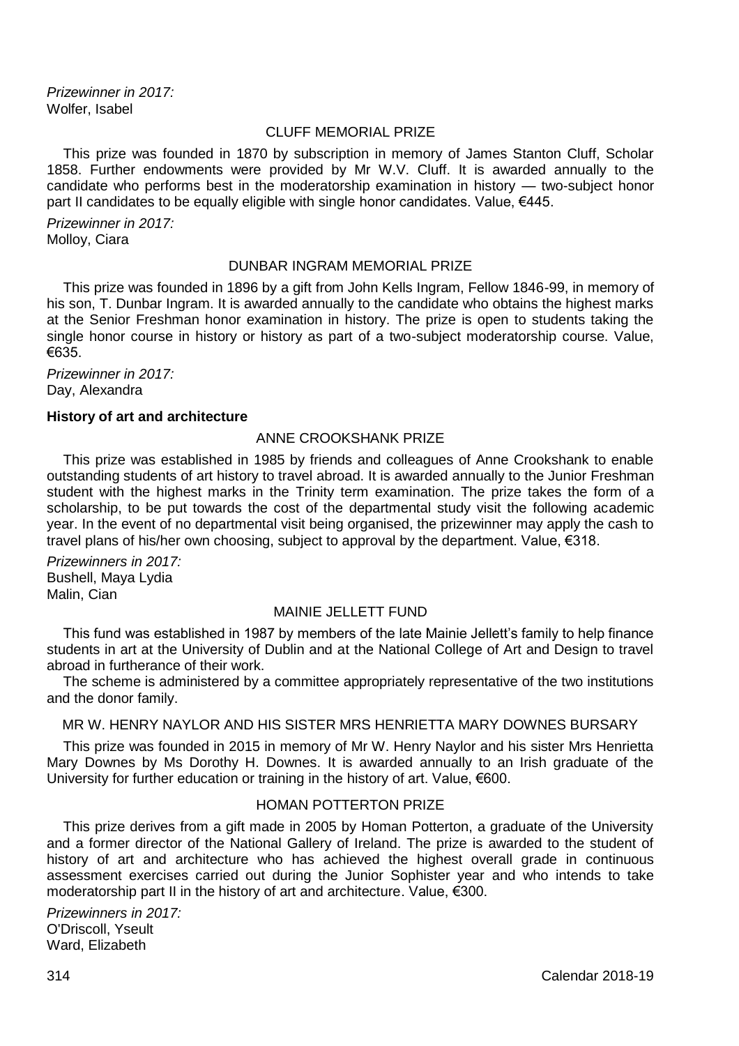*Prizewinner in 2017:*
Wolfer, Isabel

### CLUFF MEMORIAL PRIZE

This prize was founded in 1870 by subscription in memory of James Stanton Cluff, Scholar 1858. Further endowments were provided by Mr W.V. Cluff. It is awarded annually to the candidate who performs best in the moderatorship examination in history — two-subject honor part II candidates to be equally eligible with single honor candidates. Value, €445.

*Prizewinner in 2017:*
Molloy, Ciara

### DUNBAR INGRAM MEMORIAL PRIZE

This prize was founded in 1896 by a gift from John Kells Ingram, Fellow 1846-99, in memory of his son, T. Dunbar Ingram. It is awarded annually to the candidate who obtains the highest marks at the Senior Freshman honor examination in history. The prize is open to students taking the single honor course in history or history as part of a two-subject moderatorship course. Value, €635.

*Prizewinner in 2017:*
Day, Alexandra

**History of art and architecture**

### ANNE CROOKSHANK PRIZE

This prize was established in 1985 by friends and colleagues of Anne Crookshank to enable outstanding students of art history to travel abroad. It is awarded annually to the Junior Freshman student with the highest marks in the Trinity term examination. The prize takes the form of a scholarship, to be put towards the cost of the departmental study visit the following academic year. In the event of no departmental visit being organised, the prizewinner may apply the cash to travel plans of his/her own choosing, subject to approval by the department. Value, €318.

*Prizewinners in 2017:*
Bushell, Maya Lydia
Malin, Cian

### MAINIE JELLETT FUND

This fund was established in 1987 by members of the late Mainie Jellett's family to help finance students in art at the University of Dublin and at the National College of Art and Design to travel abroad in furtherance of their work.

The scheme is administered by a committee appropriately representative of the two institutions and the donor family.

### MR W. HENRY NAYLOR AND HIS SISTER MRS HENRIETTA MARY DOWNES BURSARY

This prize was founded in 2015 in memory of Mr W. Henry Naylor and his sister Mrs Henrietta Mary Downes by Ms Dorothy H. Downes. It is awarded annually to an Irish graduate of the University for further education or training in the history of art. Value, €600.

### HOMAN POTTERTON PRIZE

This prize derives from a gift made in 2005 by Homan Potterton, a graduate of the University and a former director of the National Gallery of Ireland. The prize is awarded to the student of history of art and architecture who has achieved the highest overall grade in continuous assessment exercises carried out during the Junior Sophister year and who intends to take moderatorship part II in the history of art and architecture. Value, €300.

*Prizewinners in 2017:*
O'Driscoll, Yseult
Ward, Elizabeth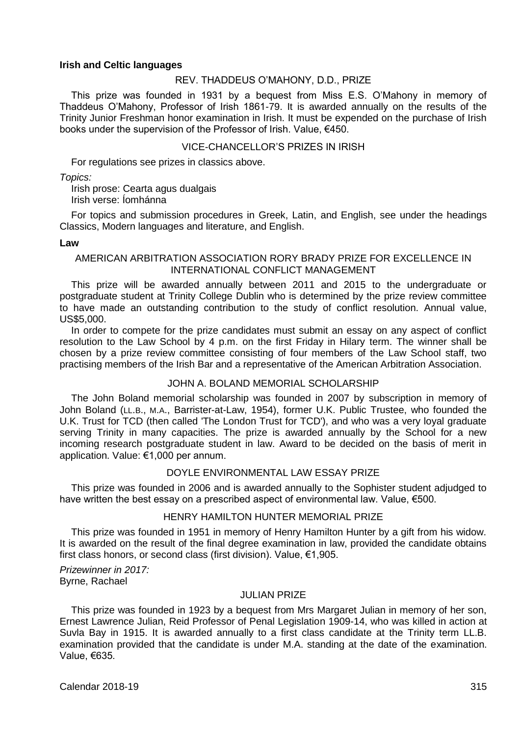**Irish and Celtic languages**

### REV. THADDEUS O'MAHONY, D.D., PRIZE

This prize was founded in 1931 by a bequest from Miss E.S. O'Mahony in memory of Thaddeus O'Mahony, Professor of Irish 1861-79. It is awarded annually on the results of the Trinity Junior Freshman honor examination in Irish. It must be expended on the purchase of Irish books under the supervision of the Professor of Irish. Value, €450.

### VICE-CHANCELLOR'S PRIZES IN IRISH

For regulations see prizes in classics above.

*Topics:*

Irish prose: Cearta agus dualgais
Irish verse: Íomhánna

For topics and submission procedures in Greek, Latin, and English, see under the headings Classics, Modern languages and literature, and English.

**Law**

### AMERICAN ARBITRATION ASSOCIATION RORY BRADY PRIZE FOR EXCELLENCE IN INTERNATIONAL CONFLICT MANAGEMENT

This prize will be awarded annually between 2011 and 2015 to the undergraduate or postgraduate student at Trinity College Dublin who is determined by the prize review committee to have made an outstanding contribution to the study of conflict resolution. Annual value, US$5,000.

In order to compete for the prize candidates must submit an essay on any aspect of conflict resolution to the Law School by 4 p.m. on the first Friday in Hilary term. The winner shall be chosen by a prize review committee consisting of four members of the Law School staff, two practising members of the Irish Bar and a representative of the American Arbitration Association.

### JOHN A. BOLAND MEMORIAL SCHOLARSHIP

The John Boland memorial scholarship was founded in 2007 by subscription in memory of John Boland (LL.B., M.A., Barrister-at-Law, 1954), former U.K. Public Trustee, who founded the U.K. Trust for TCD (then called 'The London Trust for TCD'), and who was a very loyal graduate serving Trinity in many capacities. The prize is awarded annually by the School for a new incoming research postgraduate student in law. Award to be decided on the basis of merit in application. Value: €1,000 per annum.

### DOYLE ENVIRONMENTAL LAW ESSAY PRIZE

This prize was founded in 2006 and is awarded annually to the Sophister student adjudged to have written the best essay on a prescribed aspect of environmental law. Value, €500.

### HENRY HAMILTON HUNTER MEMORIAL PRIZE

This prize was founded in 1951 in memory of Henry Hamilton Hunter by a gift from his widow. It is awarded on the result of the final degree examination in law, provided the candidate obtains first class honors, or second class (first division). Value, €1,905.

*Prizewinner in 2017:*
Byrne, Rachael

### JULIAN PRIZE

This prize was founded in 1923 by a bequest from Mrs Margaret Julian in memory of her son, Ernest Lawrence Julian, Reid Professor of Penal Legislation 1909-14, who was killed in action at Suvla Bay in 1915. It is awarded annually to a first class candidate at the Trinity term LL.B. examination provided that the candidate is under M.A. standing at the date of the examination. Value, €635.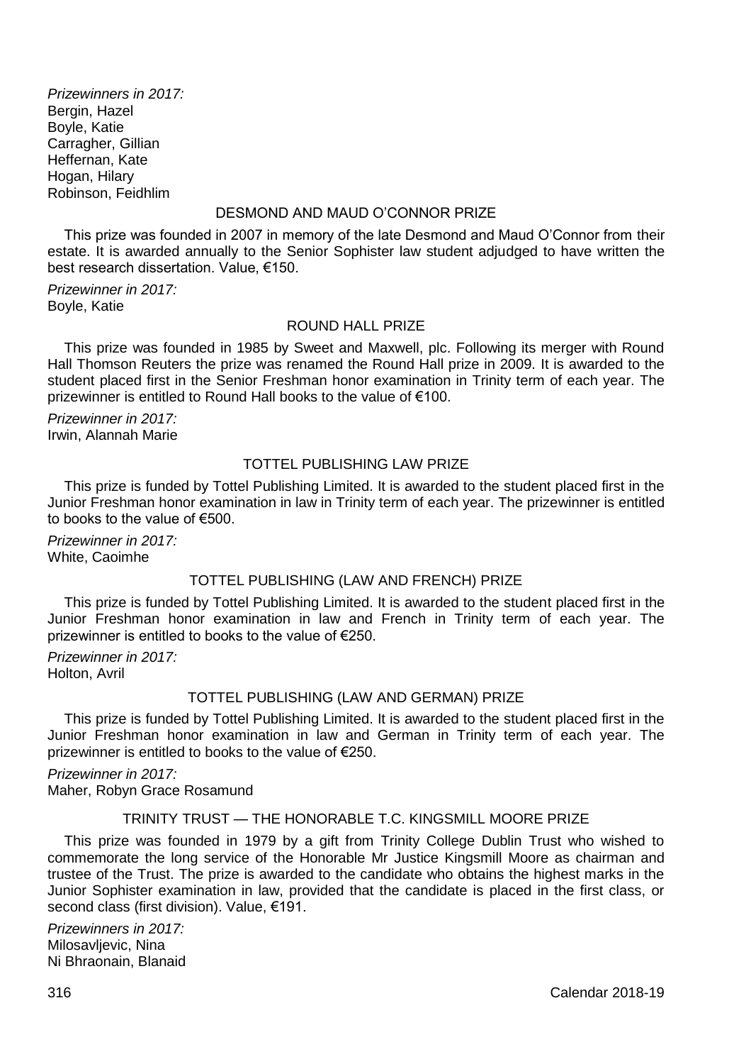*Prizewinners in 2017:*
Bergin, Hazel
Boyle, Katie
Carragher, Gillian
Heffernan, Kate
Hogan, Hilary
Robinson, Feidhlim

### DESMOND AND MAUD O'CONNOR PRIZE

This prize was founded in 2007 in memory of the late Desmond and Maud O'Connor from their estate. It is awarded annually to the Senior Sophister law student adjudged to have written the best research dissertation. Value, €150.

*Prizewinner in 2017:*
Boyle, Katie

### ROUND HALL PRIZE

This prize was founded in 1985 by Sweet and Maxwell, plc. Following its merger with Round Hall Thomson Reuters the prize was renamed the Round Hall prize in 2009. It is awarded to the student placed first in the Senior Freshman honor examination in Trinity term of each year. The prizewinner is entitled to Round Hall books to the value of €100.

*Prizewinner in 2017:*
Irwin, Alannah Marie

### TOTTEL PUBLISHING LAW PRIZE

This prize is funded by Tottel Publishing Limited. It is awarded to the student placed first in the Junior Freshman honor examination in law in Trinity term of each year. The prizewinner is entitled to books to the value of €500.

*Prizewinner in 2017:*
White, Caoimhe

### TOTTEL PUBLISHING (LAW AND FRENCH) PRIZE

This prize is funded by Tottel Publishing Limited. It is awarded to the student placed first in the Junior Freshman honor examination in law and French in Trinity term of each year. The prizewinner is entitled to books to the value of €250.

*Prizewinner in 2017:*
Holton, Avril

### TOTTEL PUBLISHING (LAW AND GERMAN) PRIZE

This prize is funded by Tottel Publishing Limited. It is awarded to the student placed first in the Junior Freshman honor examination in law and German in Trinity term of each year. The prizewinner is entitled to books to the value of €250.

*Prizewinner in 2017:*
Maher, Robyn Grace Rosamund

### TRINITY TRUST — THE HONORABLE T.C. KINGSMILL MOORE PRIZE

This prize was founded in 1979 by a gift from Trinity College Dublin Trust who wished to commemorate the long service of the Honorable Mr Justice Kingsmill Moore as chairman and trustee of the Trust. The prize is awarded to the candidate who obtains the highest marks in the Junior Sophister examination in law, provided that the candidate is placed in the first class, or second class (first division). Value, €191.

*Prizewinners in 2017:*
Milosavljevic, Nina
Ni Bhraonain, Blanaid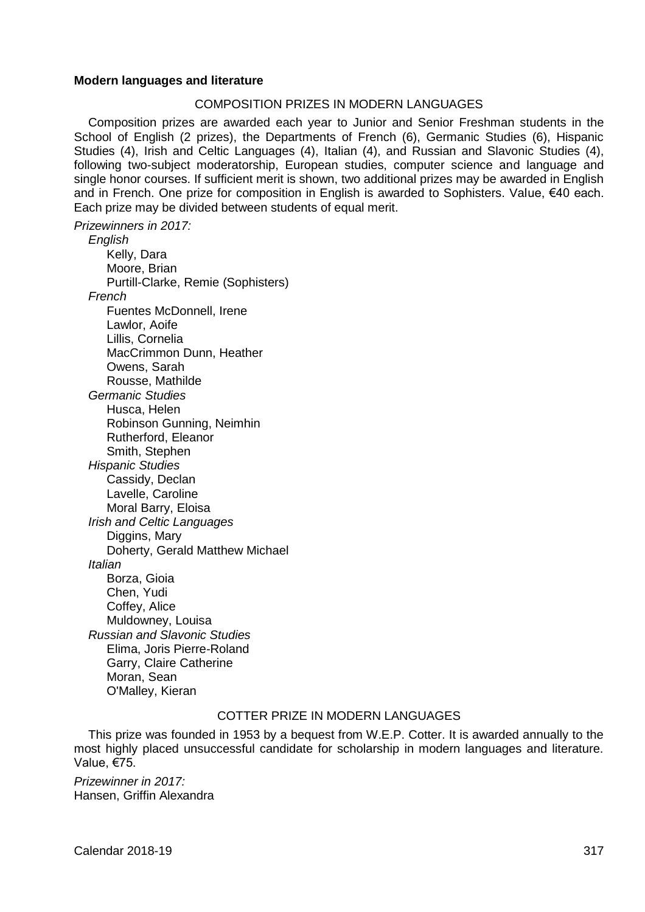**Modern languages and literature**

### COMPOSITION PRIZES IN MODERN LANGUAGES

Composition prizes are awarded each year to Junior and Senior Freshman students in the School of English (2 prizes), the Departments of French (6), Germanic Studies (6), Hispanic Studies (4), Irish and Celtic Languages (4), Italian (4), and Russian and Slavonic Studies (4), following two-subject moderatorship, European studies, computer science and language and single honor courses. If sufficient merit is shown, two additional prizes may be awarded in English and in French. One prize for composition in English is awarded to Sophisters. Value, €40 each. Each prize may be divided between students of equal merit.

*Prizewinners in 2017:*

*English*

Kelly, Dara
Moore, Brian
Purtill-Clarke, Remie (Sophisters)

*French*

Fuentes McDonnell, Irene
Lawlor, Aoife
Lillis, Cornelia
MacCrimmon Dunn, Heather
Owens, Sarah
Rousse, Mathilde

*Germanic Studies*

Husca, Helen
Robinson Gunning, Neimhin
Rutherford, Eleanor
Smith, Stephen

*Hispanic Studies*

Cassidy, Declan
Lavelle, Caroline
Moral Barry, Eloisa

*Irish and Celtic Languages*

Diggins, Mary
Doherty, Gerald Matthew Michael

*Italian*

Borza, Gioia
Chen, Yudi
Coffey, Alice
Muldowney, Louisa

*Russian and Slavonic Studies*

Elima, Joris Pierre-Roland
Garry, Claire Catherine
Moran, Sean
O'Malley, Kieran

### COTTER PRIZE IN MODERN LANGUAGES

This prize was founded in 1953 by a bequest from W.E.P. Cotter. It is awarded annually to the most highly placed unsuccessful candidate for scholarship in modern languages and literature. Value, €75.

*Prizewinner in 2017:*
Hansen, Griffin Alexandra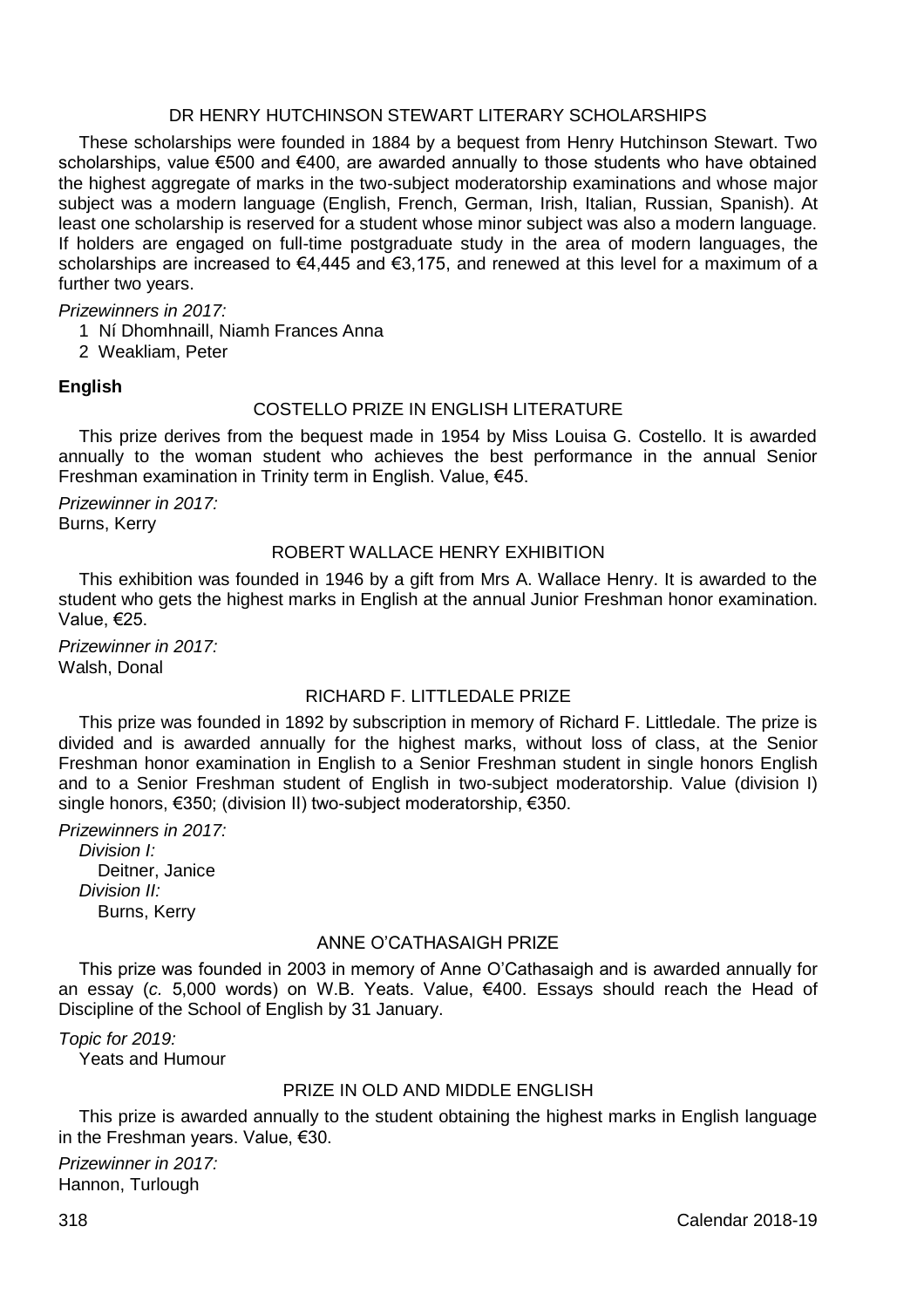### DR HENRY HUTCHINSON STEWART LITERARY SCHOLARSHIPS

These scholarships were founded in 1884 by a bequest from Henry Hutchinson Stewart. Two scholarships, value €500 and €400, are awarded annually to those students who have obtained the highest aggregate of marks in the two-subject moderatorship examinations and whose major subject was a modern language (English, French, German, Irish, Italian, Russian, Spanish). At least one scholarship is reserved for a student whose minor subject was also a modern language. If holders are engaged on full-time postgraduate study in the area of modern languages, the scholarships are increased to €4,445 and €3,175, and renewed at this level for a maximum of a further two years.

*Prizewinners in 2017:*

1. Ní Dhomhnaill, Niamh Frances Anna
2. Weakliam, Peter

**English**

### COSTELLO PRIZE IN ENGLISH LITERATURE

This prize derives from the bequest made in 1954 by Miss Louisa G. Costello. It is awarded annually to the woman student who achieves the best performance in the annual Senior Freshman examination in Trinity term in English. Value, €45.

*Prizewinner in 2017:*
Burns, Kerry

### ROBERT WALLACE HENRY EXHIBITION

This exhibition was founded in 1946 by a gift from Mrs A. Wallace Henry. It is awarded to the student who gets the highest marks in English at the annual Junior Freshman honor examination. Value, €25.

*Prizewinner in 2017:*
Walsh, Donal

### RICHARD F. LITTLEDALE PRIZE

This prize was founded in 1892 by subscription in memory of Richard F. Littledale. The prize is divided and is awarded annually for the highest marks, without loss of class, at the Senior Freshman honor examination in English to a Senior Freshman student in single honors English and to a Senior Freshman student of English in two-subject moderatorship. Value (division I) single honors, €350; (division II) two-subject moderatorship, €350.

*Prizewinners in 2017:*
*Division I:*
Deitner, Janice
*Division II:*
Burns, Kerry

### ANNE O'CATHASAIGH PRIZE

This prize was founded in 2003 in memory of Anne O'Cathasaigh and is awarded annually for an essay (*c.* 5,000 words) on W.B. Yeats. Value, €400. Essays should reach the Head of Discipline of the School of English by 31 January.

*Topic for 2019:*
Yeats and Humour

### PRIZE IN OLD AND MIDDLE ENGLISH

This prize is awarded annually to the student obtaining the highest marks in English language in the Freshman years. Value, €30.

*Prizewinner in 2017:*
Hannon, Turlough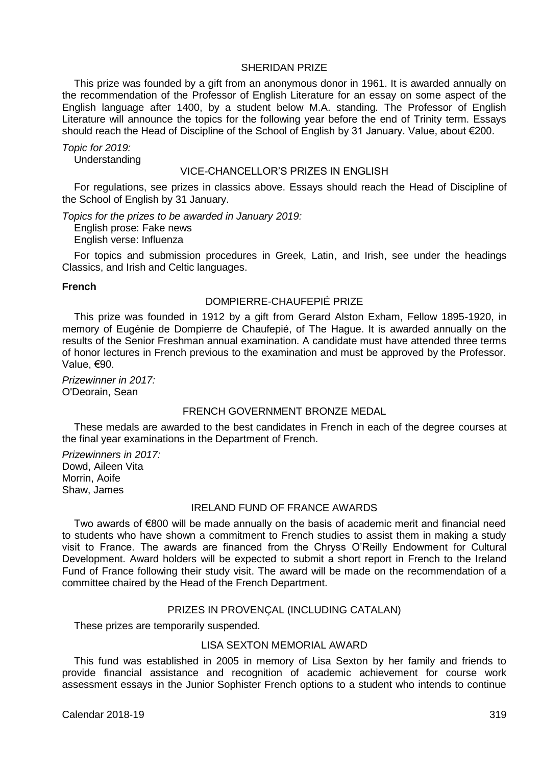### SHERIDAN PRIZE

This prize was founded by a gift from an anonymous donor in 1961. It is awarded annually on the recommendation of the Professor of English Literature for an essay on some aspect of the English language after 1400, by a student below M.A. standing. The Professor of English Literature will announce the topics for the following year before the end of Trinity term. Essays should reach the Head of Discipline of the School of English by 31 January. Value, about €200.

*Topic for 2019:*
Understanding

### VICE-CHANCELLOR'S PRIZES IN ENGLISH

For regulations, see prizes in classics above. Essays should reach the Head of Discipline of the School of English by 31 January.

*Topics for the prizes to be awarded in January 2019:*
English prose: Fake news
English verse: Influenza

For topics and submission procedures in Greek, Latin, and Irish, see under the headings Classics, and Irish and Celtic languages.

## French

### DOMPIERRE-CHAUFEPIÉ PRIZE

This prize was founded in 1912 by a gift from Gerard Alston Exham, Fellow 1895-1920, in memory of Eugénie de Dompierre de Chaufepié, of The Hague. It is awarded annually on the results of the Senior Freshman annual examination. A candidate must have attended three terms of honor lectures in French previous to the examination and must be approved by the Professor. Value, €90.

*Prizewinner in 2017:*
O'Deorain, Sean

### FRENCH GOVERNMENT BRONZE MEDAL

These medals are awarded to the best candidates in French in each of the degree courses at the final year examinations in the Department of French.

*Prizewinners in 2017:*
Dowd, Aileen Vita
Morrin, Aoife
Shaw, James

### IRELAND FUND OF FRANCE AWARDS

Two awards of €800 will be made annually on the basis of academic merit and financial need to students who have shown a commitment to French studies to assist them in making a study visit to France. The awards are financed from the Chryss O'Reilly Endowment for Cultural Development. Award holders will be expected to submit a short report in French to the Ireland Fund of France following their study visit. The award will be made on the recommendation of a committee chaired by the Head of the French Department.

### PRIZES IN PROVENÇAL (INCLUDING CATALAN)

These prizes are temporarily suspended.

### LISA SEXTON MEMORIAL AWARD

This fund was established in 2005 in memory of Lisa Sexton by her family and friends to provide financial assistance and recognition of academic achievement for course work assessment essays in the Junior Sophister French options to a student who intends to continue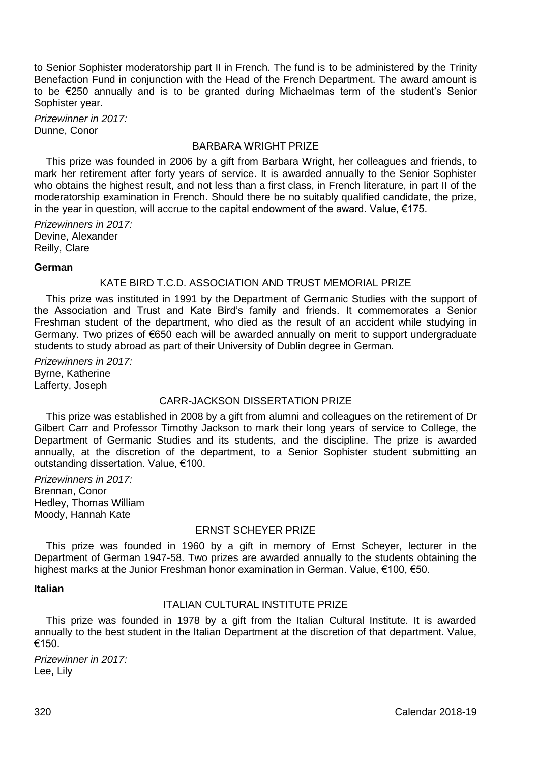to Senior Sophister moderatorship part II in French. The fund is to be administered by the Trinity Benefaction Fund in conjunction with the Head of the French Department. The award amount is to be €250 annually and is to be granted during Michaelmas term of the student's Senior Sophister year.

*Prizewinner in 2017:*
Dunne, Conor

#### BARBARA WRIGHT PRIZE

This prize was founded in 2006 by a gift from Barbara Wright, her colleagues and friends, to mark her retirement after forty years of service. It is awarded annually to the Senior Sophister who obtains the highest result, and not less than a first class, in French literature, in part II of the moderatorship examination in French. Should there be no suitably qualified candidate, the prize, in the year in question, will accrue to the capital endowment of the award. Value, €175.

*Prizewinners in 2017:*
Devine, Alexander
Reilly, Clare

### German

#### KATE BIRD T.C.D. ASSOCIATION AND TRUST MEMORIAL PRIZE

This prize was instituted in 1991 by the Department of Germanic Studies with the support of the Association and Trust and Kate Bird's family and friends. It commemorates a Senior Freshman student of the department, who died as the result of an accident while studying in Germany. Two prizes of €650 each will be awarded annually on merit to support undergraduate students to study abroad as part of their University of Dublin degree in German.

*Prizewinners in 2017:*
Byrne, Katherine
Lafferty, Joseph

#### CARR-JACKSON DISSERTATION PRIZE

This prize was established in 2008 by a gift from alumni and colleagues on the retirement of Dr Gilbert Carr and Professor Timothy Jackson to mark their long years of service to College, the Department of Germanic Studies and its students, and the discipline. The prize is awarded annually, at the discretion of the department, to a Senior Sophister student submitting an outstanding dissertation. Value, €100.

*Prizewinners in 2017:*
Brennan, Conor
Hedley, Thomas William
Moody, Hannah Kate

#### ERNST SCHEYER PRIZE

This prize was founded in 1960 by a gift in memory of Ernst Scheyer, lecturer in the Department of German 1947-58. Two prizes are awarded annually to the students obtaining the highest marks at the Junior Freshman honor examination in German. Value, €100, €50.

### Italian

#### ITALIAN CULTURAL INSTITUTE PRIZE

This prize was founded in 1978 by a gift from the Italian Cultural Institute. It is awarded annually to the best student in the Italian Department at the discretion of that department. Value, €150.

*Prizewinner in 2017:*
Lee, Lily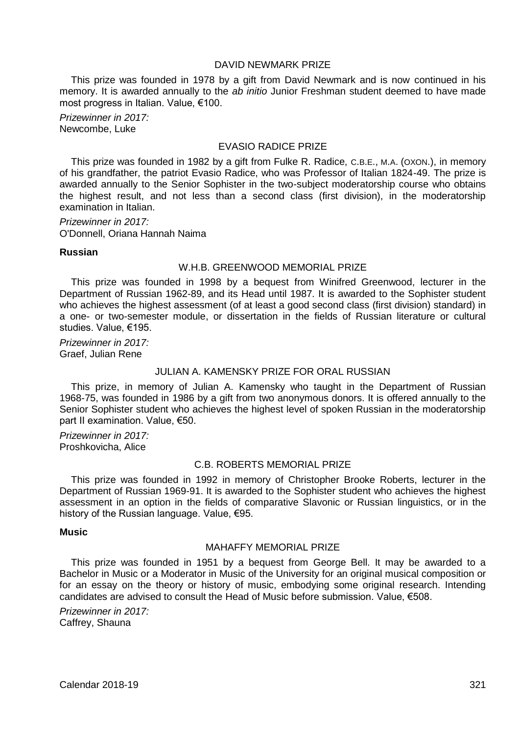### DAVID NEWMARK PRIZE

This prize was founded in 1978 by a gift from David Newmark and is now continued in his memory. It is awarded annually to the *ab initio* Junior Freshman student deemed to have made most progress in Italian. Value, €100.

*Prizewinner in 2017:*
Newcombe, Luke

### EVASIO RADICE PRIZE

This prize was founded in 1982 by a gift from Fulke R. Radice, C.B.E., M.A. (OXON.), in memory of his grandfather, the patriot Evasio Radice, who was Professor of Italian 1824-49. The prize is awarded annually to the Senior Sophister in the two-subject moderatorship course who obtains the highest result, and not less than a second class (first division), in the moderatorship examination in Italian.

*Prizewinner in 2017:*
O'Donnell, Oriana Hannah Naima

**Russian**

### W.H.B. GREENWOOD MEMORIAL PRIZE

This prize was founded in 1998 by a bequest from Winifred Greenwood, lecturer in the Department of Russian 1962-89, and its Head until 1987. It is awarded to the Sophister student who achieves the highest assessment (of at least a good second class (first division) standard) in a one- or two-semester module, or dissertation in the fields of Russian literature or cultural studies. Value, €195.

*Prizewinner in 2017:*
Graef, Julian Rene

### JULIAN A. KAMENSKY PRIZE FOR ORAL RUSSIAN

This prize, in memory of Julian A. Kamensky who taught in the Department of Russian 1968-75, was founded in 1986 by a gift from two anonymous donors. It is offered annually to the Senior Sophister student who achieves the highest level of spoken Russian in the moderatorship part II examination. Value, €50.

*Prizewinner in 2017:*
Proshkovicha, Alice

### C.B. ROBERTS MEMORIAL PRIZE

This prize was founded in 1992 in memory of Christopher Brooke Roberts, lecturer in the Department of Russian 1969-91. It is awarded to the Sophister student who achieves the highest assessment in an option in the fields of comparative Slavonic or Russian linguistics, or in the history of the Russian language. Value, €95.

**Music**

### MAHAFFY MEMORIAL PRIZE

This prize was founded in 1951 by a bequest from George Bell. It may be awarded to a Bachelor in Music or a Moderator in Music of the University for an original musical composition or for an essay on the theory or history of music, embodying some original research. Intending candidates are advised to consult the Head of Music before submission. Value, €508.

*Prizewinner in 2017:*
Caffrey, Shauna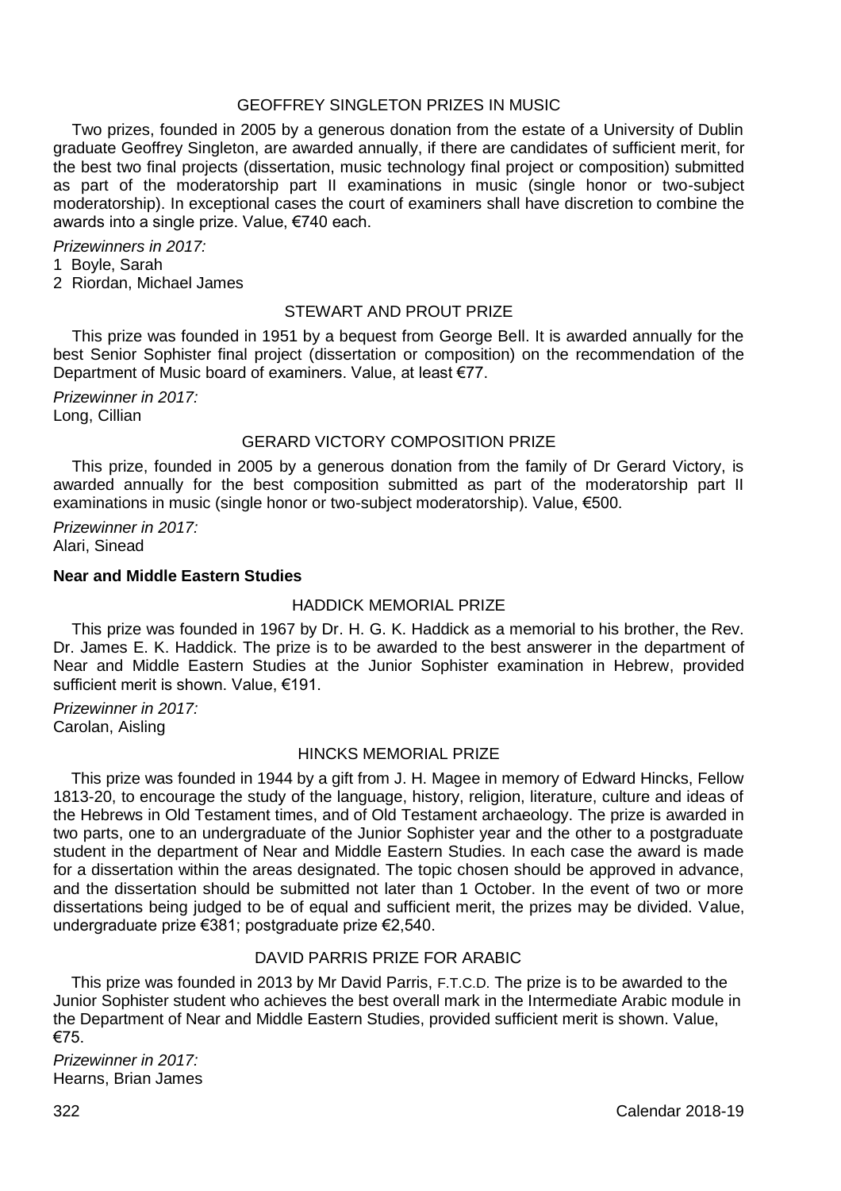### GEOFFREY SINGLETON PRIZES IN MUSIC

Two prizes, founded in 2005 by a generous donation from the estate of a University of Dublin graduate Geoffrey Singleton, are awarded annually, if there are candidates of sufficient merit, for the best two final projects (dissertation, music technology final project or composition) submitted as part of the moderatorship part II examinations in music (single honor or two-subject moderatorship). In exceptional cases the court of examiners shall have discretion to combine the awards into a single prize. Value, €740 each.

*Prizewinners in 2017:*

1 Boyle, Sarah
2 Riordan, Michael James

### STEWART AND PROUT PRIZE

This prize was founded in 1951 by a bequest from George Bell. It is awarded annually for the best Senior Sophister final project (dissertation or composition) on the recommendation of the Department of Music board of examiners. Value, at least €77.

*Prizewinner in 2017:*
Long, Cillian

### GERARD VICTORY COMPOSITION PRIZE

This prize, founded in 2005 by a generous donation from the family of Dr Gerard Victory, is awarded annually for the best composition submitted as part of the moderatorship part II examinations in music (single honor or two-subject moderatorship). Value, €500.

*Prizewinner in 2017:*
Alari, Sinead

## Near and Middle Eastern Studies

### HADDICK MEMORIAL PRIZE

This prize was founded in 1967 by Dr. H. G. K. Haddick as a memorial to his brother, the Rev. Dr. James E. K. Haddick. The prize is to be awarded to the best answerer in the department of Near and Middle Eastern Studies at the Junior Sophister examination in Hebrew, provided sufficient merit is shown. Value, €191.

*Prizewinner in 2017:*
Carolan, Aisling

### HINCKS MEMORIAL PRIZE

This prize was founded in 1944 by a gift from J. H. Magee in memory of Edward Hincks, Fellow 1813-20, to encourage the study of the language, history, religion, literature, culture and ideas of the Hebrews in Old Testament times, and of Old Testament archaeology. The prize is awarded in two parts, one to an undergraduate of the Junior Sophister year and the other to a postgraduate student in the department of Near and Middle Eastern Studies. In each case the award is made for a dissertation within the areas designated. The topic chosen should be approved in advance, and the dissertation should be submitted not later than 1 October. In the event of two or more dissertations being judged to be of equal and sufficient merit, the prizes may be divided. Value, undergraduate prize €381; postgraduate prize €2,540.

### DAVID PARRIS PRIZE FOR ARABIC

This prize was founded in 2013 by Mr David Parris, F.T.C.D. The prize is to be awarded to the Junior Sophister student who achieves the best overall mark in the Intermediate Arabic module in the Department of Near and Middle Eastern Studies, provided sufficient merit is shown. Value, €75.

*Prizewinner in 2017:*
Hearns, Brian James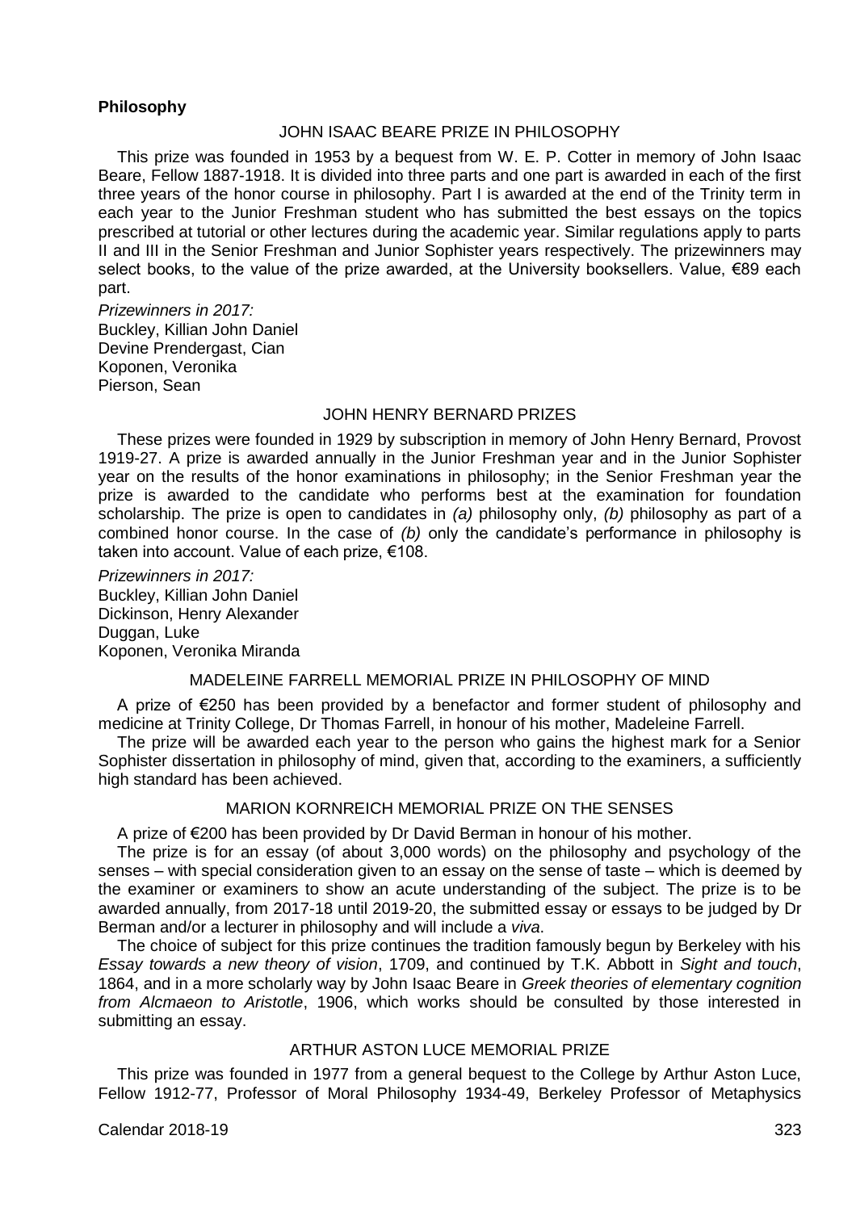## Philosophy

### JOHN ISAAC BEARE PRIZE IN PHILOSOPHY

This prize was founded in 1953 by a bequest from W. E. P. Cotter in memory of John Isaac Beare, Fellow 1887-1918. It is divided into three parts and one part is awarded in each of the first three years of the honor course in philosophy. Part I is awarded at the end of the Trinity term in each year to the Junior Freshman student who has submitted the best essays on the topics prescribed at tutorial or other lectures during the academic year. Similar regulations apply to parts II and III in the Senior Freshman and Junior Sophister years respectively. The prizewinners may select books, to the value of the prize awarded, at the University booksellers. Value, €89 each part.

*Prizewinners in 2017:*
Buckley, Killian John Daniel
Devine Prendergast, Cian
Koponen, Veronika
Pierson, Sean

### JOHN HENRY BERNARD PRIZES

These prizes were founded in 1929 by subscription in memory of John Henry Bernard, Provost 1919-27. A prize is awarded annually in the Junior Freshman year and in the Junior Sophister year on the results of the honor examinations in philosophy; in the Senior Freshman year the prize is awarded to the candidate who performs best at the examination for foundation scholarship. The prize is open to candidates in *(a)* philosophy only, *(b)* philosophy as part of a combined honor course. In the case of *(b)* only the candidate's performance in philosophy is taken into account. Value of each prize, €108.

*Prizewinners in 2017:*
Buckley, Killian John Daniel
Dickinson, Henry Alexander
Duggan, Luke
Koponen, Veronika Miranda

### MADELEINE FARRELL MEMORIAL PRIZE IN PHILOSOPHY OF MIND

A prize of €250 has been provided by a benefactor and former student of philosophy and medicine at Trinity College, Dr Thomas Farrell, in honour of his mother, Madeleine Farrell.

The prize will be awarded each year to the person who gains the highest mark for a Senior Sophister dissertation in philosophy of mind, given that, according to the examiners, a sufficiently high standard has been achieved.

### MARION KORNREICH MEMORIAL PRIZE ON THE SENSES

A prize of €200 has been provided by Dr David Berman in honour of his mother.

The prize is for an essay (of about 3,000 words) on the philosophy and psychology of the senses – with special consideration given to an essay on the sense of taste – which is deemed by the examiner or examiners to show an acute understanding of the subject. The prize is to be awarded annually, from 2017-18 until 2019-20, the submitted essay or essays to be judged by Dr Berman and/or a lecturer in philosophy and will include a *viva*.

The choice of subject for this prize continues the tradition famously begun by Berkeley with his *Essay towards a new theory of vision*, 1709, and continued by T.K. Abbott in *Sight and touch*, 1864, and in a more scholarly way by John Isaac Beare in *Greek theories of elementary cognition from Alcmaeon to Aristotle*, 1906, which works should be consulted by those interested in submitting an essay.

### ARTHUR ASTON LUCE MEMORIAL PRIZE

This prize was founded in 1977 from a general bequest to the College by Arthur Aston Luce, Fellow 1912-77, Professor of Moral Philosophy 1934-49, Berkeley Professor of Metaphysics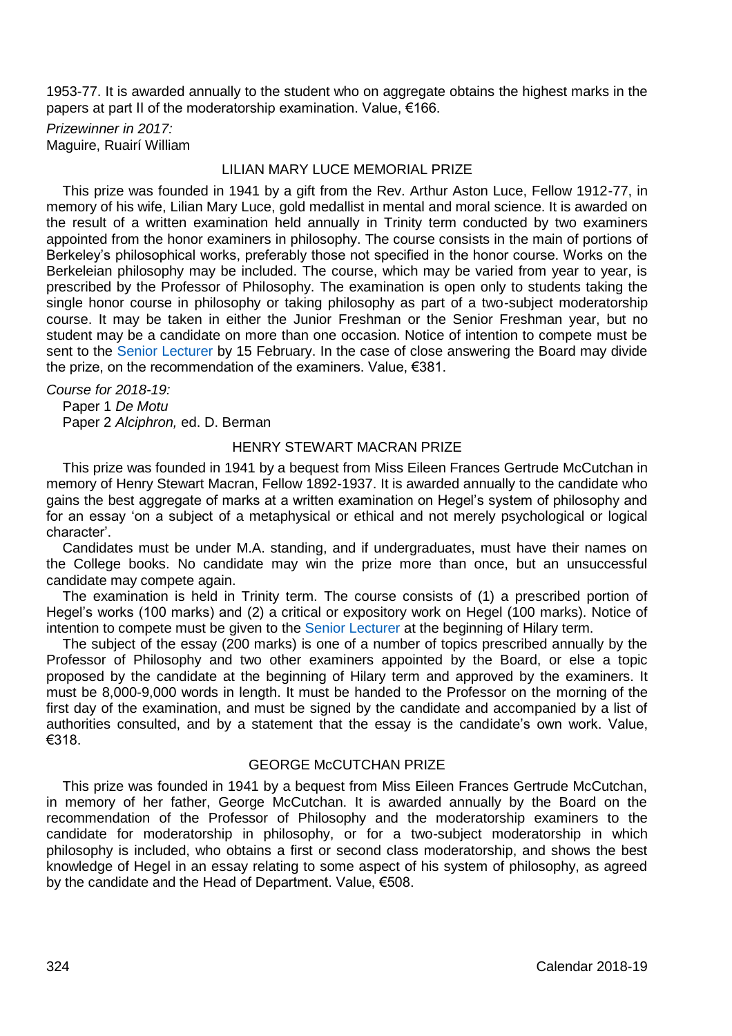1953-77. It is awarded annually to the student who on aggregate obtains the highest marks in the papers at part II of the moderatorship examination. Value, €166.

*Prizewinner in 2017:*
Maguire, Ruairí William

### LILIAN MARY LUCE MEMORIAL PRIZE

This prize was founded in 1941 by a gift from the Rev. Arthur Aston Luce, Fellow 1912-77, in memory of his wife, Lilian Mary Luce, gold medallist in mental and moral science. It is awarded on the result of a written examination held annually in Trinity term conducted by two examiners appointed from the honor examiners in philosophy. The course consists in the main of portions of Berkeley's philosophical works, preferably those not specified in the honor course. Works on the Berkeleian philosophy may be included. The course, which may be varied from year to year, is prescribed by the Professor of Philosophy. The examination is open only to students taking the single honor course in philosophy or taking philosophy as part of a two-subject moderatorship course. It may be taken in either the Junior Freshman or the Senior Freshman year, but no student may be a candidate on more than one occasion. Notice of intention to compete must be sent to the Senior Lecturer by 15 February. In the case of close answering the Board may divide the prize, on the recommendation of the examiners. Value, €381.

*Course for 2018-19:*
Paper 1 *De Motu*
Paper 2 *Alciphron,* ed. D. Berman

### HENRY STEWART MACRAN PRIZE

This prize was founded in 1941 by a bequest from Miss Eileen Frances Gertrude McCutchan in memory of Henry Stewart Macran, Fellow 1892-1937. It is awarded annually to the candidate who gains the best aggregate of marks at a written examination on Hegel's system of philosophy and for an essay 'on a subject of a metaphysical or ethical and not merely psychological or logical character'.

Candidates must be under M.A. standing, and if undergraduates, must have their names on the College books. No candidate may win the prize more than once, but an unsuccessful candidate may compete again.

The examination is held in Trinity term. The course consists of (1) a prescribed portion of Hegel's works (100 marks) and (2) a critical or expository work on Hegel (100 marks). Notice of intention to compete must be given to the Senior Lecturer at the beginning of Hilary term.

The subject of the essay (200 marks) is one of a number of topics prescribed annually by the Professor of Philosophy and two other examiners appointed by the Board, or else a topic proposed by the candidate at the beginning of Hilary term and approved by the examiners. It must be 8,000-9,000 words in length. It must be handed to the Professor on the morning of the first day of the examination, and must be signed by the candidate and accompanied by a list of authorities consulted, and by a statement that the essay is the candidate's own work. Value, €318.

### GEORGE McCUTCHAN PRIZE

This prize was founded in 1941 by a bequest from Miss Eileen Frances Gertrude McCutchan, in memory of her father, George McCutchan. It is awarded annually by the Board on the recommendation of the Professor of Philosophy and the moderatorship examiners to the candidate for moderatorship in philosophy, or for a two-subject moderatorship in which philosophy is included, who obtains a first or second class moderatorship, and shows the best knowledge of Hegel in an essay relating to some aspect of his system of philosophy, as agreed by the candidate and the Head of Department. Value, €508.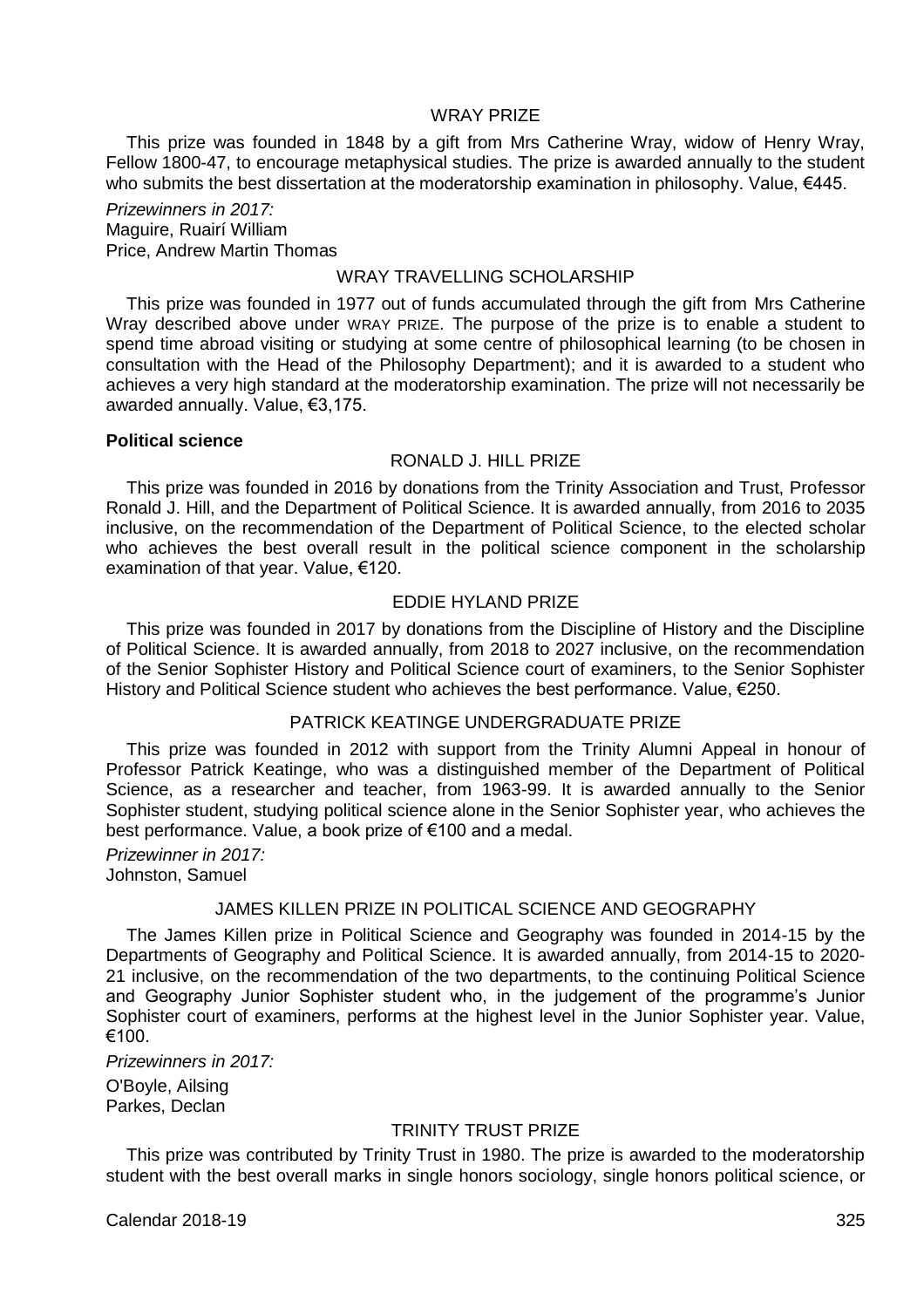### WRAY PRIZE

This prize was founded in 1848 by a gift from Mrs Catherine Wray, widow of Henry Wray, Fellow 1800-47, to encourage metaphysical studies. The prize is awarded annually to the student who submits the best dissertation at the moderatorship examination in philosophy. Value, €445.

*Prizewinners in 2017:*
Maguire, Ruairí William
Price, Andrew Martin Thomas

### WRAY TRAVELLING SCHOLARSHIP

This prize was founded in 1977 out of funds accumulated through the gift from Mrs Catherine Wray described above under WRAY PRIZE. The purpose of the prize is to enable a student to spend time abroad visiting or studying at some centre of philosophical learning (to be chosen in consultation with the Head of the Philosophy Department); and it is awarded to a student who achieves a very high standard at the moderatorship examination. The prize will not necessarily be awarded annually. Value, €3,175.

**Political science**

### RONALD J. HILL PRIZE

This prize was founded in 2016 by donations from the Trinity Association and Trust, Professor Ronald J. Hill, and the Department of Political Science. It is awarded annually, from 2016 to 2035 inclusive, on the recommendation of the Department of Political Science, to the elected scholar who achieves the best overall result in the political science component in the scholarship examination of that year. Value, €120.

### EDDIE HYLAND PRIZE

This prize was founded in 2017 by donations from the Discipline of History and the Discipline of Political Science. It is awarded annually, from 2018 to 2027 inclusive, on the recommendation of the Senior Sophister History and Political Science court of examiners, to the Senior Sophister History and Political Science student who achieves the best performance. Value, €250.

### PATRICK KEATINGE UNDERGRADUATE PRIZE

This prize was founded in 2012 with support from the Trinity Alumni Appeal in honour of Professor Patrick Keatinge, who was a distinguished member of the Department of Political Science, as a researcher and teacher, from 1963-99. It is awarded annually to the Senior Sophister student, studying political science alone in the Senior Sophister year, who achieves the best performance. Value, a book prize of €100 and a medal.

*Prizewinner in 2017:*
Johnston, Samuel

### JAMES KILLEN PRIZE IN POLITICAL SCIENCE AND GEOGRAPHY

The James Killen prize in Political Science and Geography was founded in 2014-15 by the Departments of Geography and Political Science. It is awarded annually, from 2014-15 to 2020-21 inclusive, on the recommendation of the two departments, to the continuing Political Science and Geography Junior Sophister student who, in the judgement of the programme's Junior Sophister court of examiners, performs at the highest level in the Junior Sophister year. Value, €100.

*Prizewinners in 2017:*

O'Boyle, Ailsing
Parkes, Declan

### TRINITY TRUST PRIZE

This prize was contributed by Trinity Trust in 1980. The prize is awarded to the moderatorship student with the best overall marks in single honors sociology, single honors political science, or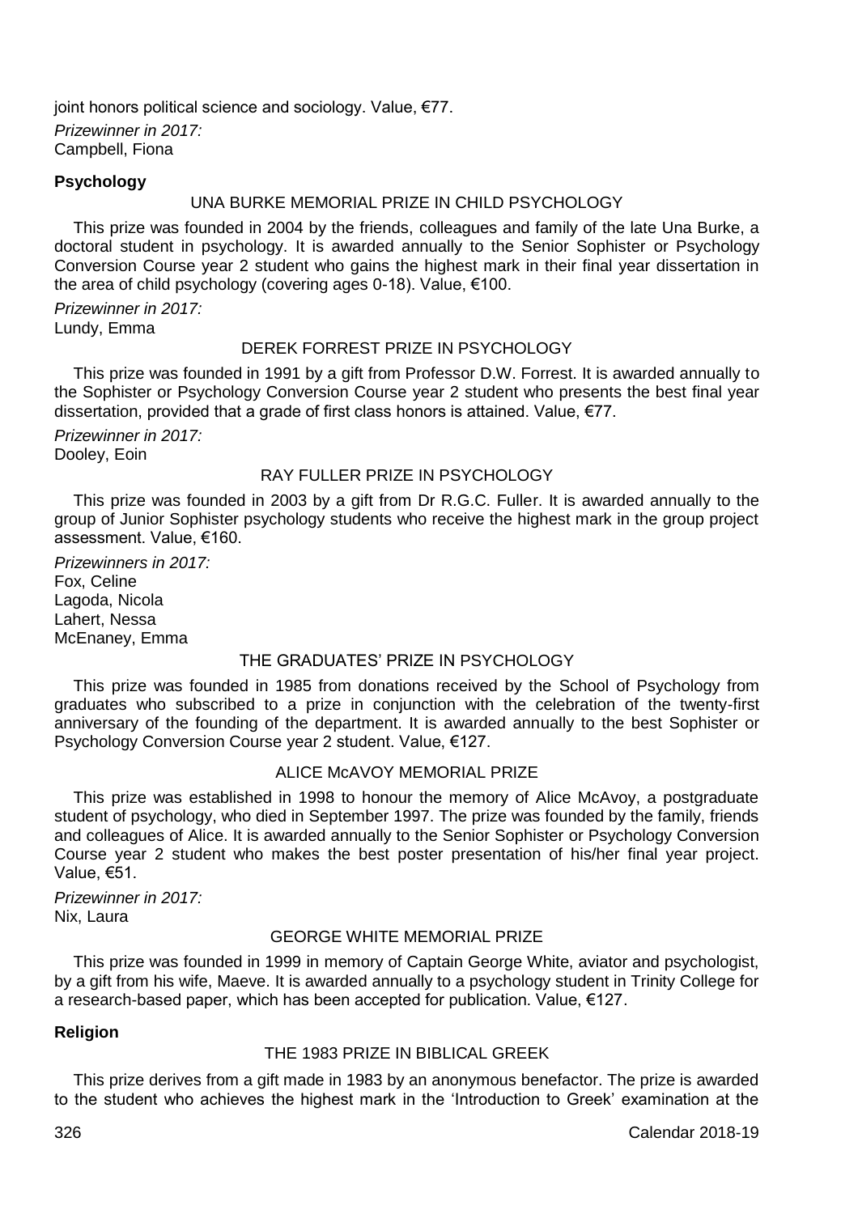joint honors political science and sociology. Value, €77.

*Prizewinner in 2017:*
Campbell, Fiona

**Psychology**

UNA BURKE MEMORIAL PRIZE IN CHILD PSYCHOLOGY

This prize was founded in 2004 by the friends, colleagues and family of the late Una Burke, a doctoral student in psychology. It is awarded annually to the Senior Sophister or Psychology Conversion Course year 2 student who gains the highest mark in their final year dissertation in the area of child psychology (covering ages 0-18). Value, €100.

*Prizewinner in 2017:*
Lundy, Emma

DEREK FORREST PRIZE IN PSYCHOLOGY

This prize was founded in 1991 by a gift from Professor D.W. Forrest. It is awarded annually to the Sophister or Psychology Conversion Course year 2 student who presents the best final year dissertation, provided that a grade of first class honors is attained. Value, €77.

*Prizewinner in 2017:*
Dooley, Eoin

RAY FULLER PRIZE IN PSYCHOLOGY

This prize was founded in 2003 by a gift from Dr R.G.C. Fuller. It is awarded annually to the group of Junior Sophister psychology students who receive the highest mark in the group project assessment. Value, €160.

*Prizewinners in 2017:*
Fox, Celine
Lagoda, Nicola
Lahert, Nessa
McEnaney, Emma

THE GRADUATES' PRIZE IN PSYCHOLOGY

This prize was founded in 1985 from donations received by the School of Psychology from graduates who subscribed to a prize in conjunction with the celebration of the twenty-first anniversary of the founding of the department. It is awarded annually to the best Sophister or Psychology Conversion Course year 2 student. Value, €127.

ALICE McAVOY MEMORIAL PRIZE

This prize was established in 1998 to honour the memory of Alice McAvoy, a postgraduate student of psychology, who died in September 1997. The prize was founded by the family, friends and colleagues of Alice. It is awarded annually to the Senior Sophister or Psychology Conversion Course year 2 student who makes the best poster presentation of his/her final year project. Value, €51.

*Prizewinner in 2017:*
Nix, Laura

GEORGE WHITE MEMORIAL PRIZE

This prize was founded in 1999 in memory of Captain George White, aviator and psychologist, by a gift from his wife, Maeve. It is awarded annually to a psychology student in Trinity College for a research-based paper, which has been accepted for publication. Value, €127.

**Religion**

THE 1983 PRIZE IN BIBLICAL GREEK

This prize derives from a gift made in 1983 by an anonymous benefactor. The prize is awarded to the student who achieves the highest mark in the 'Introduction to Greek' examination at the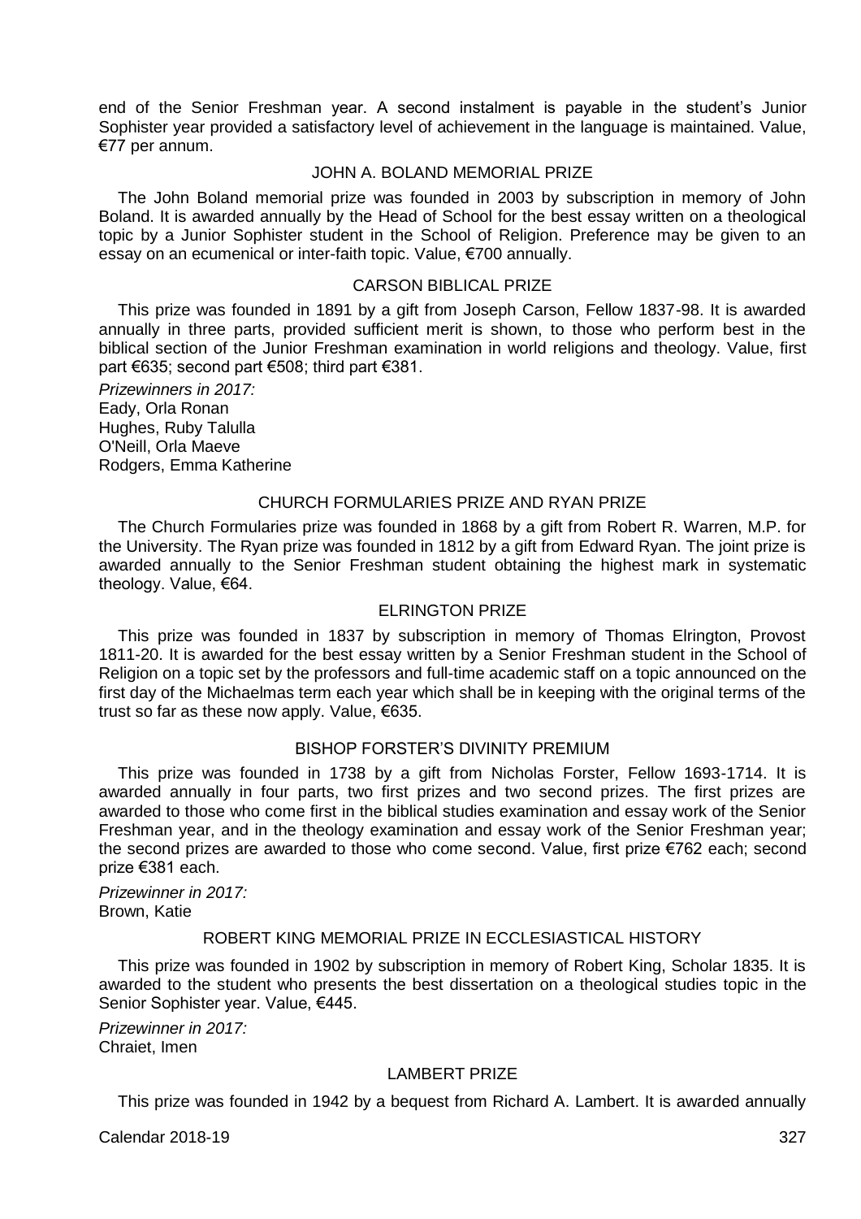end of the Senior Freshman year. A second instalment is payable in the student's Junior Sophister year provided a satisfactory level of achievement in the language is maintained. Value, €77 per annum.

### JOHN A. BOLAND MEMORIAL PRIZE

The John Boland memorial prize was founded in 2003 by subscription in memory of John Boland. It is awarded annually by the Head of School for the best essay written on a theological topic by a Junior Sophister student in the School of Religion. Preference may be given to an essay on an ecumenical or inter-faith topic. Value, €700 annually.

### CARSON BIBLICAL PRIZE

This prize was founded in 1891 by a gift from Joseph Carson, Fellow 1837-98. It is awarded annually in three parts, provided sufficient merit is shown, to those who perform best in the biblical section of the Junior Freshman examination in world religions and theology. Value, first part €635; second part €508; third part €381.

*Prizewinners in 2017:*
Eady, Orla Ronan
Hughes, Ruby Talulla
O'Neill, Orla Maeve
Rodgers, Emma Katherine

### CHURCH FORMULARIES PRIZE AND RYAN PRIZE

The Church Formularies prize was founded in 1868 by a gift from Robert R. Warren, M.P. for the University. The Ryan prize was founded in 1812 by a gift from Edward Ryan. The joint prize is awarded annually to the Senior Freshman student obtaining the highest mark in systematic theology. Value, €64.

### ELRINGTON PRIZE

This prize was founded in 1837 by subscription in memory of Thomas Elrington, Provost 1811-20. It is awarded for the best essay written by a Senior Freshman student in the School of Religion on a topic set by the professors and full-time academic staff on a topic announced on the first day of the Michaelmas term each year which shall be in keeping with the original terms of the trust so far as these now apply. Value, €635.

### BISHOP FORSTER'S DIVINITY PREMIUM

This prize was founded in 1738 by a gift from Nicholas Forster, Fellow 1693-1714. It is awarded annually in four parts, two first prizes and two second prizes. The first prizes are awarded to those who come first in the biblical studies examination and essay work of the Senior Freshman year, and in the theology examination and essay work of the Senior Freshman year; the second prizes are awarded to those who come second. Value, first prize €762 each; second prize €381 each.

*Prizewinner in 2017:*
Brown, Katie

### ROBERT KING MEMORIAL PRIZE IN ECCLESIASTICAL HISTORY

This prize was founded in 1902 by subscription in memory of Robert King, Scholar 1835. It is awarded to the student who presents the best dissertation on a theological studies topic in the Senior Sophister year. Value, €445.

*Prizewinner in 2017:*
Chraiet, Imen

### LAMBERT PRIZE

This prize was founded in 1942 by a bequest from Richard A. Lambert. It is awarded annually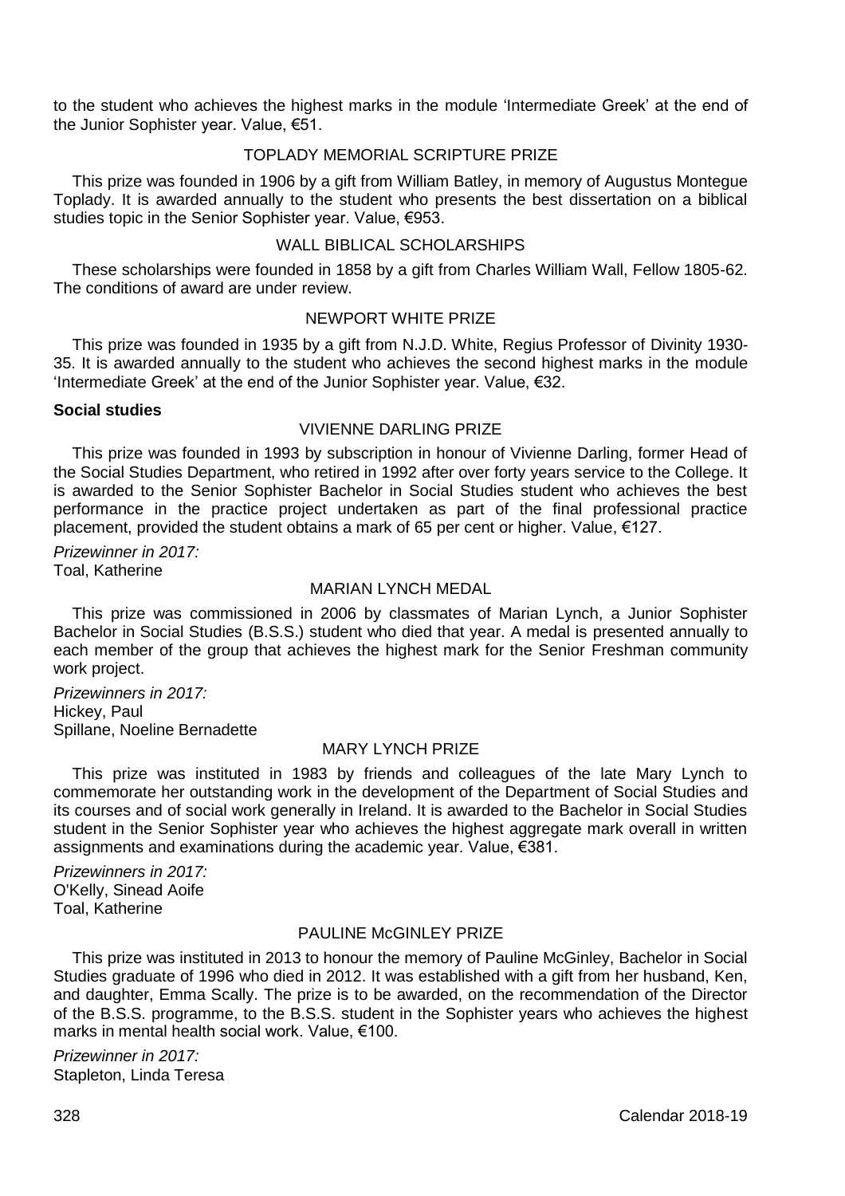to the student who achieves the highest marks in the module 'Intermediate Greek' at the end of the Junior Sophister year. Value, €51.

### TOPLADY MEMORIAL SCRIPTURE PRIZE

This prize was founded in 1906 by a gift from William Batley, in memory of Augustus Montegue Toplady. It is awarded annually to the student who presents the best dissertation on a biblical studies topic in the Senior Sophister year. Value, €953.

### WALL BIBLICAL SCHOLARSHIPS

These scholarships were founded in 1858 by a gift from Charles William Wall, Fellow 1805-62. The conditions of award are under review.

### NEWPORT WHITE PRIZE

This prize was founded in 1935 by a gift from N.J.D. White, Regius Professor of Divinity 1930-35. It is awarded annually to the student who achieves the second highest marks in the module 'Intermediate Greek' at the end of the Junior Sophister year. Value, €32.

**Social studies**

### VIVIENNE DARLING PRIZE

This prize was founded in 1993 by subscription in honour of Vivienne Darling, former Head of the Social Studies Department, who retired in 1992 after over forty years service to the College. It is awarded to the Senior Sophister Bachelor in Social Studies student who achieves the best performance in the practice project undertaken as part of the final professional practice placement, provided the student obtains a mark of 65 per cent or higher. Value, €127.

*Prizewinner in 2017:*
Toal, Katherine

### MARIAN LYNCH MEDAL

This prize was commissioned in 2006 by classmates of Marian Lynch, a Junior Sophister Bachelor in Social Studies (B.S.S.) student who died that year. A medal is presented annually to each member of the group that achieves the highest mark for the Senior Freshman community work project.

*Prizewinners in 2017:*
Hickey, Paul
Spillane, Noeline Bernadette

### MARY LYNCH PRIZE

This prize was instituted in 1983 by friends and colleagues of the late Mary Lynch to commemorate her outstanding work in the development of the Department of Social Studies and its courses and of social work generally in Ireland. It is awarded to the Bachelor in Social Studies student in the Senior Sophister year who achieves the highest aggregate mark overall in written assignments and examinations during the academic year. Value, €381.

*Prizewinners in 2017:*
O'Kelly, Sinead Aoife
Toal, Katherine

### PAULINE McGINLEY PRIZE

This prize was instituted in 2013 to honour the memory of Pauline McGinley, Bachelor in Social Studies graduate of 1996 who died in 2012. It was established with a gift from her husband, Ken, and daughter, Emma Scally. The prize is to be awarded, on the recommendation of the Director of the B.S.S. programme, to the B.S.S. student in the Sophister years who achieves the highest marks in mental health social work. Value, €100.

*Prizewinner in 2017:*
Stapleton, Linda Teresa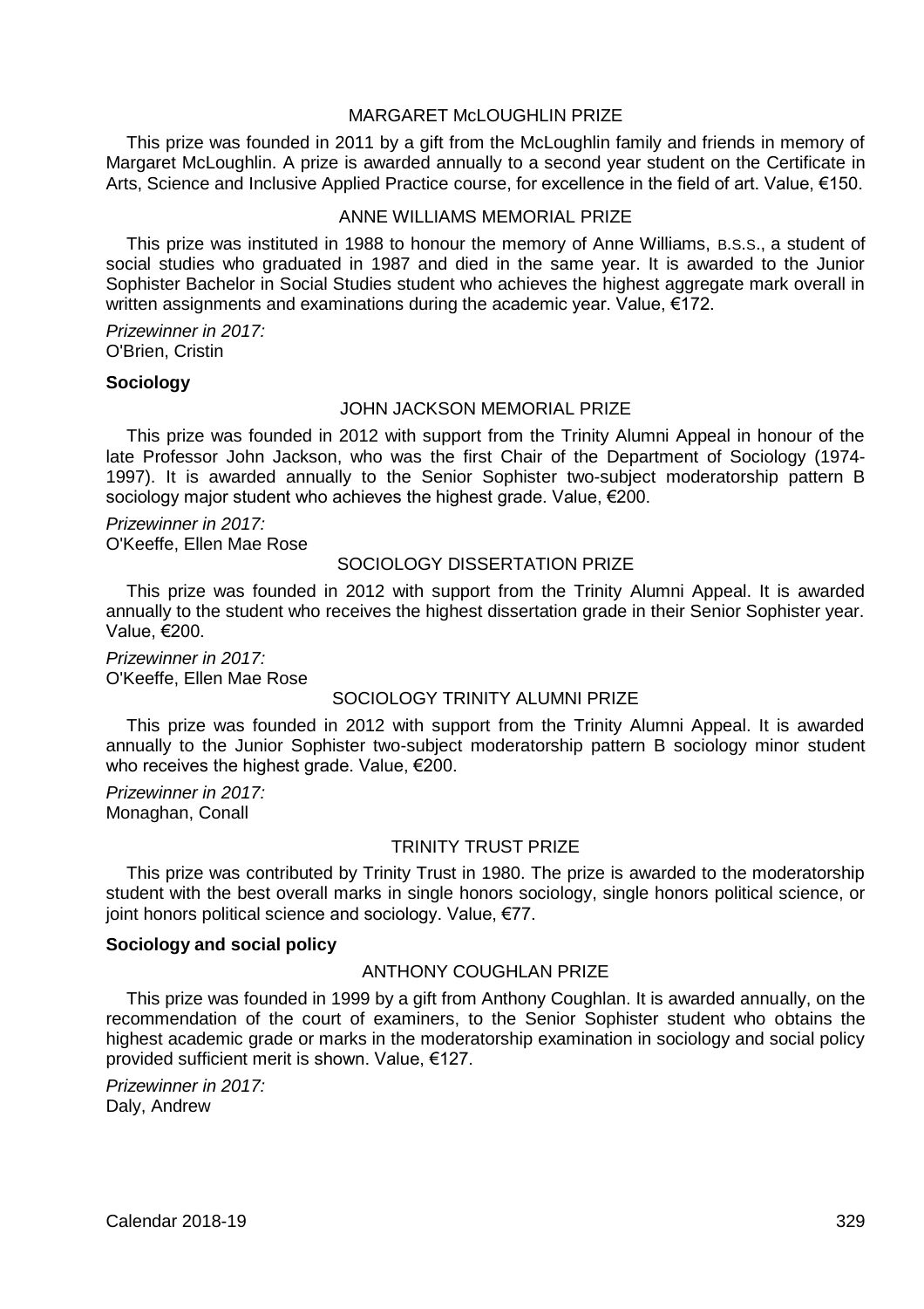#### MARGARET McLOUGHLIN PRIZE

This prize was founded in 2011 by a gift from the McLoughlin family and friends in memory of Margaret McLoughlin. A prize is awarded annually to a second year student on the Certificate in Arts, Science and Inclusive Applied Practice course, for excellence in the field of art. Value, €150.

#### ANNE WILLIAMS MEMORIAL PRIZE

This prize was instituted in 1988 to honour the memory of Anne Williams, B.S.S., a student of social studies who graduated in 1987 and died in the same year. It is awarded to the Junior Sophister Bachelor in Social Studies student who achieves the highest aggregate mark overall in written assignments and examinations during the academic year. Value, €172.

*Prizewinner in 2017:*
O'Brien, Cristin

### Sociology

#### JOHN JACKSON MEMORIAL PRIZE

This prize was founded in 2012 with support from the Trinity Alumni Appeal in honour of the late Professor John Jackson, who was the first Chair of the Department of Sociology (1974-1997). It is awarded annually to the Senior Sophister two-subject moderatorship pattern B sociology major student who achieves the highest grade. Value, €200.

*Prizewinner in 2017:*
O'Keeffe, Ellen Mae Rose

#### SOCIOLOGY DISSERTATION PRIZE

This prize was founded in 2012 with support from the Trinity Alumni Appeal. It is awarded annually to the student who receives the highest dissertation grade in their Senior Sophister year. Value, €200.

*Prizewinner in 2017:*
O'Keeffe, Ellen Mae Rose

#### SOCIOLOGY TRINITY ALUMNI PRIZE

This prize was founded in 2012 with support from the Trinity Alumni Appeal. It is awarded annually to the Junior Sophister two-subject moderatorship pattern B sociology minor student who receives the highest grade. Value, €200.

*Prizewinner in 2017:*
Monaghan, Conall

#### TRINITY TRUST PRIZE

This prize was contributed by Trinity Trust in 1980. The prize is awarded to the moderatorship student with the best overall marks in single honors sociology, single honors political science, or joint honors political science and sociology. Value, €77.

### Sociology and social policy

#### ANTHONY COUGHLAN PRIZE

This prize was founded in 1999 by a gift from Anthony Coughlan. It is awarded annually, on the recommendation of the court of examiners, to the Senior Sophister student who obtains the highest academic grade or marks in the moderatorship examination in sociology and social policy provided sufficient merit is shown. Value, €127.

*Prizewinner in 2017:*
Daly, Andrew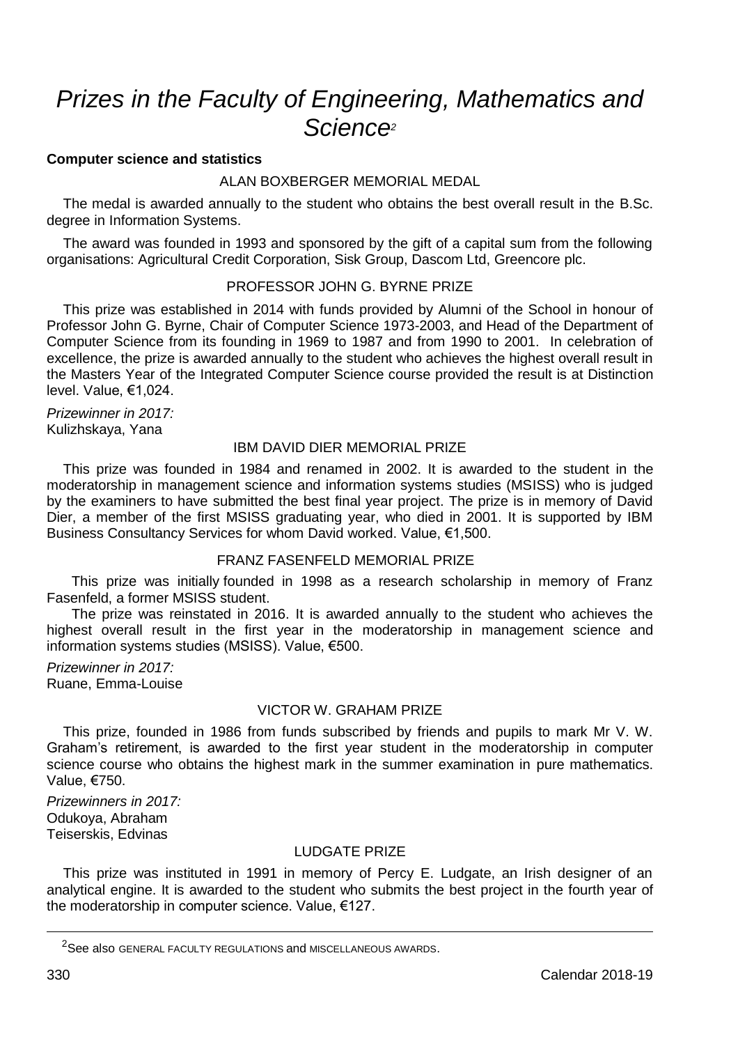# *Prizes in the Faculty of Engineering, Mathematics and Science*[2]

**Computer science and statistics**

ALAN BOXBERGER MEMORIAL MEDAL

The medal is awarded annually to the student who obtains the best overall result in the B.Sc. degree in Information Systems.

The award was founded in 1993 and sponsored by the gift of a capital sum from the following organisations: Agricultural Credit Corporation, Sisk Group, Dascom Ltd, Greencore plc.

PROFESSOR JOHN G. BYRNE PRIZE

This prize was established in 2014 with funds provided by Alumni of the School in honour of Professor John G. Byrne, Chair of Computer Science 1973-2003, and Head of the Department of Computer Science from its founding in 1969 to 1987 and from 1990 to 2001. In celebration of excellence, the prize is awarded annually to the student who achieves the highest overall result in the Masters Year of the Integrated Computer Science course provided the result is at Distinction level. Value, €1,024.

*Prizewinner in 2017:*
Kulizhskaya, Yana

IBM DAVID DIER MEMORIAL PRIZE

This prize was founded in 1984 and renamed in 2002. It is awarded to the student in the moderatorship in management science and information systems studies (MSISS) who is judged by the examiners to have submitted the best final year project. The prize is in memory of David Dier, a member of the first MSISS graduating year, who died in 2001. It is supported by IBM Business Consultancy Services for whom David worked. Value, €1,500.

FRANZ FASENFELD MEMORIAL PRIZE

This prize was initially founded in 1998 as a research scholarship in memory of Franz Fasenfeld, a former MSISS student.

The prize was reinstated in 2016. It is awarded annually to the student who achieves the highest overall result in the first year in the moderatorship in management science and information systems studies (MSISS). Value, €500.

*Prizewinner in 2017:*
Ruane, Emma-Louise

VICTOR W. GRAHAM PRIZE

This prize, founded in 1986 from funds subscribed by friends and pupils to mark Mr V. W. Graham's retirement, is awarded to the first year student in the moderatorship in computer science course who obtains the highest mark in the summer examination in pure mathematics. Value, €750.

*Prizewinners in 2017:*
Odukoya, Abraham
Teiserskis, Edvinas

LUDGATE PRIZE

This prize was instituted in 1991 in memory of Percy E. Ludgate, an Irish designer of an analytical engine. It is awarded to the student who submits the best project in the fourth year of the moderatorship in computer science. Value, €127.

---

[2] See also GENERAL FACULTY REGULATIONS and MISCELLANEOUS AWARDS.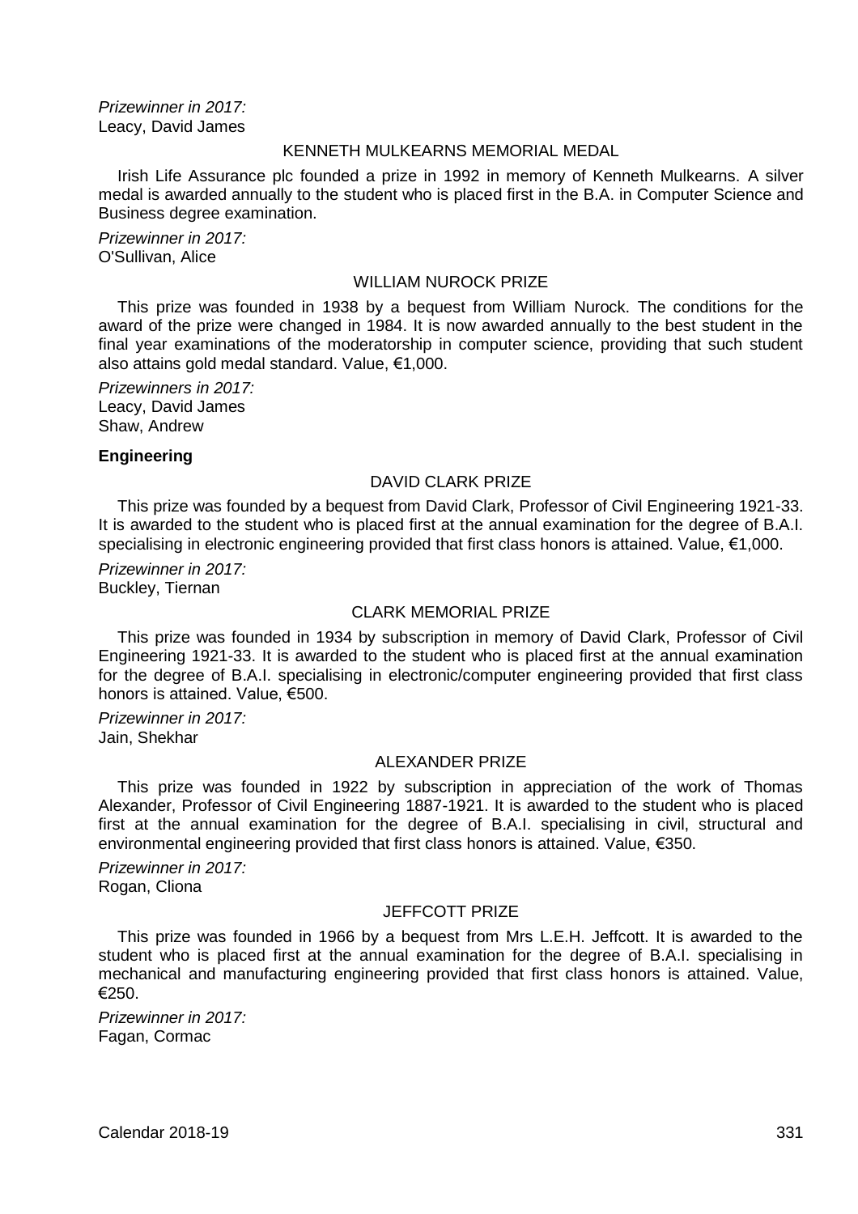*Prizewinner in 2017:*
Leacy, David James

### KENNETH MULKEARNS MEMORIAL MEDAL

Irish Life Assurance plc founded a prize in 1992 in memory of Kenneth Mulkearns. A silver medal is awarded annually to the student who is placed first in the B.A. in Computer Science and Business degree examination.

*Prizewinner in 2017:*
O'Sullivan, Alice

### WILLIAM NUROCK PRIZE

This prize was founded in 1938 by a bequest from William Nurock. The conditions for the award of the prize were changed in 1984. It is now awarded annually to the best student in the final year examinations of the moderatorship in computer science, providing that such student also attains gold medal standard. Value, €1,000.

*Prizewinners in 2017:*
Leacy, David James
Shaw, Andrew

## Engineering

### DAVID CLARK PRIZE

This prize was founded by a bequest from David Clark, Professor of Civil Engineering 1921-33. It is awarded to the student who is placed first at the annual examination for the degree of B.A.I. specialising in electronic engineering provided that first class honors is attained. Value, €1,000.

*Prizewinner in 2017:*
Buckley, Tiernan

### CLARK MEMORIAL PRIZE

This prize was founded in 1934 by subscription in memory of David Clark, Professor of Civil Engineering 1921-33. It is awarded to the student who is placed first at the annual examination for the degree of B.A.I. specialising in electronic/computer engineering provided that first class honors is attained. Value, €500.

*Prizewinner in 2017:*
Jain, Shekhar

### ALEXANDER PRIZE

This prize was founded in 1922 by subscription in appreciation of the work of Thomas Alexander, Professor of Civil Engineering 1887-1921. It is awarded to the student who is placed first at the annual examination for the degree of B.A.I. specialising in civil, structural and environmental engineering provided that first class honors is attained. Value, €350.

*Prizewinner in 2017:*
Rogan, Cliona

### JEFFCOTT PRIZE

This prize was founded in 1966 by a bequest from Mrs L.E.H. Jeffcott. It is awarded to the student who is placed first at the annual examination for the degree of B.A.I. specialising in mechanical and manufacturing engineering provided that first class honors is attained. Value, €250.

*Prizewinner in 2017:*
Fagan, Cormac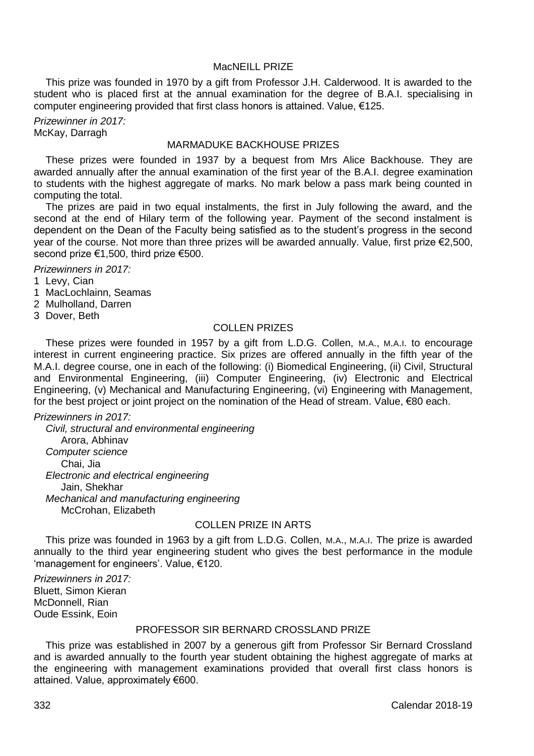## MacNEILL PRIZE

This prize was founded in 1970 by a gift from Professor J.H. Calderwood. It is awarded to the student who is placed first at the annual examination for the degree of B.A.I. specialising in computer engineering provided that first class honors is attained. Value, €125.

*Prizewinner in 2017:*
McKay, Darragh

## MARMADUKE BACKHOUSE PRIZES

These prizes were founded in 1937 by a bequest from Mrs Alice Backhouse. They are awarded annually after the annual examination of the first year of the B.A.I. degree examination to students with the highest aggregate of marks. No mark below a pass mark being counted in computing the total.

The prizes are paid in two equal instalments, the first in July following the award, and the second at the end of Hilary term of the following year. Payment of the second instalment is dependent on the Dean of the Faculty being satisfied as to the student's progress in the second year of the course. Not more than three prizes will be awarded annually. Value, first prize €2,500, second prize €1,500, third prize €500.

*Prizewinners in 2017:*

1 Levy, Cian
1 MacLochlainn, Seamas
2 Mulholland, Darren
3 Dover, Beth

## COLLEN PRIZES

These prizes were founded in 1957 by a gift from L.D.G. Collen, M.A., M.A.I. to encourage interest in current engineering practice. Six prizes are offered annually in the fifth year of the M.A.I. degree course, one in each of the following: (i) Biomedical Engineering, (ii) Civil, Structural and Environmental Engineering, (iii) Computer Engineering, (iv) Electronic and Electrical Engineering, (v) Mechanical and Manufacturing Engineering, (vi) Engineering with Management, for the best project or joint project on the nomination of the Head of stream. Value, €80 each.

*Prizewinners in 2017:*

*Civil, structural and environmental engineering*
Arora, Abhinav

*Computer science*
Chai, Jia

*Electronic and electrical engineering*
Jain, Shekhar

*Mechanical and manufacturing engineering*
McCrohan, Elizabeth

## COLLEN PRIZE IN ARTS

This prize was founded in 1963 by a gift from L.D.G. Collen, M.A., M.A.I. The prize is awarded annually to the third year engineering student who gives the best performance in the module 'management for engineers'. Value, €120.

*Prizewinners in 2017:*
Bluett, Simon Kieran
McDonnell, Rian
Oude Essink, Eoin

## PROFESSOR SIR BERNARD CROSSLAND PRIZE

This prize was established in 2007 by a generous gift from Professor Sir Bernard Crossland and is awarded annually to the fourth year student obtaining the highest aggregate of marks at the engineering with management examinations provided that overall first class honors is attained. Value, approximately €600.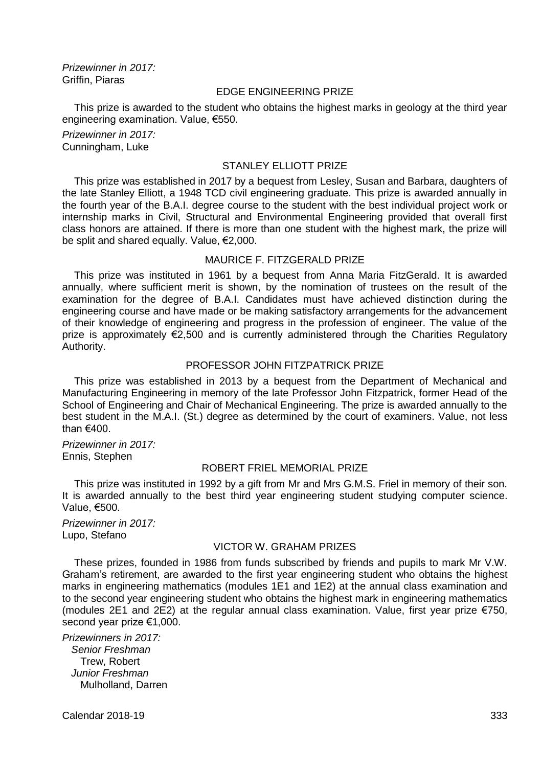*Prizewinner in 2017:*
Griffin, Piaras

### EDGE ENGINEERING PRIZE

This prize is awarded to the student who obtains the highest marks in geology at the third year engineering examination. Value, €550.

*Prizewinner in 2017:*
Cunningham, Luke

### STANLEY ELLIOTT PRIZE

This prize was established in 2017 by a bequest from Lesley, Susan and Barbara, daughters of the late Stanley Elliott, a 1948 TCD civil engineering graduate. This prize is awarded annually in the fourth year of the B.A.I. degree course to the student with the best individual project work or internship marks in Civil, Structural and Environmental Engineering provided that overall first class honors are attained. If there is more than one student with the highest mark, the prize will be split and shared equally. Value, €2,000.

### MAURICE F. FITZGERALD PRIZE

This prize was instituted in 1961 by a bequest from Anna Maria FitzGerald. It is awarded annually, where sufficient merit is shown, by the nomination of trustees on the result of the examination for the degree of B.A.I. Candidates must have achieved distinction during the engineering course and have made or be making satisfactory arrangements for the advancement of their knowledge of engineering and progress in the profession of engineer. The value of the prize is approximately €2,500 and is currently administered through the Charities Regulatory Authority.

### PROFESSOR JOHN FITZPATRICK PRIZE

This prize was established in 2013 by a bequest from the Department of Mechanical and Manufacturing Engineering in memory of the late Professor John Fitzpatrick, former Head of the School of Engineering and Chair of Mechanical Engineering. The prize is awarded annually to the best student in the M.A.I. (St.) degree as determined by the court of examiners. Value, not less than €400.

*Prizewinner in 2017:*
Ennis, Stephen

### ROBERT FRIEL MEMORIAL PRIZE

This prize was instituted in 1992 by a gift from Mr and Mrs G.M.S. Friel in memory of their son. It is awarded annually to the best third year engineering student studying computer science. Value, €500.

*Prizewinner in 2017:*
Lupo, Stefano

### VICTOR W. GRAHAM PRIZES

These prizes, founded in 1986 from funds subscribed by friends and pupils to mark Mr V.W. Graham's retirement, are awarded to the first year engineering student who obtains the highest marks in engineering mathematics (modules 1E1 and 1E2) at the annual class examination and to the second year engineering student who obtains the highest mark in engineering mathematics (modules 2E1 and 2E2) at the regular annual class examination. Value, first year prize €750, second year prize €1,000.

*Prizewinners in 2017:*

*Senior Freshman*
Trew, Robert

*Junior Freshman*
Mulholland, Darren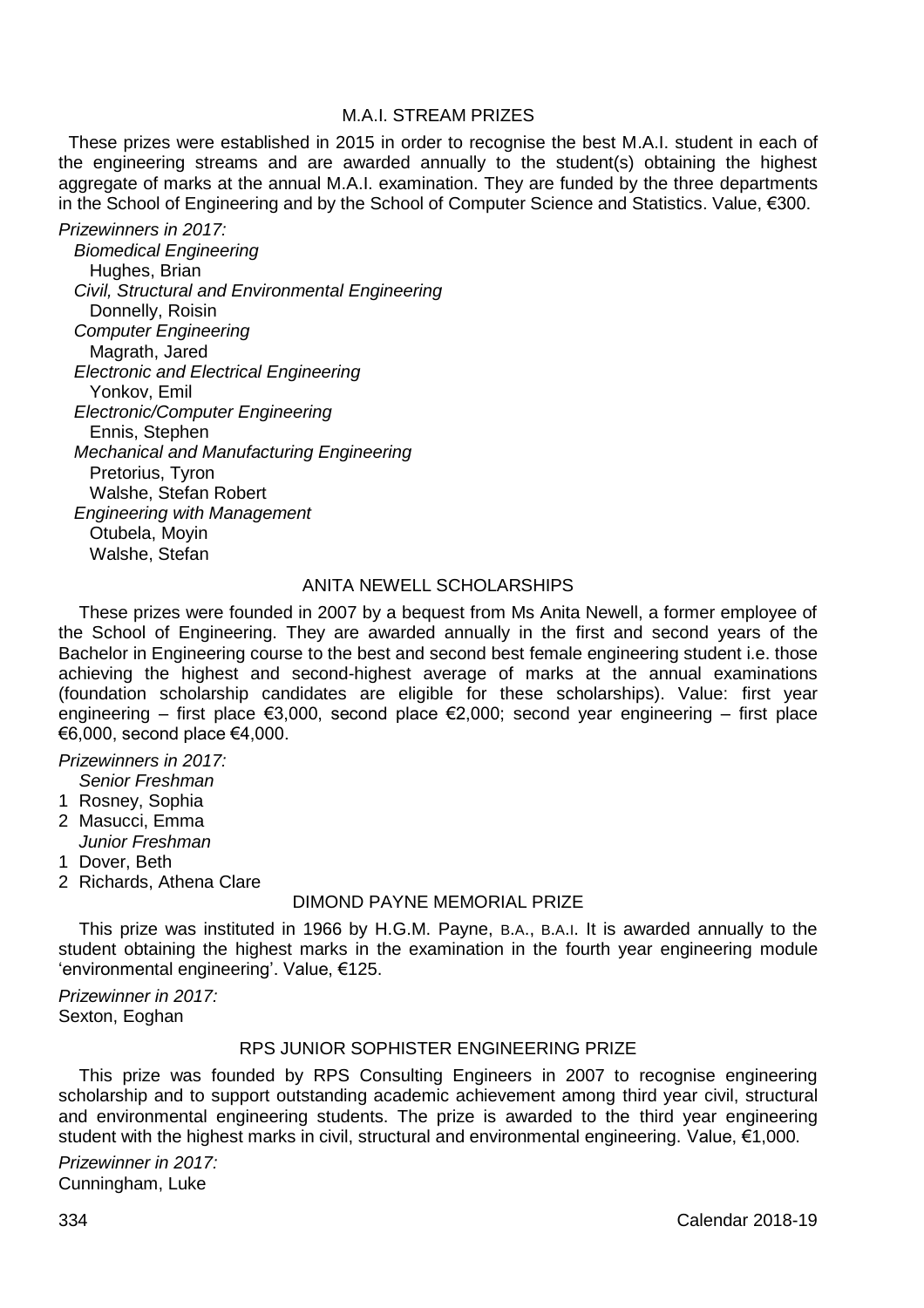## M.A.I. STREAM PRIZES

These prizes were established in 2015 in order to recognise the best M.A.I. student in each of the engineering streams and are awarded annually to the student(s) obtaining the highest aggregate of marks at the annual M.A.I. examination. They are funded by the three departments in the School of Engineering and by the School of Computer Science and Statistics. Value, €300.

*Prizewinners in 2017:*

*Biomedical Engineering*
Hughes, Brian

*Civil, Structural and Environmental Engineering*
Donnelly, Roisin

*Computer Engineering*
Magrath, Jared

*Electronic and Electrical Engineering*
Yonkov, Emil

*Electronic/Computer Engineering*
Ennis, Stephen

*Mechanical and Manufacturing Engineering*
Pretorius, Tyron
Walshe, Stefan Robert

*Engineering with Management*
Otubela, Moyin
Walshe, Stefan

## ANITA NEWELL SCHOLARSHIPS

These prizes were founded in 2007 by a bequest from Ms Anita Newell, a former employee of the School of Engineering. They are awarded annually in the first and second years of the Bachelor in Engineering course to the best and second best female engineering student i.e. those achieving the highest and second-highest average of marks at the annual examinations (foundation scholarship candidates are eligible for these scholarships). Value: first year engineering – first place €3,000, second place €2,000; second year engineering – first place €6,000, second place €4,000.

*Prizewinners in 2017:*

*Senior Freshman*
1 Rosney, Sophia
2 Masucci, Emma

*Junior Freshman*
1 Dover, Beth
2 Richards, Athena Clare

## DIMOND PAYNE MEMORIAL PRIZE

This prize was instituted in 1966 by H.G.M. Payne, B.A., B.A.I. It is awarded annually to the student obtaining the highest marks in the examination in the fourth year engineering module 'environmental engineering'. Value, €125.

*Prizewinner in 2017:*
Sexton, Eoghan

## RPS JUNIOR SOPHISTER ENGINEERING PRIZE

This prize was founded by RPS Consulting Engineers in 2007 to recognise engineering scholarship and to support outstanding academic achievement among third year civil, structural and environmental engineering students. The prize is awarded to the third year engineering student with the highest marks in civil, structural and environmental engineering. Value, €1,000.

*Prizewinner in 2017:*
Cunningham, Luke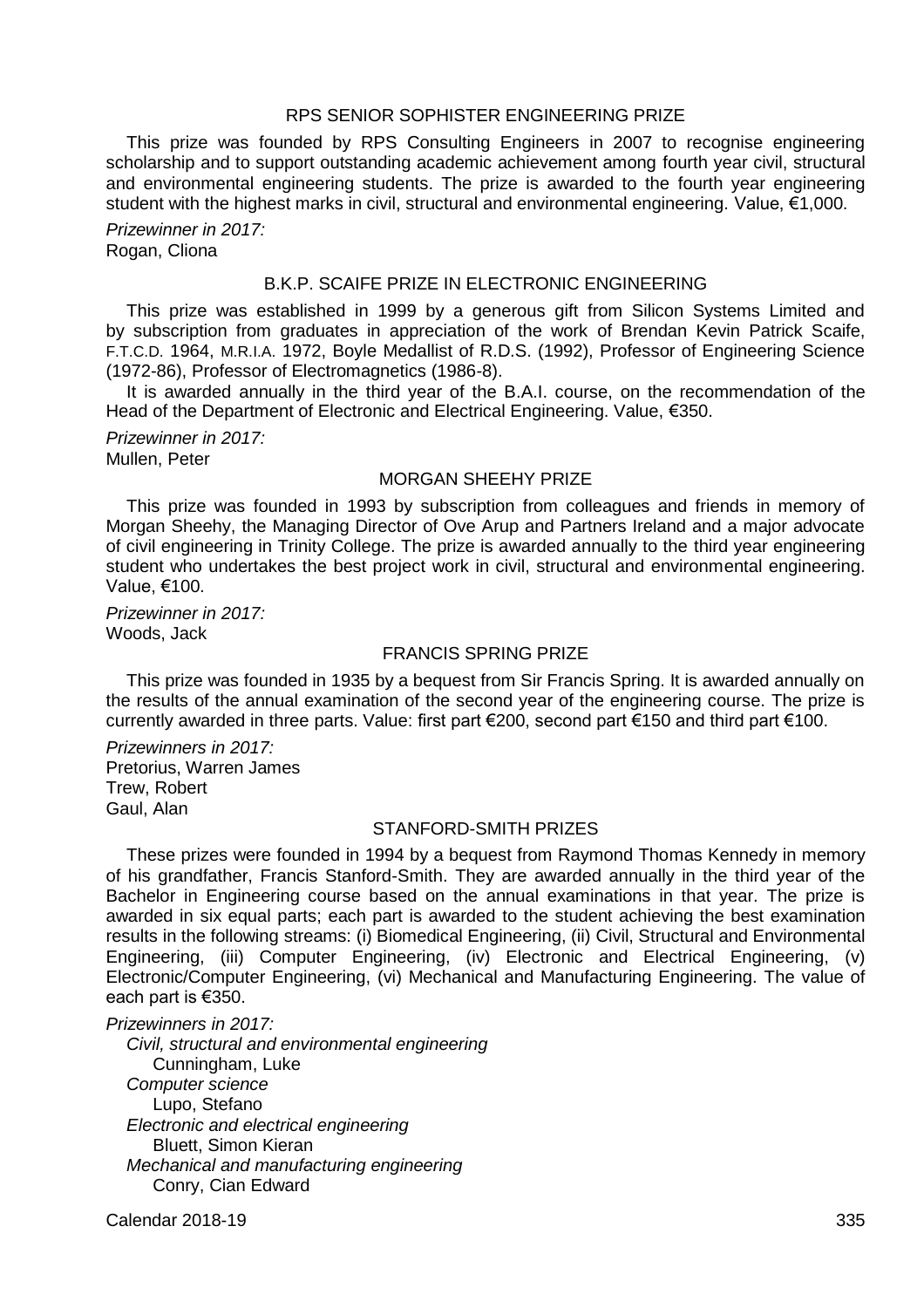### RPS SENIOR SOPHISTER ENGINEERING PRIZE

This prize was founded by RPS Consulting Engineers in 2007 to recognise engineering scholarship and to support outstanding academic achievement among fourth year civil, structural and environmental engineering students. The prize is awarded to the fourth year engineering student with the highest marks in civil, structural and environmental engineering. Value, €1,000.

*Prizewinner in 2017:*
Rogan, Cliona

### B.K.P. SCAIFE PRIZE IN ELECTRONIC ENGINEERING

This prize was established in 1999 by a generous gift from Silicon Systems Limited and by subscription from graduates in appreciation of the work of Brendan Kevin Patrick Scaife, F.T.C.D. 1964, M.R.I.A. 1972, Boyle Medallist of R.D.S. (1992), Professor of Engineering Science (1972-86), Professor of Electromagnetics (1986-8).

It is awarded annually in the third year of the B.A.I. course, on the recommendation of the Head of the Department of Electronic and Electrical Engineering. Value, €350.

*Prizewinner in 2017:*
Mullen, Peter

### MORGAN SHEEHY PRIZE

This prize was founded in 1993 by subscription from colleagues and friends in memory of Morgan Sheehy, the Managing Director of Ove Arup and Partners Ireland and a major advocate of civil engineering in Trinity College. The prize is awarded annually to the third year engineering student who undertakes the best project work in civil, structural and environmental engineering. Value, €100.

*Prizewinner in 2017:*
Woods, Jack

### FRANCIS SPRING PRIZE

This prize was founded in 1935 by a bequest from Sir Francis Spring. It is awarded annually on the results of the annual examination of the second year of the engineering course. The prize is currently awarded in three parts. Value: first part €200, second part €150 and third part €100.

*Prizewinners in 2017:*
Pretorius, Warren James
Trew, Robert
Gaul, Alan

### STANFORD-SMITH PRIZES

These prizes were founded in 1994 by a bequest from Raymond Thomas Kennedy in memory of his grandfather, Francis Stanford-Smith. They are awarded annually in the third year of the Bachelor in Engineering course based on the annual examinations in that year. The prize is awarded in six equal parts; each part is awarded to the student achieving the best examination results in the following streams: (i) Biomedical Engineering, (ii) Civil, Structural and Environmental Engineering, (iii) Computer Engineering, (iv) Electronic and Electrical Engineering, (v) Electronic/Computer Engineering, (vi) Mechanical and Manufacturing Engineering. The value of each part is €350.

*Prizewinners in 2017:*

*Civil, structural and environmental engineering*
Cunningham, Luke

*Computer science*
Lupo, Stefano

*Electronic and electrical engineering*
Bluett, Simon Kieran

*Mechanical and manufacturing engineering*
Conry, Cian Edward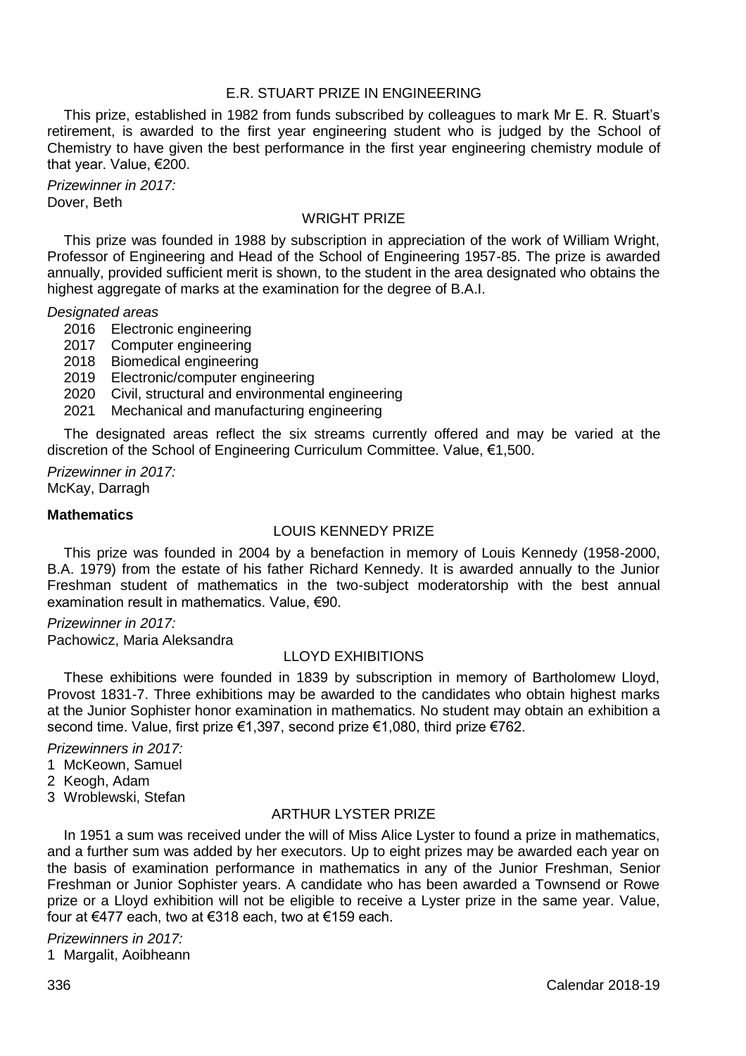### E.R. STUART PRIZE IN ENGINEERING

This prize, established in 1982 from funds subscribed by colleagues to mark Mr E. R. Stuart's retirement, is awarded to the first year engineering student who is judged by the School of Chemistry to have given the best performance in the first year engineering chemistry module of that year. Value, €200.

*Prizewinner in 2017:*
Dover, Beth

### WRIGHT PRIZE

This prize was founded in 1988 by subscription in appreciation of the work of William Wright, Professor of Engineering and Head of the School of Engineering 1957-85. The prize is awarded annually, provided sufficient merit is shown, to the student in the area designated who obtains the highest aggregate of marks at the examination for the degree of B.A.I.

*Designated areas*

- 2016 Electronic engineering
- 2017 Computer engineering
- 2018 Biomedical engineering
- 2019 Electronic/computer engineering
- 2020 Civil, structural and environmental engineering
- 2021 Mechanical and manufacturing engineering

The designated areas reflect the six streams currently offered and may be varied at the discretion of the School of Engineering Curriculum Committee. Value, €1,500.

*Prizewinner in 2017:*
McKay, Darragh

**Mathematics**

### LOUIS KENNEDY PRIZE

This prize was founded in 2004 by a benefaction in memory of Louis Kennedy (1958-2000, B.A. 1979) from the estate of his father Richard Kennedy. It is awarded annually to the Junior Freshman student of mathematics in the two-subject moderatorship with the best annual examination result in mathematics. Value, €90.

*Prizewinner in 2017:*
Pachowicz, Maria Aleksandra

### LLOYD EXHIBITIONS

These exhibitions were founded in 1839 by subscription in memory of Bartholomew Lloyd, Provost 1831-7. Three exhibitions may be awarded to the candidates who obtain highest marks at the Junior Sophister honor examination in mathematics. No student may obtain an exhibition a second time. Value, first prize €1,397, second prize €1,080, third prize €762.

*Prizewinners in 2017:*

1 McKeown, Samuel
2 Keogh, Adam
3 Wroblewski, Stefan

### ARTHUR LYSTER PRIZE

In 1951 a sum was received under the will of Miss Alice Lyster to found a prize in mathematics, and a further sum was added by her executors. Up to eight prizes may be awarded each year on the basis of examination performance in mathematics in any of the Junior Freshman, Senior Freshman or Junior Sophister years. A candidate who has been awarded a Townsend or Rowe prize or a Lloyd exhibition will not be eligible to receive a Lyster prize in the same year. Value, four at €477 each, two at €318 each, two at €159 each.

*Prizewinners in 2017:*

1 Margalit, Aoibheann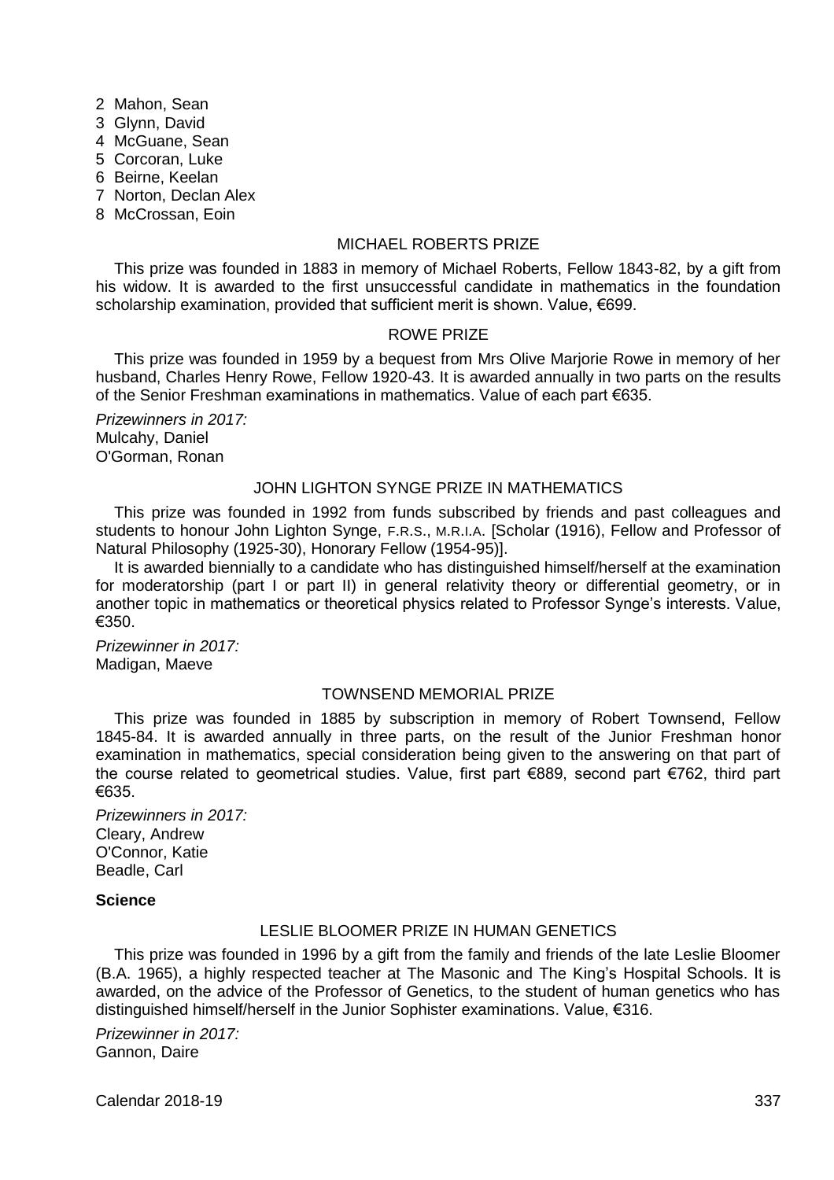2 Mahon, Sean
3 Glynn, David
4 McGuane, Sean
5 Corcoran, Luke
6 Beirne, Keelan
7 Norton, Declan Alex
8 McCrossan, Eoin

### MICHAEL ROBERTS PRIZE

This prize was founded in 1883 in memory of Michael Roberts, Fellow 1843-82, by a gift from his widow. It is awarded to the first unsuccessful candidate in mathematics in the foundation scholarship examination, provided that sufficient merit is shown. Value, €699.

### ROWE PRIZE

This prize was founded in 1959 by a bequest from Mrs Olive Marjorie Rowe in memory of her husband, Charles Henry Rowe, Fellow 1920-43. It is awarded annually in two parts on the results of the Senior Freshman examinations in mathematics. Value of each part €635.

*Prizewinners in 2017:*
Mulcahy, Daniel
O'Gorman, Ronan

### JOHN LIGHTON SYNGE PRIZE IN MATHEMATICS

This prize was founded in 1992 from funds subscribed by friends and past colleagues and students to honour John Lighton Synge, F.R.S., M.R.I.A. [Scholar (1916), Fellow and Professor of Natural Philosophy (1925-30), Honorary Fellow (1954-95)].

It is awarded biennially to a candidate who has distinguished himself/herself at the examination for moderatorship (part I or part II) in general relativity theory or differential geometry, or in another topic in mathematics or theoretical physics related to Professor Synge's interests. Value, €350.

*Prizewinner in 2017:*
Madigan, Maeve

### TOWNSEND MEMORIAL PRIZE

This prize was founded in 1885 by subscription in memory of Robert Townsend, Fellow 1845-84. It is awarded annually in three parts, on the result of the Junior Freshman honor examination in mathematics, special consideration being given to the answering on that part of the course related to geometrical studies. Value, first part €889, second part €762, third part €635.

*Prizewinners in 2017:*
Cleary, Andrew
O'Connor, Katie
Beadle, Carl

**Science**

### LESLIE BLOOMER PRIZE IN HUMAN GENETICS

This prize was founded in 1996 by a gift from the family and friends of the late Leslie Bloomer (B.A. 1965), a highly respected teacher at The Masonic and The King's Hospital Schools. It is awarded, on the advice of the Professor of Genetics, to the student of human genetics who has distinguished himself/herself in the Junior Sophister examinations. Value, €316.

*Prizewinner in 2017:*
Gannon, Daire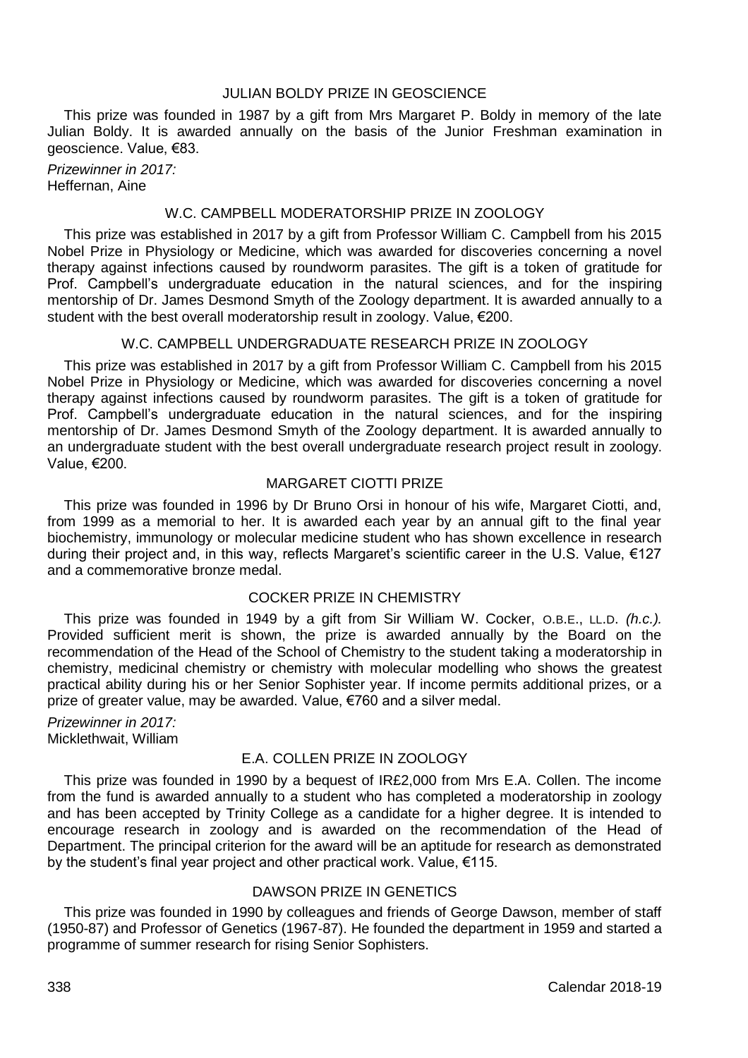## JULIAN BOLDY PRIZE IN GEOSCIENCE

This prize was founded in 1987 by a gift from Mrs Margaret P. Boldy in memory of the late Julian Boldy. It is awarded annually on the basis of the Junior Freshman examination in geoscience. Value, €83.

*Prizewinner in 2017:*
Heffernan, Aine

## W.C. CAMPBELL MODERATORSHIP PRIZE IN ZOOLOGY

This prize was established in 2017 by a gift from Professor William C. Campbell from his 2015 Nobel Prize in Physiology or Medicine, which was awarded for discoveries concerning a novel therapy against infections caused by roundworm parasites. The gift is a token of gratitude for Prof. Campbell's undergraduate education in the natural sciences, and for the inspiring mentorship of Dr. James Desmond Smyth of the Zoology department. It is awarded annually to a student with the best overall moderatorship result in zoology. Value, €200.

## W.C. CAMPBELL UNDERGRADUATE RESEARCH PRIZE IN ZOOLOGY

This prize was established in 2017 by a gift from Professor William C. Campbell from his 2015 Nobel Prize in Physiology or Medicine, which was awarded for discoveries concerning a novel therapy against infections caused by roundworm parasites. The gift is a token of gratitude for Prof. Campbell's undergraduate education in the natural sciences, and for the inspiring mentorship of Dr. James Desmond Smyth of the Zoology department. It is awarded annually to an undergraduate student with the best overall undergraduate research project result in zoology. Value, €200.

## MARGARET CIOTTI PRIZE

This prize was founded in 1996 by Dr Bruno Orsi in honour of his wife, Margaret Ciotti, and, from 1999 as a memorial to her. It is awarded each year by an annual gift to the final year biochemistry, immunology or molecular medicine student who has shown excellence in research during their project and, in this way, reflects Margaret's scientific career in the U.S. Value, €127 and a commemorative bronze medal.

## COCKER PRIZE IN CHEMISTRY

This prize was founded in 1949 by a gift from Sir William W. Cocker, O.B.E., LL.D. *(h.c.).* Provided sufficient merit is shown, the prize is awarded annually by the Board on the recommendation of the Head of the School of Chemistry to the student taking a moderatorship in chemistry, medicinal chemistry or chemistry with molecular modelling who shows the greatest practical ability during his or her Senior Sophister year. If income permits additional prizes, or a prize of greater value, may be awarded. Value, €760 and a silver medal.

*Prizewinner in 2017:*
Micklethwait, William

## E.A. COLLEN PRIZE IN ZOOLOGY

This prize was founded in 1990 by a bequest of IR£2,000 from Mrs E.A. Collen. The income from the fund is awarded annually to a student who has completed a moderatorship in zoology and has been accepted by Trinity College as a candidate for a higher degree. It is intended to encourage research in zoology and is awarded on the recommendation of the Head of Department. The principal criterion for the award will be an aptitude for research as demonstrated by the student's final year project and other practical work. Value, €115.

## DAWSON PRIZE IN GENETICS

This prize was founded in 1990 by colleagues and friends of George Dawson, member of staff (1950-87) and Professor of Genetics (1967-87). He founded the department in 1959 and started a programme of summer research for rising Senior Sophisters.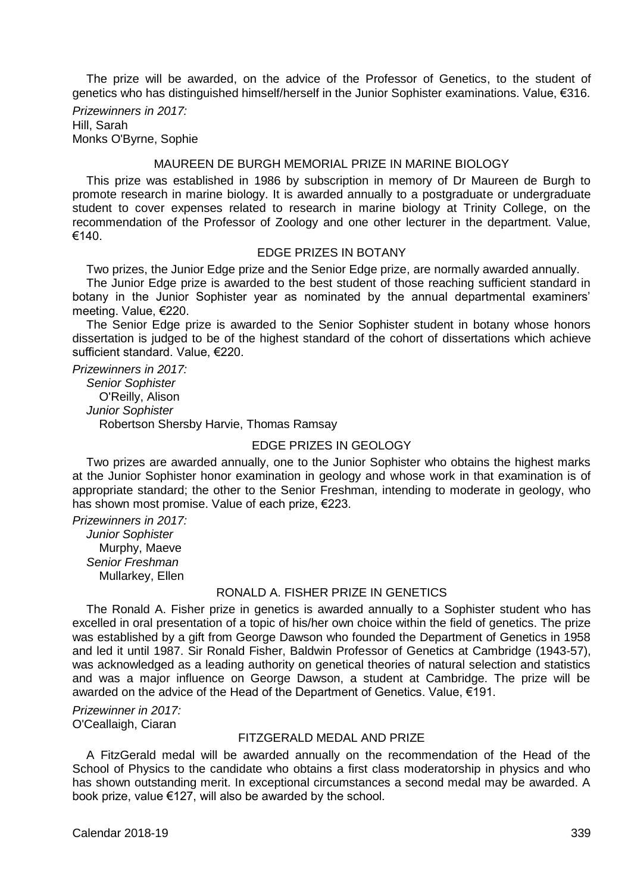The prize will be awarded, on the advice of the Professor of Genetics, to the student of genetics who has distinguished himself/herself in the Junior Sophister examinations. Value, €316.

*Prizewinners in 2017:*
Hill, Sarah
Monks O'Byrne, Sophie

## MAUREEN DE BURGH MEMORIAL PRIZE IN MARINE BIOLOGY

This prize was established in 1986 by subscription in memory of Dr Maureen de Burgh to promote research in marine biology. It is awarded annually to a postgraduate or undergraduate student to cover expenses related to research in marine biology at Trinity College, on the recommendation of the Professor of Zoology and one other lecturer in the department. Value, €140.

## EDGE PRIZES IN BOTANY

Two prizes, the Junior Edge prize and the Senior Edge prize, are normally awarded annually.

The Junior Edge prize is awarded to the best student of those reaching sufficient standard in botany in the Junior Sophister year as nominated by the annual departmental examiners' meeting. Value, €220.

The Senior Edge prize is awarded to the Senior Sophister student in botany whose honors dissertation is judged to be of the highest standard of the cohort of dissertations which achieve sufficient standard. Value, €220.

*Prizewinners in 2017:*
*Senior Sophister*
O'Reilly, Alison
*Junior Sophister*
Robertson Shersby Harvie, Thomas Ramsay

## EDGE PRIZES IN GEOLOGY

Two prizes are awarded annually, one to the Junior Sophister who obtains the highest marks at the Junior Sophister honor examination in geology and whose work in that examination is of appropriate standard; the other to the Senior Freshman, intending to moderate in geology, who has shown most promise. Value of each prize, €223.

*Prizewinners in 2017:*
*Junior Sophister*
Murphy, Maeve
*Senior Freshman*
Mullarkey, Ellen

## RONALD A. FISHER PRIZE IN GENETICS

The Ronald A. Fisher prize in genetics is awarded annually to a Sophister student who has excelled in oral presentation of a topic of his/her own choice within the field of genetics. The prize was established by a gift from George Dawson who founded the Department of Genetics in 1958 and led it until 1987. Sir Ronald Fisher, Baldwin Professor of Genetics at Cambridge (1943-57), was acknowledged as a leading authority on genetical theories of natural selection and statistics and was a major influence on George Dawson, a student at Cambridge. The prize will be awarded on the advice of the Head of the Department of Genetics. Value, €191.

*Prizewinner in 2017:*
O'Ceallaigh, Ciaran

## FITZGERALD MEDAL AND PRIZE

A FitzGerald medal will be awarded annually on the recommendation of the Head of the School of Physics to the candidate who obtains a first class moderatorship in physics and who has shown outstanding merit. In exceptional circumstances a second medal may be awarded. A book prize, value €127, will also be awarded by the school.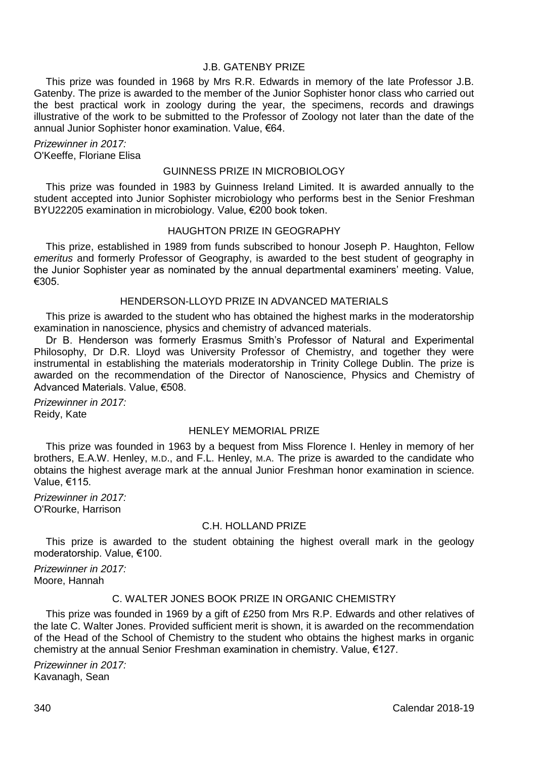### J.B. GATENBY PRIZE

This prize was founded in 1968 by Mrs R.R. Edwards in memory of the late Professor J.B. Gatenby. The prize is awarded to the member of the Junior Sophister honor class who carried out the best practical work in zoology during the year, the specimens, records and drawings illustrative of the work to be submitted to the Professor of Zoology not later than the date of the annual Junior Sophister honor examination. Value, €64.

*Prizewinner in 2017:*
O'Keeffe, Floriane Elisa

### GUINNESS PRIZE IN MICROBIOLOGY

This prize was founded in 1983 by Guinness Ireland Limited. It is awarded annually to the student accepted into Junior Sophister microbiology who performs best in the Senior Freshman BYU22205 examination in microbiology. Value, €200 book token.

### HAUGHTON PRIZE IN GEOGRAPHY

This prize, established in 1989 from funds subscribed to honour Joseph P. Haughton, Fellow *emeritus* and formerly Professor of Geography, is awarded to the best student of geography in the Junior Sophister year as nominated by the annual departmental examiners' meeting. Value, €305.

### HENDERSON-LLOYD PRIZE IN ADVANCED MATERIALS

This prize is awarded to the student who has obtained the highest marks in the moderatorship examination in nanoscience, physics and chemistry of advanced materials.

Dr B. Henderson was formerly Erasmus Smith's Professor of Natural and Experimental Philosophy, Dr D.R. Lloyd was University Professor of Chemistry, and together they were instrumental in establishing the materials moderatorship in Trinity College Dublin. The prize is awarded on the recommendation of the Director of Nanoscience, Physics and Chemistry of Advanced Materials. Value, €508.

*Prizewinner in 2017:*
Reidy, Kate

### HENLEY MEMORIAL PRIZE

This prize was founded in 1963 by a bequest from Miss Florence I. Henley in memory of her brothers, E.A.W. Henley, M.D., and F.L. Henley, M.A. The prize is awarded to the candidate who obtains the highest average mark at the annual Junior Freshman honor examination in science. Value, €115.

*Prizewinner in 2017:*
O'Rourke, Harrison

### C.H. HOLLAND PRIZE

This prize is awarded to the student obtaining the highest overall mark in the geology moderatorship. Value, €100.

*Prizewinner in 2017:*
Moore, Hannah

### C. WALTER JONES BOOK PRIZE IN ORGANIC CHEMISTRY

This prize was founded in 1969 by a gift of £250 from Mrs R.P. Edwards and other relatives of the late C. Walter Jones. Provided sufficient merit is shown, it is awarded on the recommendation of the Head of the School of Chemistry to the student who obtains the highest marks in organic chemistry at the annual Senior Freshman examination in chemistry. Value, €127.

*Prizewinner in 2017:*
Kavanagh, Sean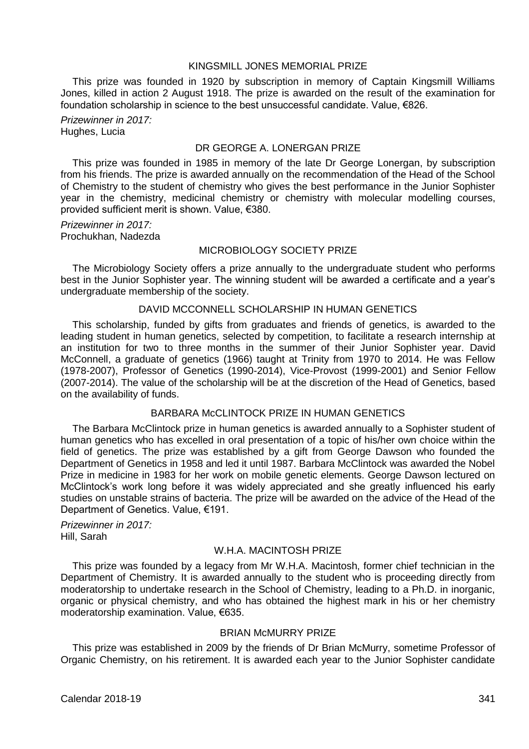## KINGSMILL JONES MEMORIAL PRIZE

This prize was founded in 1920 by subscription in memory of Captain Kingsmill Williams Jones, killed in action 2 August 1918. The prize is awarded on the result of the examination for foundation scholarship in science to the best unsuccessful candidate. Value, €826.

*Prizewinner in 2017:*
Hughes, Lucia

## DR GEORGE A. LONERGAN PRIZE

This prize was founded in 1985 in memory of the late Dr George Lonergan, by subscription from his friends. The prize is awarded annually on the recommendation of the Head of the School of Chemistry to the student of chemistry who gives the best performance in the Junior Sophister year in the chemistry, medicinal chemistry or chemistry with molecular modelling courses, provided sufficient merit is shown. Value, €380.

*Prizewinner in 2017:*
Prochukhan, Nadezda

## MICROBIOLOGY SOCIETY PRIZE

The Microbiology Society offers a prize annually to the undergraduate student who performs best in the Junior Sophister year. The winning student will be awarded a certificate and a year's undergraduate membership of the society.

## DAVID MCCONNELL SCHOLARSHIP IN HUMAN GENETICS

This scholarship, funded by gifts from graduates and friends of genetics, is awarded to the leading student in human genetics, selected by competition, to facilitate a research internship at an institution for two to three months in the summer of their Junior Sophister year. David McConnell, a graduate of genetics (1966) taught at Trinity from 1970 to 2014. He was Fellow (1978-2007), Professor of Genetics (1990-2014), Vice-Provost (1999-2001) and Senior Fellow (2007-2014). The value of the scholarship will be at the discretion of the Head of Genetics, based on the availability of funds.

## BARBARA McCLINTOCK PRIZE IN HUMAN GENETICS

The Barbara McClintock prize in human genetics is awarded annually to a Sophister student of human genetics who has excelled in oral presentation of a topic of his/her own choice within the field of genetics. The prize was established by a gift from George Dawson who founded the Department of Genetics in 1958 and led it until 1987. Barbara McClintock was awarded the Nobel Prize in medicine in 1983 for her work on mobile genetic elements. George Dawson lectured on McClintock's work long before it was widely appreciated and she greatly influenced his early studies on unstable strains of bacteria. The prize will be awarded on the advice of the Head of the Department of Genetics. Value, €191.

*Prizewinner in 2017:*
Hill, Sarah

## W.H.A. MACINTOSH PRIZE

This prize was founded by a legacy from Mr W.H.A. Macintosh, former chief technician in the Department of Chemistry. It is awarded annually to the student who is proceeding directly from moderatorship to undertake research in the School of Chemistry, leading to a Ph.D. in inorganic, organic or physical chemistry, and who has obtained the highest mark in his or her chemistry moderatorship examination. Value, €635.

## BRIAN McMURRY PRIZE

This prize was established in 2009 by the friends of Dr Brian McMurry, sometime Professor of Organic Chemistry, on his retirement. It is awarded each year to the Junior Sophister candidate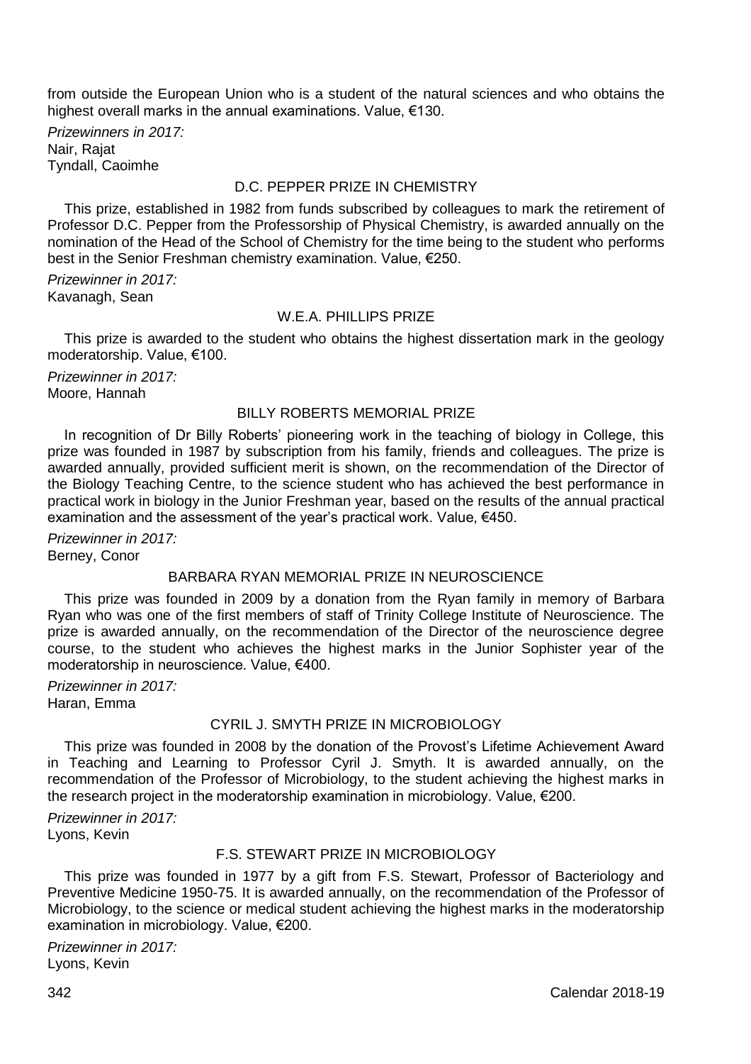from outside the European Union who is a student of the natural sciences and who obtains the highest overall marks in the annual examinations. Value, €130.

*Prizewinners in 2017:*
Nair, Rajat
Tyndall, Caoimhe

### D.C. PEPPER PRIZE IN CHEMISTRY

This prize, established in 1982 from funds subscribed by colleagues to mark the retirement of Professor D.C. Pepper from the Professorship of Physical Chemistry, is awarded annually on the nomination of the Head of the School of Chemistry for the time being to the student who performs best in the Senior Freshman chemistry examination. Value, €250.

*Prizewinner in 2017:*
Kavanagh, Sean

### W.E.A. PHILLIPS PRIZE

This prize is awarded to the student who obtains the highest dissertation mark in the geology moderatorship. Value, €100.

*Prizewinner in 2017:*
Moore, Hannah

### BILLY ROBERTS MEMORIAL PRIZE

In recognition of Dr Billy Roberts' pioneering work in the teaching of biology in College, this prize was founded in 1987 by subscription from his family, friends and colleagues. The prize is awarded annually, provided sufficient merit is shown, on the recommendation of the Director of the Biology Teaching Centre, to the science student who has achieved the best performance in practical work in biology in the Junior Freshman year, based on the results of the annual practical examination and the assessment of the year's practical work. Value, €450.

*Prizewinner in 2017:*
Berney, Conor

### BARBARA RYAN MEMORIAL PRIZE IN NEUROSCIENCE

This prize was founded in 2009 by a donation from the Ryan family in memory of Barbara Ryan who was one of the first members of staff of Trinity College Institute of Neuroscience. The prize is awarded annually, on the recommendation of the Director of the neuroscience degree course, to the student who achieves the highest marks in the Junior Sophister year of the moderatorship in neuroscience. Value, €400.

*Prizewinner in 2017:*
Haran, Emma

### CYRIL J. SMYTH PRIZE IN MICROBIOLOGY

This prize was founded in 2008 by the donation of the Provost's Lifetime Achievement Award in Teaching and Learning to Professor Cyril J. Smyth. It is awarded annually, on the recommendation of the Professor of Microbiology, to the student achieving the highest marks in the research project in the moderatorship examination in microbiology. Value, €200.

*Prizewinner in 2017:*
Lyons, Kevin

### F.S. STEWART PRIZE IN MICROBIOLOGY

This prize was founded in 1977 by a gift from F.S. Stewart, Professor of Bacteriology and Preventive Medicine 1950-75. It is awarded annually, on the recommendation of the Professor of Microbiology, to the science or medical student achieving the highest marks in the moderatorship examination in microbiology. Value, €200.

*Prizewinner in 2017:*
Lyons, Kevin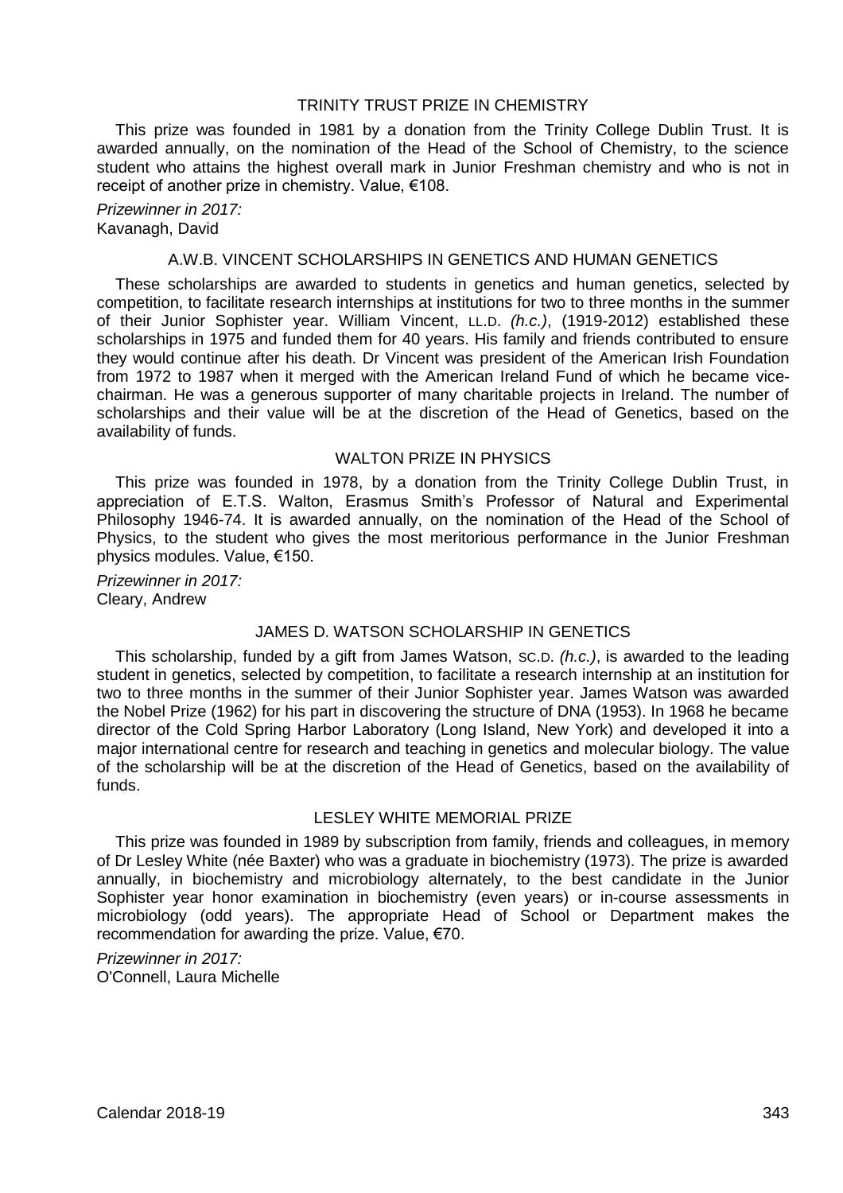### TRINITY TRUST PRIZE IN CHEMISTRY

This prize was founded in 1981 by a donation from the Trinity College Dublin Trust. It is awarded annually, on the nomination of the Head of the School of Chemistry, to the science student who attains the highest overall mark in Junior Freshman chemistry and who is not in receipt of another prize in chemistry. Value, €108.

*Prizewinner in 2017:*
Kavanagh, David

### A.W.B. VINCENT SCHOLARSHIPS IN GENETICS AND HUMAN GENETICS

These scholarships are awarded to students in genetics and human genetics, selected by competition, to facilitate research internships at institutions for two to three months in the summer of their Junior Sophister year. William Vincent, LL.D. *(h.c.)*, (1919-2012) established these scholarships in 1975 and funded them for 40 years. His family and friends contributed to ensure they would continue after his death. Dr Vincent was president of the American Irish Foundation from 1972 to 1987 when it merged with the American Ireland Fund of which he became vice-chairman. He was a generous supporter of many charitable projects in Ireland. The number of scholarships and their value will be at the discretion of the Head of Genetics, based on the availability of funds.

### WALTON PRIZE IN PHYSICS

This prize was founded in 1978, by a donation from the Trinity College Dublin Trust, in appreciation of E.T.S. Walton, Erasmus Smith's Professor of Natural and Experimental Philosophy 1946-74. It is awarded annually, on the nomination of the Head of the School of Physics, to the student who gives the most meritorious performance in the Junior Freshman physics modules. Value, €150.

*Prizewinner in 2017:*
Cleary, Andrew

### JAMES D. WATSON SCHOLARSHIP IN GENETICS

This scholarship, funded by a gift from James Watson, SC.D. *(h.c.)*, is awarded to the leading student in genetics, selected by competition, to facilitate a research internship at an institution for two to three months in the summer of their Junior Sophister year. James Watson was awarded the Nobel Prize (1962) for his part in discovering the structure of DNA (1953). In 1968 he became director of the Cold Spring Harbor Laboratory (Long Island, New York) and developed it into a major international centre for research and teaching in genetics and molecular biology. The value of the scholarship will be at the discretion of the Head of Genetics, based on the availability of funds.

### LESLEY WHITE MEMORIAL PRIZE

This prize was founded in 1989 by subscription from family, friends and colleagues, in memory of Dr Lesley White (née Baxter) who was a graduate in biochemistry (1973). The prize is awarded annually, in biochemistry and microbiology alternately, to the best candidate in the Junior Sophister year honor examination in biochemistry (even years) or in-course assessments in microbiology (odd years). The appropriate Head of School or Department makes the recommendation for awarding the prize. Value, €70.

*Prizewinner in 2017:*
O'Connell, Laura Michelle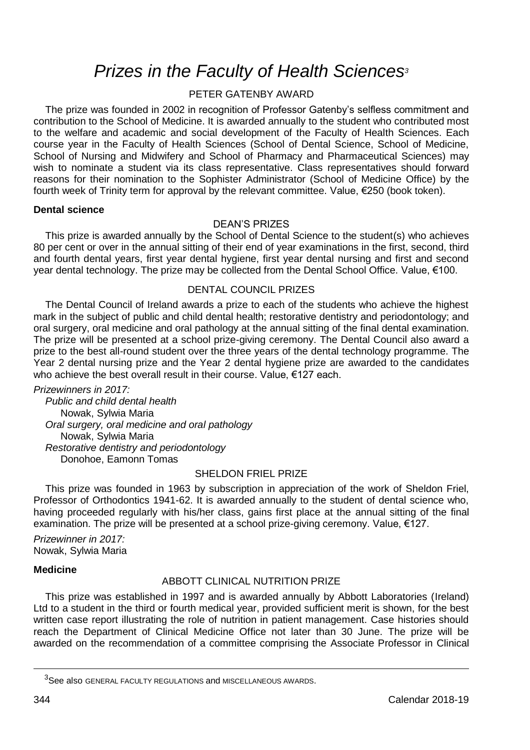# *Prizes in the Faculty of Health Sciences*[3]

### PETER GATENBY AWARD

The prize was founded in 2002 in recognition of Professor Gatenby's selfless commitment and contribution to the School of Medicine. It is awarded annually to the student who contributed most to the welfare and academic and social development of the Faculty of Health Sciences. Each course year in the Faculty of Health Sciences (School of Dental Science, School of Medicine, School of Nursing and Midwifery and School of Pharmacy and Pharmaceutical Sciences) may wish to nominate a student via its class representative. Class representatives should forward reasons for their nomination to the Sophister Administrator (School of Medicine Office) by the fourth week of Trinity term for approval by the relevant committee. Value, €250 (book token).

## **Dental science**

### DEAN'S PRIZES

This prize is awarded annually by the School of Dental Science to the student(s) who achieves 80 per cent or over in the annual sitting of their end of year examinations in the first, second, third and fourth dental years, first year dental hygiene, first year dental nursing and first and second year dental technology. The prize may be collected from the Dental School Office. Value, €100.

### DENTAL COUNCIL PRIZES

The Dental Council of Ireland awards a prize to each of the students who achieve the highest mark in the subject of public and child dental health; restorative dentistry and periodontology; and oral surgery, oral medicine and oral pathology at the annual sitting of the final dental examination. The prize will be presented at a school prize-giving ceremony. The Dental Council also award a prize to the best all-round student over the three years of the dental technology programme. The Year 2 dental nursing prize and the Year 2 dental hygiene prize are awarded to the candidates who achieve the best overall result in their course. Value, €127 each.

*Prizewinners in 2017:*

*Public and child dental health*
Nowak, Sylwia Maria

*Oral surgery, oral medicine and oral pathology*
Nowak, Sylwia Maria

*Restorative dentistry and periodontology*
Donohoe, Eamonn Tomas

### SHELDON FRIEL PRIZE

This prize was founded in 1963 by subscription in appreciation of the work of Sheldon Friel, Professor of Orthodontics 1941-62. It is awarded annually to the student of dental science who, having proceeded regularly with his/her class, gains first place at the annual sitting of the final examination. The prize will be presented at a school prize-giving ceremony. Value, €127.

*Prizewinner in 2017:*
Nowak, Sylwia Maria

## **Medicine**

### ABBOTT CLINICAL NUTRITION PRIZE

This prize was established in 1997 and is awarded annually by Abbott Laboratories (Ireland) Ltd to a student in the third or fourth medical year, provided sufficient merit is shown, for the best written case report illustrating the role of nutrition in patient management. Case histories should reach the Department of Clinical Medicine Office not later than 30 June. The prize will be awarded on the recommendation of a committee comprising the Associate Professor in Clinical

---

[3] See also GENERAL FACULTY REGULATIONS and MISCELLANEOUS AWARDS.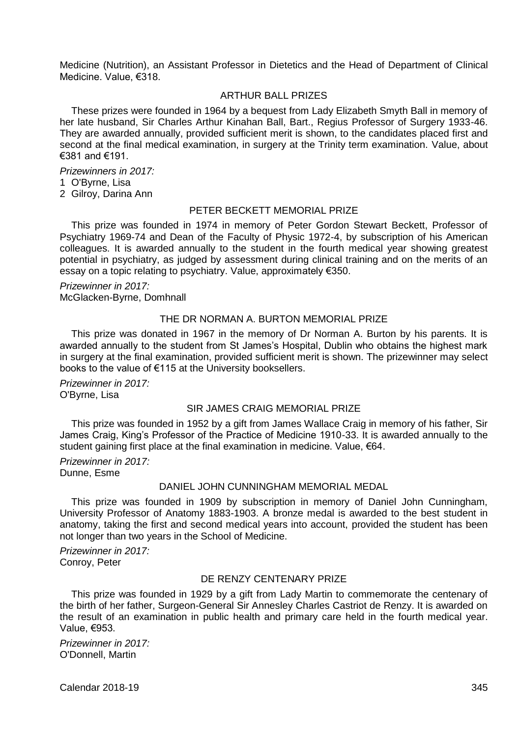Medicine (Nutrition), an Assistant Professor in Dietetics and the Head of Department of Clinical Medicine. Value, €318.

### ARTHUR BALL PRIZES

These prizes were founded in 1964 by a bequest from Lady Elizabeth Smyth Ball in memory of her late husband, Sir Charles Arthur Kinahan Ball, Bart., Regius Professor of Surgery 1933-46. They are awarded annually, provided sufficient merit is shown, to the candidates placed first and second at the final medical examination, in surgery at the Trinity term examination. Value, about €381 and €191.

*Prizewinners in 2017:*

1 O'Byrne, Lisa
2 Gilroy, Darina Ann

### PETER BECKETT MEMORIAL PRIZE

This prize was founded in 1974 in memory of Peter Gordon Stewart Beckett, Professor of Psychiatry 1969-74 and Dean of the Faculty of Physic 1972-4, by subscription of his American colleagues. It is awarded annually to the student in the fourth medical year showing greatest potential in psychiatry, as judged by assessment during clinical training and on the merits of an essay on a topic relating to psychiatry. Value, approximately €350.

*Prizewinner in 2017:*
McGlacken-Byrne, Domhnall

### THE DR NORMAN A. BURTON MEMORIAL PRIZE

This prize was donated in 1967 in the memory of Dr Norman A. Burton by his parents. It is awarded annually to the student from St James's Hospital, Dublin who obtains the highest mark in surgery at the final examination, provided sufficient merit is shown. The prizewinner may select books to the value of €115 at the University booksellers.

*Prizewinner in 2017:*
O'Byrne, Lisa

### SIR JAMES CRAIG MEMORIAL PRIZE

This prize was founded in 1952 by a gift from James Wallace Craig in memory of his father, Sir James Craig, King's Professor of the Practice of Medicine 1910-33. It is awarded annually to the student gaining first place at the final examination in medicine. Value, €64.

*Prizewinner in 2017:*
Dunne, Esme

### DANIEL JOHN CUNNINGHAM MEMORIAL MEDAL

This prize was founded in 1909 by subscription in memory of Daniel John Cunningham, University Professor of Anatomy 1883-1903. A bronze medal is awarded to the best student in anatomy, taking the first and second medical years into account, provided the student has been not longer than two years in the School of Medicine.

*Prizewinner in 2017:*
Conroy, Peter

### DE RENZY CENTENARY PRIZE

This prize was founded in 1929 by a gift from Lady Martin to commemorate the centenary of the birth of her father, Surgeon-General Sir Annesley Charles Castriot de Renzy. It is awarded on the result of an examination in public health and primary care held in the fourth medical year. Value, €953.

*Prizewinner in 2017:*
O'Donnell, Martin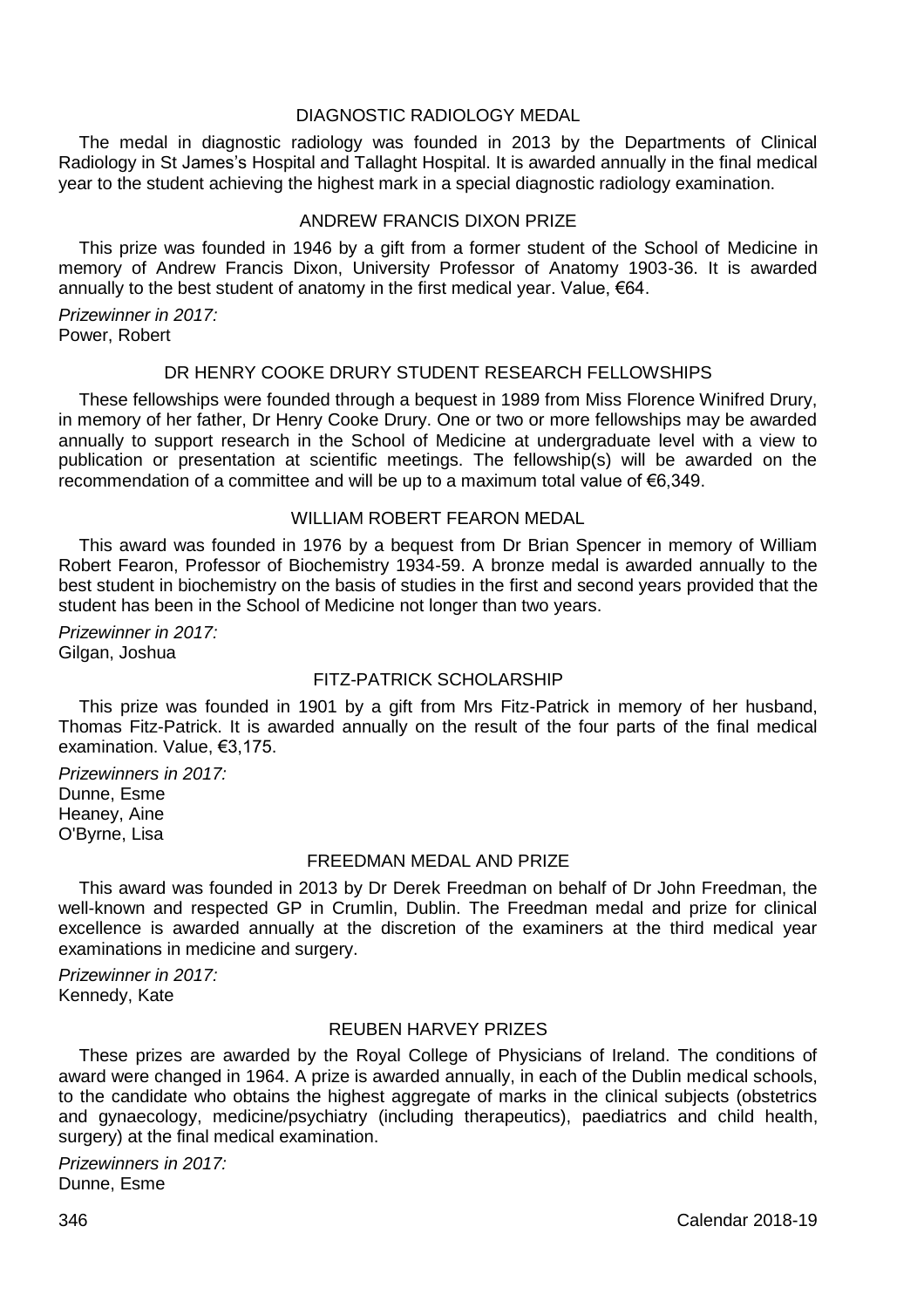### DIAGNOSTIC RADIOLOGY MEDAL

The medal in diagnostic radiology was founded in 2013 by the Departments of Clinical Radiology in St James's Hospital and Tallaght Hospital. It is awarded annually in the final medical year to the student achieving the highest mark in a special diagnostic radiology examination.

### ANDREW FRANCIS DIXON PRIZE

This prize was founded in 1946 by a gift from a former student of the School of Medicine in memory of Andrew Francis Dixon, University Professor of Anatomy 1903-36. It is awarded annually to the best student of anatomy in the first medical year. Value, €64.

*Prizewinner in 2017:*
Power, Robert

### DR HENRY COOKE DRURY STUDENT RESEARCH FELLOWSHIPS

These fellowships were founded through a bequest in 1989 from Miss Florence Winifred Drury, in memory of her father, Dr Henry Cooke Drury. One or two or more fellowships may be awarded annually to support research in the School of Medicine at undergraduate level with a view to publication or presentation at scientific meetings. The fellowship(s) will be awarded on the recommendation of a committee and will be up to a maximum total value of €6,349.

### WILLIAM ROBERT FEARON MEDAL

This award was founded in 1976 by a bequest from Dr Brian Spencer in memory of William Robert Fearon, Professor of Biochemistry 1934-59. A bronze medal is awarded annually to the best student in biochemistry on the basis of studies in the first and second years provided that the student has been in the School of Medicine not longer than two years.

*Prizewinner in 2017:*
Gilgan, Joshua

### FITZ-PATRICK SCHOLARSHIP

This prize was founded in 1901 by a gift from Mrs Fitz-Patrick in memory of her husband, Thomas Fitz-Patrick. It is awarded annually on the result of the four parts of the final medical examination. Value, €3,175.

*Prizewinners in 2017:*
Dunne, Esme
Heaney, Aine
O'Byrne, Lisa

### FREEDMAN MEDAL AND PRIZE

This award was founded in 2013 by Dr Derek Freedman on behalf of Dr John Freedman, the well-known and respected GP in Crumlin, Dublin. The Freedman medal and prize for clinical excellence is awarded annually at the discretion of the examiners at the third medical year examinations in medicine and surgery.

*Prizewinner in 2017:*
Kennedy, Kate

### REUBEN HARVEY PRIZES

These prizes are awarded by the Royal College of Physicians of Ireland. The conditions of award were changed in 1964. A prize is awarded annually, in each of the Dublin medical schools, to the candidate who obtains the highest aggregate of marks in the clinical subjects (obstetrics and gynaecology, medicine/psychiatry (including therapeutics), paediatrics and child health, surgery) at the final medical examination.

*Prizewinners in 2017:*
Dunne, Esme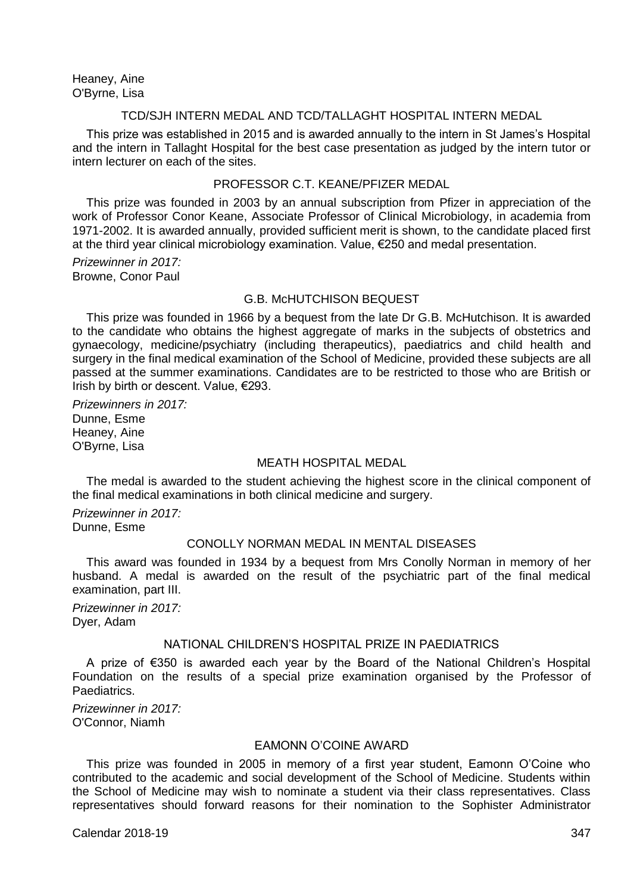Heaney, Aine
O'Byrne, Lisa

### TCD/SJH INTERN MEDAL AND TCD/TALLAGHT HOSPITAL INTERN MEDAL

This prize was established in 2015 and is awarded annually to the intern in St James's Hospital and the intern in Tallaght Hospital for the best case presentation as judged by the intern tutor or intern lecturer on each of the sites.

### PROFESSOR C.T. KEANE/PFIZER MEDAL

This prize was founded in 2003 by an annual subscription from Pfizer in appreciation of the work of Professor Conor Keane, Associate Professor of Clinical Microbiology, in academia from 1971-2002. It is awarded annually, provided sufficient merit is shown, to the candidate placed first at the third year clinical microbiology examination. Value, €250 and medal presentation.

*Prizewinner in 2017:*
Browne, Conor Paul

### G.B. McHUTCHISON BEQUEST

This prize was founded in 1966 by a bequest from the late Dr G.B. McHutchison. It is awarded to the candidate who obtains the highest aggregate of marks in the subjects of obstetrics and gynaecology, medicine/psychiatry (including therapeutics), paediatrics and child health and surgery in the final medical examination of the School of Medicine, provided these subjects are all passed at the summer examinations. Candidates are to be restricted to those who are British or Irish by birth or descent. Value, €293.

*Prizewinners in 2017:*
Dunne, Esme
Heaney, Aine
O'Byrne, Lisa

### MEATH HOSPITAL MEDAL

The medal is awarded to the student achieving the highest score in the clinical component of the final medical examinations in both clinical medicine and surgery.

*Prizewinner in 2017:*
Dunne, Esme

### CONOLLY NORMAN MEDAL IN MENTAL DISEASES

This award was founded in 1934 by a bequest from Mrs Conolly Norman in memory of her husband. A medal is awarded on the result of the psychiatric part of the final medical examination, part III.

*Prizewinner in 2017:*
Dyer, Adam

### NATIONAL CHILDREN'S HOSPITAL PRIZE IN PAEDIATRICS

A prize of €350 is awarded each year by the Board of the National Children's Hospital Foundation on the results of a special prize examination organised by the Professor of Paediatrics.

*Prizewinner in 2017:*
O'Connor, Niamh

### EAMONN O'COINE AWARD

This prize was founded in 2005 in memory of a first year student, Eamonn O'Coine who contributed to the academic and social development of the School of Medicine. Students within the School of Medicine may wish to nominate a student via their class representatives. Class representatives should forward reasons for their nomination to the Sophister Administrator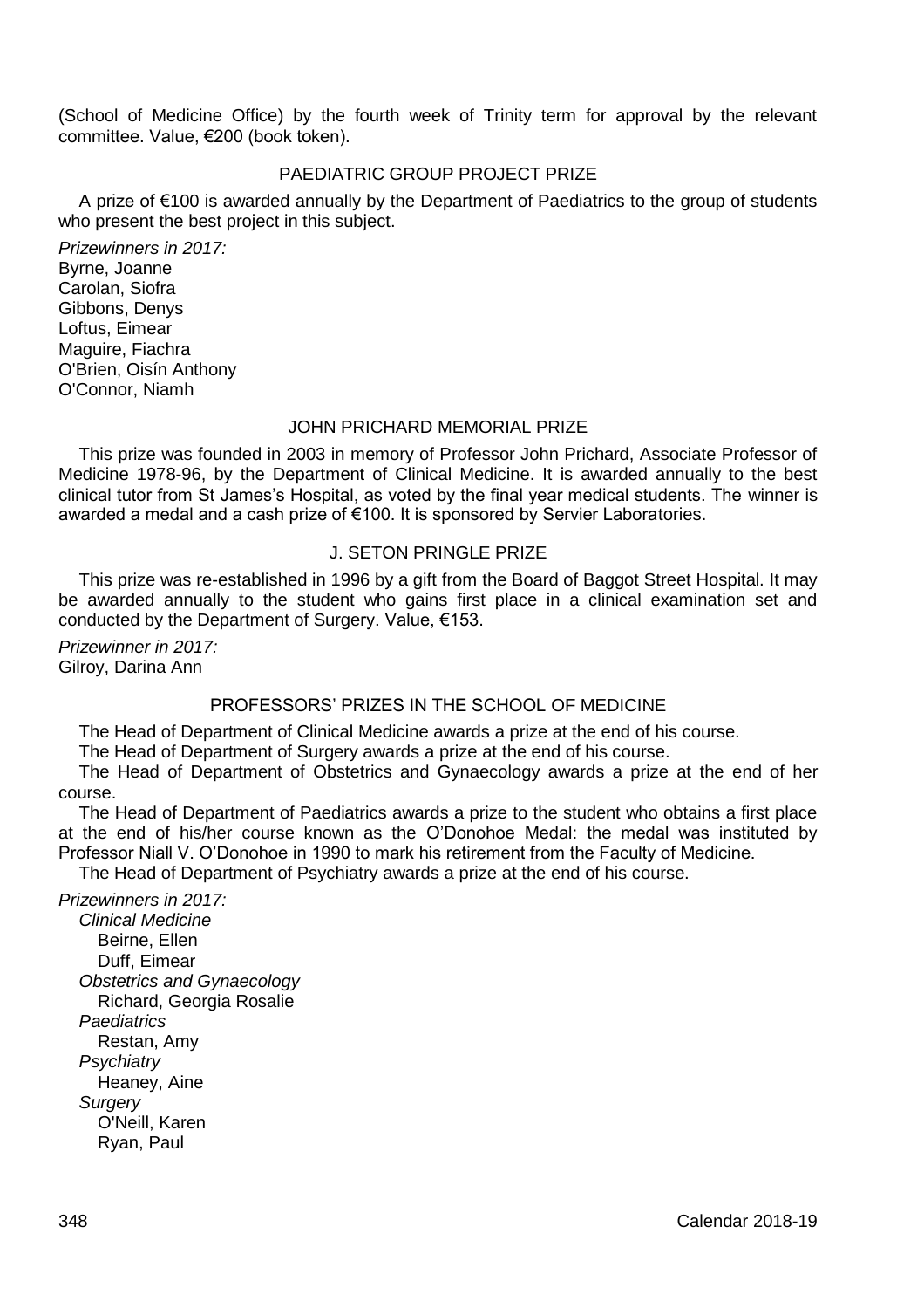(School of Medicine Office) by the fourth week of Trinity term for approval by the relevant committee. Value, €200 (book token).

## PAEDIATRIC GROUP PROJECT PRIZE

A prize of €100 is awarded annually by the Department of Paediatrics to the group of students who present the best project in this subject.

*Prizewinners in 2017:*
Byrne, Joanne
Carolan, Siofra
Gibbons, Denys
Loftus, Eimear
Maguire, Fiachra
O'Brien, Oisín Anthony
O'Connor, Niamh

## JOHN PRICHARD MEMORIAL PRIZE

This prize was founded in 2003 in memory of Professor John Prichard, Associate Professor of Medicine 1978-96, by the Department of Clinical Medicine. It is awarded annually to the best clinical tutor from St James's Hospital, as voted by the final year medical students. The winner is awarded a medal and a cash prize of €100. It is sponsored by Servier Laboratories.

## J. SETON PRINGLE PRIZE

This prize was re-established in 1996 by a gift from the Board of Baggot Street Hospital. It may be awarded annually to the student who gains first place in a clinical examination set and conducted by the Department of Surgery. Value, €153.

*Prizewinner in 2017:*
Gilroy, Darina Ann

## PROFESSORS' PRIZES IN THE SCHOOL OF MEDICINE

The Head of Department of Clinical Medicine awards a prize at the end of his course.

The Head of Department of Surgery awards a prize at the end of his course.

The Head of Department of Obstetrics and Gynaecology awards a prize at the end of her course.

The Head of Department of Paediatrics awards a prize to the student who obtains a first place at the end of his/her course known as the O'Donohoe Medal: the medal was instituted by Professor Niall V. O'Donohoe in 1990 to mark his retirement from the Faculty of Medicine.

The Head of Department of Psychiatry awards a prize at the end of his course.

*Prizewinners in 2017:*

*Clinical Medicine*
Beirne, Ellen
Duff, Eimear

*Obstetrics and Gynaecology*
Richard, Georgia Rosalie

*Paediatrics*
Restan, Amy

*Psychiatry*
Heaney, Aine

*Surgery*
O'Neill, Karen
Ryan, Paul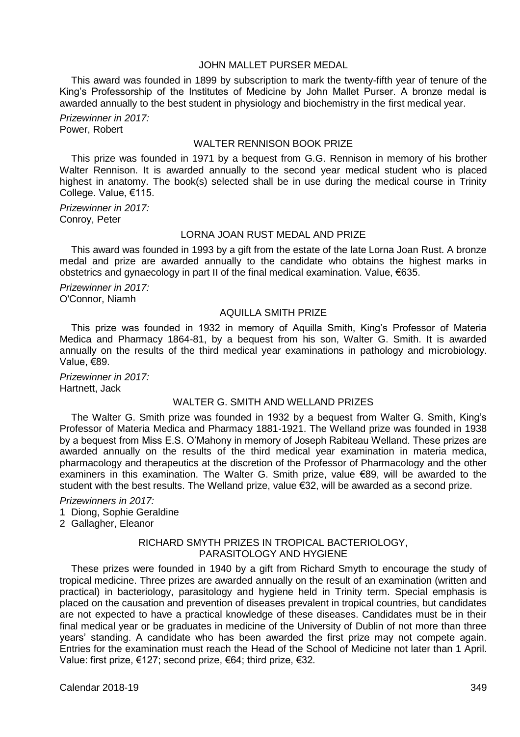### JOHN MALLET PURSER MEDAL

This award was founded in 1899 by subscription to mark the twenty-fifth year of tenure of the King's Professorship of the Institutes of Medicine by John Mallet Purser. A bronze medal is awarded annually to the best student in physiology and biochemistry in the first medical year.

*Prizewinner in 2017:*
Power, Robert

### WALTER RENNISON BOOK PRIZE

This prize was founded in 1971 by a bequest from G.G. Rennison in memory of his brother Walter Rennison. It is awarded annually to the second year medical student who is placed highest in anatomy. The book(s) selected shall be in use during the medical course in Trinity College. Value, €115.

*Prizewinner in 2017:*
Conroy, Peter

### LORNA JOAN RUST MEDAL AND PRIZE

This award was founded in 1993 by a gift from the estate of the late Lorna Joan Rust. A bronze medal and prize are awarded annually to the candidate who obtains the highest marks in obstetrics and gynaecology in part II of the final medical examination. Value, €635.

*Prizewinner in 2017:*
O'Connor, Niamh

### AQUILLA SMITH PRIZE

This prize was founded in 1932 in memory of Aquilla Smith, King's Professor of Materia Medica and Pharmacy 1864-81, by a bequest from his son, Walter G. Smith. It is awarded annually on the results of the third medical year examinations in pathology and microbiology. Value, €89.

*Prizewinner in 2017:*
Hartnett, Jack

### WALTER G. SMITH AND WELLAND PRIZES

The Walter G. Smith prize was founded in 1932 by a bequest from Walter G. Smith, King's Professor of Materia Medica and Pharmacy 1881-1921. The Welland prize was founded in 1938 by a bequest from Miss E.S. O'Mahony in memory of Joseph Rabiteau Welland. These prizes are awarded annually on the results of the third medical year examination in materia medica, pharmacology and therapeutics at the discretion of the Professor of Pharmacology and the other examiners in this examination. The Walter G. Smith prize, value €89, will be awarded to the student with the best results. The Welland prize, value €32, will be awarded as a second prize.

*Prizewinners in 2017:*
1 Diong, Sophie Geraldine
2 Gallagher, Eleanor

### RICHARD SMYTH PRIZES IN TROPICAL BACTERIOLOGY, PARASITOLOGY AND HYGIENE

These prizes were founded in 1940 by a gift from Richard Smyth to encourage the study of tropical medicine. Three prizes are awarded annually on the result of an examination (written and practical) in bacteriology, parasitology and hygiene held in Trinity term. Special emphasis is placed on the causation and prevention of diseases prevalent in tropical countries, but candidates are not expected to have a practical knowledge of these diseases. Candidates must be in their final medical year or be graduates in medicine of the University of Dublin of not more than three years' standing. A candidate who has been awarded the first prize may not compete again. Entries for the examination must reach the Head of the School of Medicine not later than 1 April. Value: first prize, €127; second prize, €64; third prize, €32.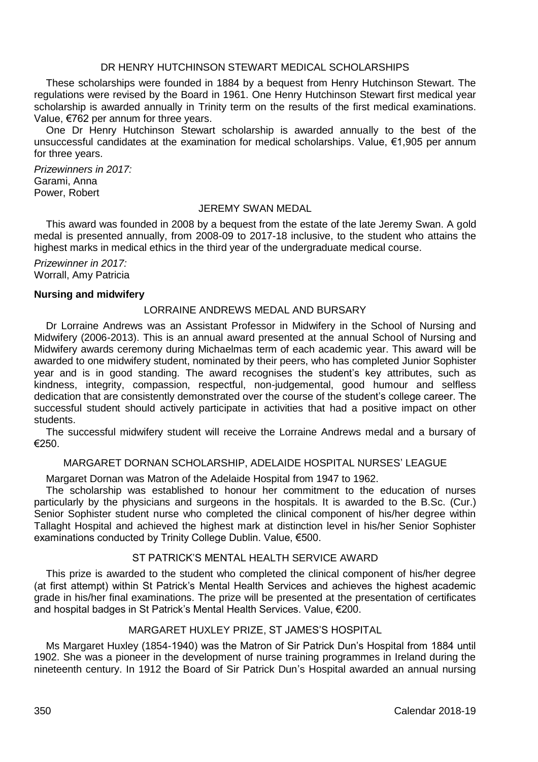### DR HENRY HUTCHINSON STEWART MEDICAL SCHOLARSHIPS

These scholarships were founded in 1884 by a bequest from Henry Hutchinson Stewart. The regulations were revised by the Board in 1961. One Henry Hutchinson Stewart first medical year scholarship is awarded annually in Trinity term on the results of the first medical examinations. Value, €762 per annum for three years.

One Dr Henry Hutchinson Stewart scholarship is awarded annually to the best of the unsuccessful candidates at the examination for medical scholarships. Value, €1,905 per annum for three years.

*Prizewinners in 2017:*
Garami, Anna
Power, Robert

### JEREMY SWAN MEDAL

This award was founded in 2008 by a bequest from the estate of the late Jeremy Swan. A gold medal is presented annually, from 2008-09 to 2017-18 inclusive, to the student who attains the highest marks in medical ethics in the third year of the undergraduate medical course.

*Prizewinner in 2017:*
Worrall, Amy Patricia

**Nursing and midwifery**

### LORRAINE ANDREWS MEDAL AND BURSARY

Dr Lorraine Andrews was an Assistant Professor in Midwifery in the School of Nursing and Midwifery (2006-2013). This is an annual award presented at the annual School of Nursing and Midwifery awards ceremony during Michaelmas term of each academic year. This award will be awarded to one midwifery student, nominated by their peers, who has completed Junior Sophister year and is in good standing. The award recognises the student's key attributes, such as kindness, integrity, compassion, respectful, non-judgemental, good humour and selfless dedication that are consistently demonstrated over the course of the student's college career. The successful student should actively participate in activities that had a positive impact on other students.

The successful midwifery student will receive the Lorraine Andrews medal and a bursary of €250.

### MARGARET DORNAN SCHOLARSHIP, ADELAIDE HOSPITAL NURSES' LEAGUE

Margaret Dornan was Matron of the Adelaide Hospital from 1947 to 1962.

The scholarship was established to honour her commitment to the education of nurses particularly by the physicians and surgeons in the hospitals. It is awarded to the B.Sc. (Cur.) Senior Sophister student nurse who completed the clinical component of his/her degree within Tallaght Hospital and achieved the highest mark at distinction level in his/her Senior Sophister examinations conducted by Trinity College Dublin. Value, €500.

### ST PATRICK'S MENTAL HEALTH SERVICE AWARD

This prize is awarded to the student who completed the clinical component of his/her degree (at first attempt) within St Patrick's Mental Health Services and achieves the highest academic grade in his/her final examinations. The prize will be presented at the presentation of certificates and hospital badges in St Patrick's Mental Health Services. Value, €200.

### MARGARET HUXLEY PRIZE, ST JAMES'S HOSPITAL

Ms Margaret Huxley (1854-1940) was the Matron of Sir Patrick Dun's Hospital from 1884 until 1902. She was a pioneer in the development of nurse training programmes in Ireland during the nineteenth century. In 1912 the Board of Sir Patrick Dun's Hospital awarded an annual nursing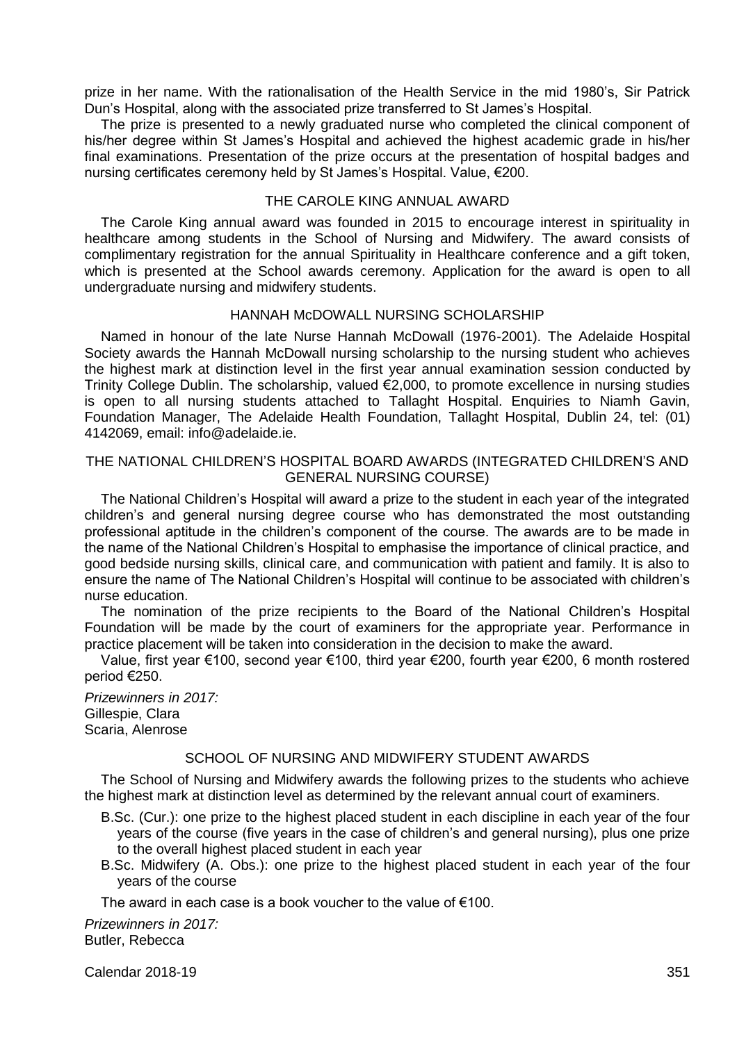prize in her name. With the rationalisation of the Health Service in the mid 1980's, Sir Patrick Dun's Hospital, along with the associated prize transferred to St James's Hospital.

The prize is presented to a newly graduated nurse who completed the clinical component of his/her degree within St James's Hospital and achieved the highest academic grade in his/her final examinations. Presentation of the prize occurs at the presentation of hospital badges and nursing certificates ceremony held by St James's Hospital. Value, €200.

### THE CAROLE KING ANNUAL AWARD

The Carole King annual award was founded in 2015 to encourage interest in spirituality in healthcare among students in the School of Nursing and Midwifery. The award consists of complimentary registration for the annual Spirituality in Healthcare conference and a gift token, which is presented at the School awards ceremony. Application for the award is open to all undergraduate nursing and midwifery students.

### HANNAH McDOWALL NURSING SCHOLARSHIP

Named in honour of the late Nurse Hannah McDowall (1976-2001). The Adelaide Hospital Society awards the Hannah McDowall nursing scholarship to the nursing student who achieves the highest mark at distinction level in the first year annual examination session conducted by Trinity College Dublin. The scholarship, valued €2,000, to promote excellence in nursing studies is open to all nursing students attached to Tallaght Hospital. Enquiries to Niamh Gavin, Foundation Manager, The Adelaide Health Foundation, Tallaght Hospital, Dublin 24, tel: (01) 4142069, email: info@adelaide.ie.

### THE NATIONAL CHILDREN'S HOSPITAL BOARD AWARDS (INTEGRATED CHILDREN'S AND GENERAL NURSING COURSE)

The National Children's Hospital will award a prize to the student in each year of the integrated children's and general nursing degree course who has demonstrated the most outstanding professional aptitude in the children's component of the course. The awards are to be made in the name of the National Children's Hospital to emphasise the importance of clinical practice, and good bedside nursing skills, clinical care, and communication with patient and family. It is also to ensure the name of The National Children's Hospital will continue to be associated with children's nurse education.

The nomination of the prize recipients to the Board of the National Children's Hospital Foundation will be made by the court of examiners for the appropriate year. Performance in practice placement will be taken into consideration in the decision to make the award.

Value, first year €100, second year €100, third year €200, fourth year €200, 6 month rostered period €250.

*Prizewinners in 2017:*
Gillespie, Clara
Scaria, Alenrose

### SCHOOL OF NURSING AND MIDWIFERY STUDENT AWARDS

The School of Nursing and Midwifery awards the following prizes to the students who achieve the highest mark at distinction level as determined by the relevant annual court of examiners.

- B.Sc. (Cur.): one prize to the highest placed student in each discipline in each year of the four years of the course (five years in the case of children's and general nursing), plus one prize to the overall highest placed student in each year
- B.Sc. Midwifery (A. Obs.): one prize to the highest placed student in each year of the four years of the course

The award in each case is a book voucher to the value of €100.

*Prizewinners in 2017:*
Butler, Rebecca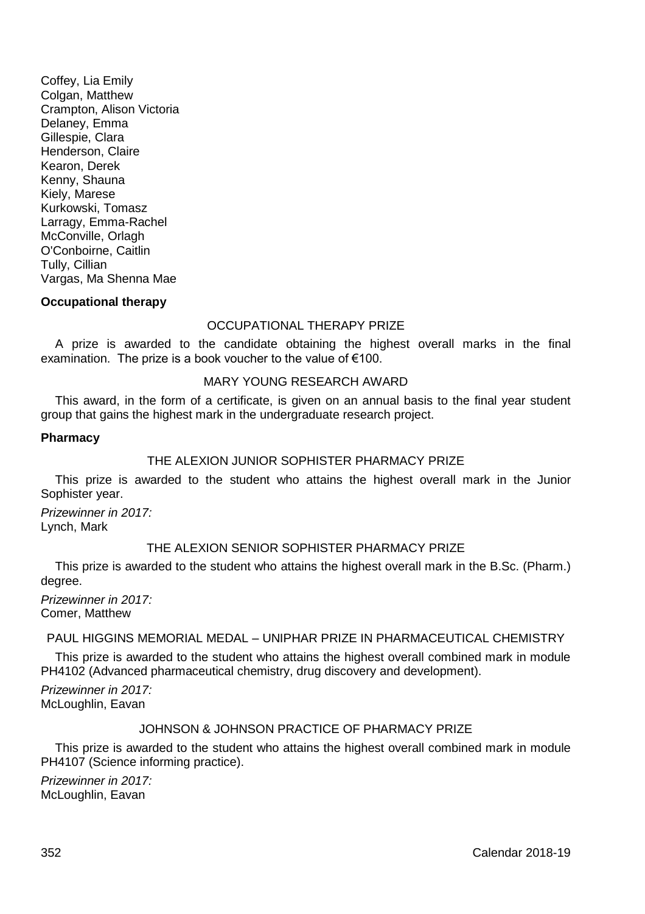Coffey, Lia Emily
Colgan, Matthew
Crampton, Alison Victoria
Delaney, Emma
Gillespie, Clara
Henderson, Claire
Kearon, Derek
Kenny, Shauna
Kiely, Marese
Kurkowski, Tomasz
Larragy, Emma-Rachel
McConville, Orlagh
O'Conboirne, Caitlin
Tully, Cillian
Vargas, Ma Shenna Mae

**Occupational therapy**

OCCUPATIONAL THERAPY PRIZE

A prize is awarded to the candidate obtaining the highest overall marks in the final examination. The prize is a book voucher to the value of €100.

MARY YOUNG RESEARCH AWARD

This award, in the form of a certificate, is given on an annual basis to the final year student group that gains the highest mark in the undergraduate research project.

**Pharmacy**

THE ALEXION JUNIOR SOPHISTER PHARMACY PRIZE

This prize is awarded to the student who attains the highest overall mark in the Junior Sophister year.

*Prizewinner in 2017:*
Lynch, Mark

THE ALEXION SENIOR SOPHISTER PHARMACY PRIZE

This prize is awarded to the student who attains the highest overall mark in the B.Sc. (Pharm.) degree.

*Prizewinner in 2017:*
Comer, Matthew

PAUL HIGGINS MEMORIAL MEDAL – UNIPHAR PRIZE IN PHARMACEUTICAL CHEMISTRY

This prize is awarded to the student who attains the highest overall combined mark in module PH4102 (Advanced pharmaceutical chemistry, drug discovery and development).

*Prizewinner in 2017:*
McLoughlin, Eavan

JOHNSON & JOHNSON PRACTICE OF PHARMACY PRIZE

This prize is awarded to the student who attains the highest overall combined mark in module PH4107 (Science informing practice).

*Prizewinner in 2017:*
McLoughlin, Eavan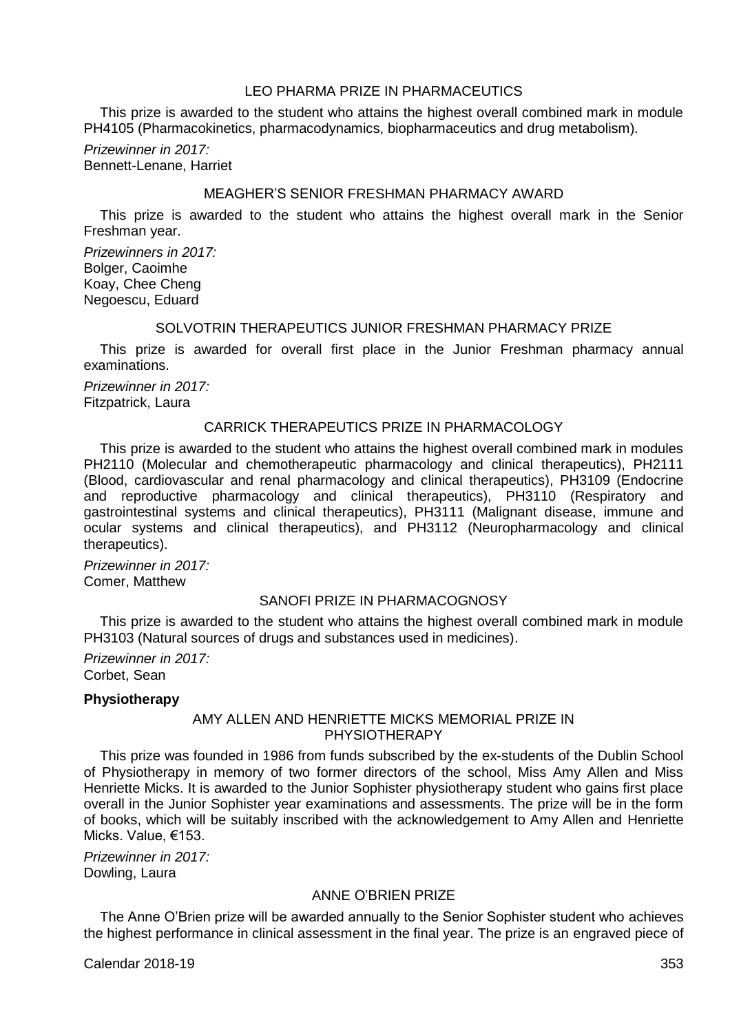### LEO PHARMA PRIZE IN PHARMACEUTICS

This prize is awarded to the student who attains the highest overall combined mark in module PH4105 (Pharmacokinetics, pharmacodynamics, biopharmaceutics and drug metabolism).

*Prizewinner in 2017:*
Bennett-Lenane, Harriet

### MEAGHER'S SENIOR FRESHMAN PHARMACY AWARD

This prize is awarded to the student who attains the highest overall mark in the Senior Freshman year.

*Prizewinners in 2017:*
Bolger, Caoimhe
Koay, Chee Cheng
Negoescu, Eduard

### SOLVOTRIN THERAPEUTICS JUNIOR FRESHMAN PHARMACY PRIZE

This prize is awarded for overall first place in the Junior Freshman pharmacy annual examinations.

*Prizewinner in 2017:*
Fitzpatrick, Laura

### CARRICK THERAPEUTICS PRIZE IN PHARMACOLOGY

This prize is awarded to the student who attains the highest overall combined mark in modules PH2110 (Molecular and chemotherapeutic pharmacology and clinical therapeutics), PH2111 (Blood, cardiovascular and renal pharmacology and clinical therapeutics), PH3109 (Endocrine and reproductive pharmacology and clinical therapeutics), PH3110 (Respiratory and gastrointestinal systems and clinical therapeutics), PH3111 (Malignant disease, immune and ocular systems and clinical therapeutics), and PH3112 (Neuropharmacology and clinical therapeutics).

*Prizewinner in 2017:*
Comer, Matthew

### SANOFI PRIZE IN PHARMACOGNOSY

This prize is awarded to the student who attains the highest overall combined mark in module PH3103 (Natural sources of drugs and substances used in medicines).

*Prizewinner in 2017:*
Corbet, Sean

## Physiotherapy

### AMY ALLEN AND HENRIETTE MICKS MEMORIAL PRIZE IN PHYSIOTHERAPY

This prize was founded in 1986 from funds subscribed by the ex-students of the Dublin School of Physiotherapy in memory of two former directors of the school, Miss Amy Allen and Miss Henriette Micks. It is awarded to the Junior Sophister physiotherapy student who gains first place overall in the Junior Sophister year examinations and assessments. The prize will be in the form of books, which will be suitably inscribed with the acknowledgement to Amy Allen and Henriette Micks. Value, €153.

*Prizewinner in 2017:*
Dowling, Laura

### ANNE O'BRIEN PRIZE

The Anne O'Brien prize will be awarded annually to the Senior Sophister student who achieves the highest performance in clinical assessment in the final year. The prize is an engraved piece of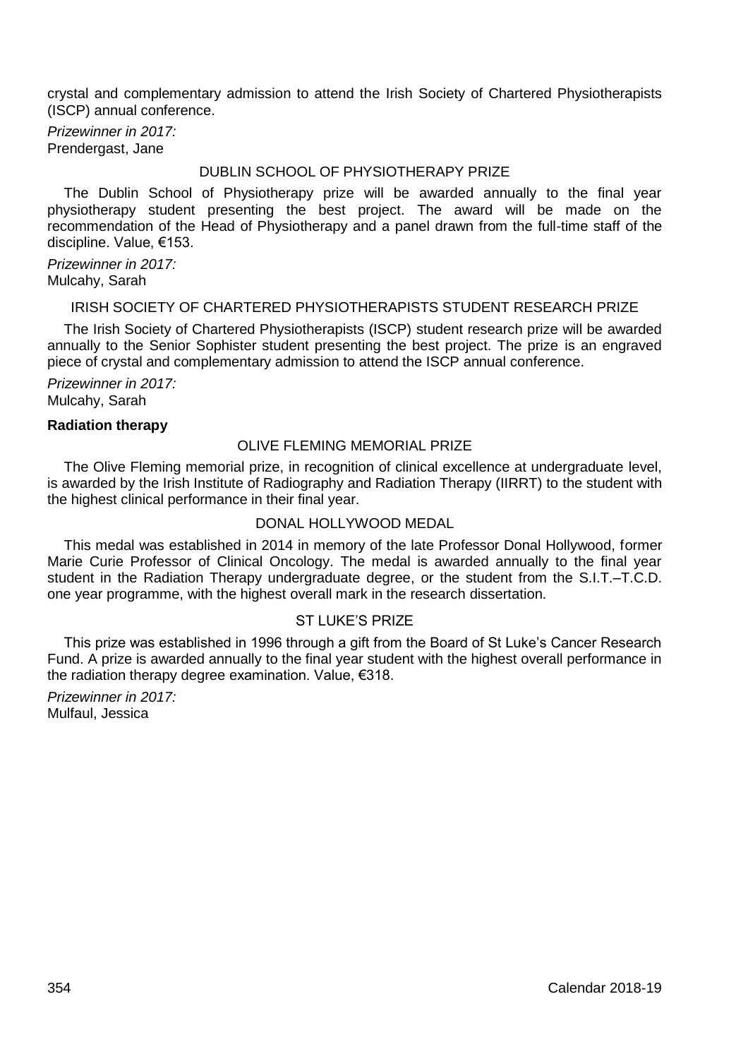crystal and complementary admission to attend the Irish Society of Chartered Physiotherapists (ISCP) annual conference.

*Prizewinner in 2017:*
Prendergast, Jane

### DUBLIN SCHOOL OF PHYSIOTHERAPY PRIZE

The Dublin School of Physiotherapy prize will be awarded annually to the final year physiotherapy student presenting the best project. The award will be made on the recommendation of the Head of Physiotherapy and a panel drawn from the full-time staff of the discipline. Value, €153.

*Prizewinner in 2017:*
Mulcahy, Sarah

### IRISH SOCIETY OF CHARTERED PHYSIOTHERAPISTS STUDENT RESEARCH PRIZE

The Irish Society of Chartered Physiotherapists (ISCP) student research prize will be awarded annually to the Senior Sophister student presenting the best project. The prize is an engraved piece of crystal and complementary admission to attend the ISCP annual conference.

*Prizewinner in 2017:*
Mulcahy, Sarah

**Radiation therapy**

### OLIVE FLEMING MEMORIAL PRIZE

The Olive Fleming memorial prize, in recognition of clinical excellence at undergraduate level, is awarded by the Irish Institute of Radiography and Radiation Therapy (IIRRT) to the student with the highest clinical performance in their final year.

### DONAL HOLLYWOOD MEDAL

This medal was established in 2014 in memory of the late Professor Donal Hollywood, former Marie Curie Professor of Clinical Oncology. The medal is awarded annually to the final year student in the Radiation Therapy undergraduate degree, or the student from the S.I.T.–T.C.D. one year programme, with the highest overall mark in the research dissertation.

### ST LUKE'S PRIZE

This prize was established in 1996 through a gift from the Board of St Luke's Cancer Research Fund. A prize is awarded annually to the final year student with the highest overall performance in the radiation therapy degree examination. Value, €318.

*Prizewinner in 2017:*
Mulfaul, Jessica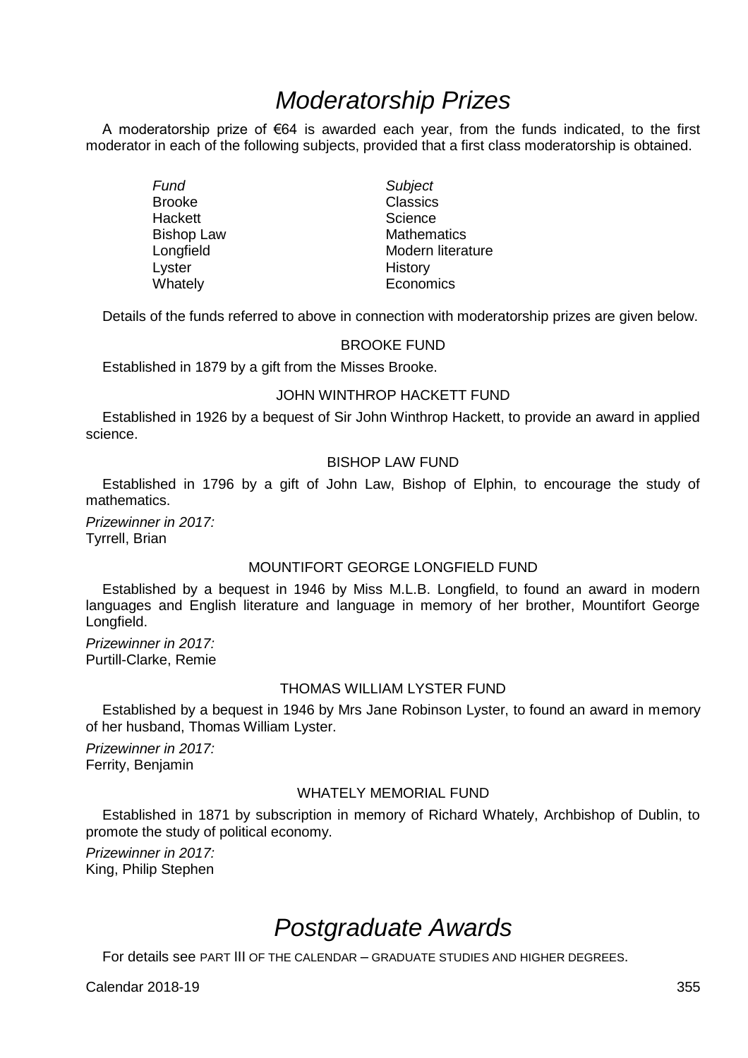# *Moderatorship Prizes*

A moderatorship prize of €64 is awarded each year, from the funds indicated, to the first moderator in each of the following subjects, provided that a first class moderatorship is obtained.

| *Fund* | *Subject* |
| --- | --- |
| Brooke | Classics |
| Hackett | Science |
| Bishop Law | Mathematics |
| Longfield | Modern literature |
| Lyster | History |
| Whately | Economics |

Details of the funds referred to above in connection with moderatorship prizes are given below.

### BROOKE FUND

Established in 1879 by a gift from the Misses Brooke.

### JOHN WINTHROP HACKETT FUND

Established in 1926 by a bequest of Sir John Winthrop Hackett, to provide an award in applied science.

### BISHOP LAW FUND

Established in 1796 by a gift of John Law, Bishop of Elphin, to encourage the study of mathematics.

*Prizewinner in 2017:*
Tyrrell, Brian

### MOUNTIFORT GEORGE LONGFIELD FUND

Established by a bequest in 1946 by Miss M.L.B. Longfield, to found an award in modern languages and English literature and language in memory of her brother, Mountifort George Longfield.

*Prizewinner in 2017:*
Purtill-Clarke, Remie

### THOMAS WILLIAM LYSTER FUND

Established by a bequest in 1946 by Mrs Jane Robinson Lyster, to found an award in memory of her husband, Thomas William Lyster.

*Prizewinner in 2017:*
Ferrity, Benjamin

### WHATELY MEMORIAL FUND

Established in 1871 by subscription in memory of Richard Whately, Archbishop of Dublin, to promote the study of political economy.

*Prizewinner in 2017:*
King, Philip Stephen

# *Postgraduate Awards*

For details see PART III OF THE CALENDAR – GRADUATE STUDIES AND HIGHER DEGREES.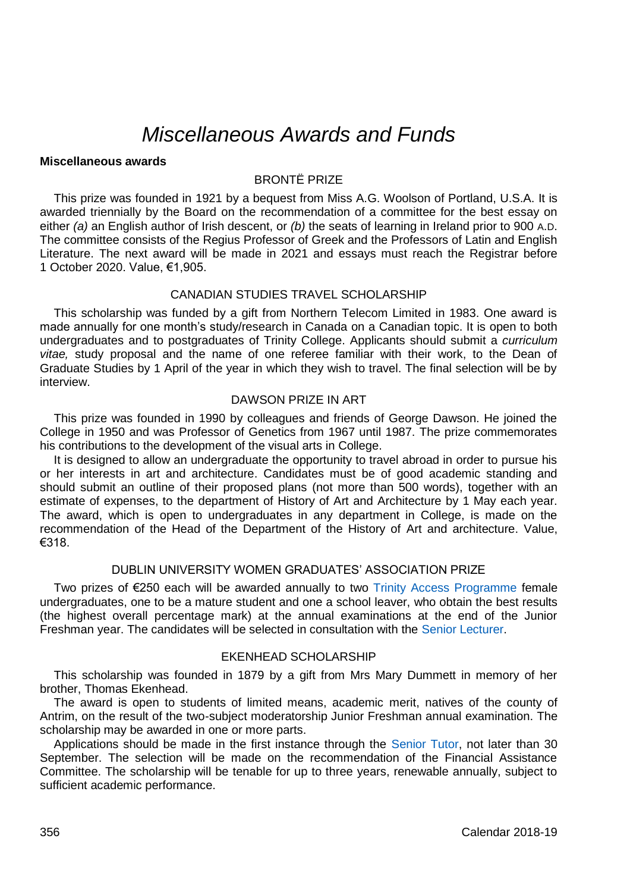# *Miscellaneous Awards and Funds*

**Miscellaneous awards**

### BRONTË PRIZE

This prize was founded in 1921 by a bequest from Miss A.G. Woolson of Portland, U.S.A. It is awarded triennially by the Board on the recommendation of a committee for the best essay on either *(a)* an English author of Irish descent, or *(b)* the seats of learning in Ireland prior to 900 A.D. The committee consists of the Regius Professor of Greek and the Professors of Latin and English Literature. The next award will be made in 2021 and essays must reach the Registrar before 1 October 2020. Value, €1,905.

### CANADIAN STUDIES TRAVEL SCHOLARSHIP

This scholarship was funded by a gift from Northern Telecom Limited in 1983. One award is made annually for one month's study/research in Canada on a Canadian topic. It is open to both undergraduates and to postgraduates of Trinity College. Applicants should submit a *curriculum vitae,* study proposal and the name of one referee familiar with their work, to the Dean of Graduate Studies by 1 April of the year in which they wish to travel. The final selection will be by interview.

### DAWSON PRIZE IN ART

This prize was founded in 1990 by colleagues and friends of George Dawson. He joined the College in 1950 and was Professor of Genetics from 1967 until 1987. The prize commemorates his contributions to the development of the visual arts in College.

It is designed to allow an undergraduate the opportunity to travel abroad in order to pursue his or her interests in art and architecture. Candidates must be of good academic standing and should submit an outline of their proposed plans (not more than 500 words), together with an estimate of expenses, to the department of History of Art and Architecture by 1 May each year. The award, which is open to undergraduates in any department in College, is made on the recommendation of the Head of the Department of the History of Art and architecture. Value, €318.

### DUBLIN UNIVERSITY WOMEN GRADUATES' ASSOCIATION PRIZE

Two prizes of €250 each will be awarded annually to two Trinity Access Programme female undergraduates, one to be a mature student and one a school leaver, who obtain the best results (the highest overall percentage mark) at the annual examinations at the end of the Junior Freshman year. The candidates will be selected in consultation with the Senior Lecturer.

### EKENHEAD SCHOLARSHIP

This scholarship was founded in 1879 by a gift from Mrs Mary Dummett in memory of her brother, Thomas Ekenhead.

The award is open to students of limited means, academic merit, natives of the county of Antrim, on the result of the two-subject moderatorship Junior Freshman annual examination. The scholarship may be awarded in one or more parts.

Applications should be made in the first instance through the Senior Tutor, not later than 30 September. The selection will be made on the recommendation of the Financial Assistance Committee. The scholarship will be tenable for up to three years, renewable annually, subject to sufficient academic performance.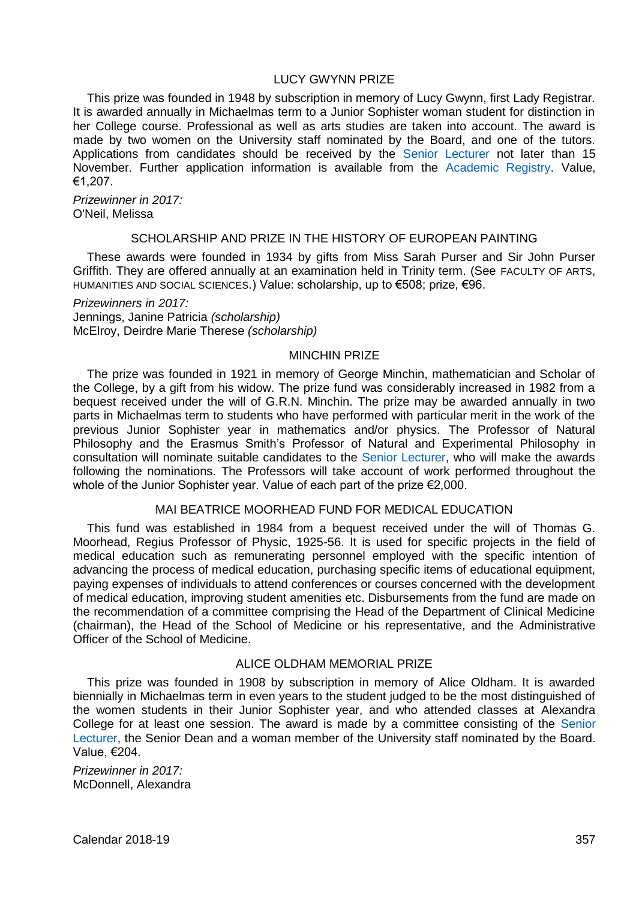## LUCY GWYNN PRIZE

This prize was founded in 1948 by subscription in memory of Lucy Gwynn, first Lady Registrar. It is awarded annually in Michaelmas term to a Junior Sophister woman student for distinction in her College course. Professional as well as arts studies are taken into account. The award is made by two women on the University staff nominated by the Board, and one of the tutors. Applications from candidates should be received by the Senior Lecturer not later than 15 November. Further application information is available from the Academic Registry. Value, €1,207.

*Prizewinner in 2017:*
O'Neil, Melissa

## SCHOLARSHIP AND PRIZE IN THE HISTORY OF EUROPEAN PAINTING

These awards were founded in 1934 by gifts from Miss Sarah Purser and Sir John Purser Griffith. They are offered annually at an examination held in Trinity term. (See FACULTY OF ARTS, HUMANITIES AND SOCIAL SCIENCES.) Value: scholarship, up to €508; prize, €96.

*Prizewinners in 2017:*
Jennings, Janine Patricia *(scholarship)*
McElroy, Deirdre Marie Therese *(scholarship)*

## MINCHIN PRIZE

The prize was founded in 1921 in memory of George Minchin, mathematician and Scholar of the College, by a gift from his widow. The prize fund was considerably increased in 1982 from a bequest received under the will of G.R.N. Minchin. The prize may be awarded annually in two parts in Michaelmas term to students who have performed with particular merit in the work of the previous Junior Sophister year in mathematics and/or physics. The Professor of Natural Philosophy and the Erasmus Smith's Professor of Natural and Experimental Philosophy in consultation will nominate suitable candidates to the Senior Lecturer, who will make the awards following the nominations. The Professors will take account of work performed throughout the whole of the Junior Sophister year. Value of each part of the prize €2,000.

## MAI BEATRICE MOORHEAD FUND FOR MEDICAL EDUCATION

This fund was established in 1984 from a bequest received under the will of Thomas G. Moorhead, Regius Professor of Physic, 1925-56. It is used for specific projects in the field of medical education such as remunerating personnel employed with the specific intention of advancing the process of medical education, purchasing specific items of educational equipment, paying expenses of individuals to attend conferences or courses concerned with the development of medical education, improving student amenities etc. Disbursements from the fund are made on the recommendation of a committee comprising the Head of the Department of Clinical Medicine (chairman), the Head of the School of Medicine or his representative, and the Administrative Officer of the School of Medicine.

## ALICE OLDHAM MEMORIAL PRIZE

This prize was founded in 1908 by subscription in memory of Alice Oldham. It is awarded biennially in Michaelmas term in even years to the student judged to be the most distinguished of the women students in their Junior Sophister year, and who attended classes at Alexandra College for at least one session. The award is made by a committee consisting of the Senior Lecturer, the Senior Dean and a woman member of the University staff nominated by the Board. Value, €204.

*Prizewinner in 2017:*
McDonnell, Alexandra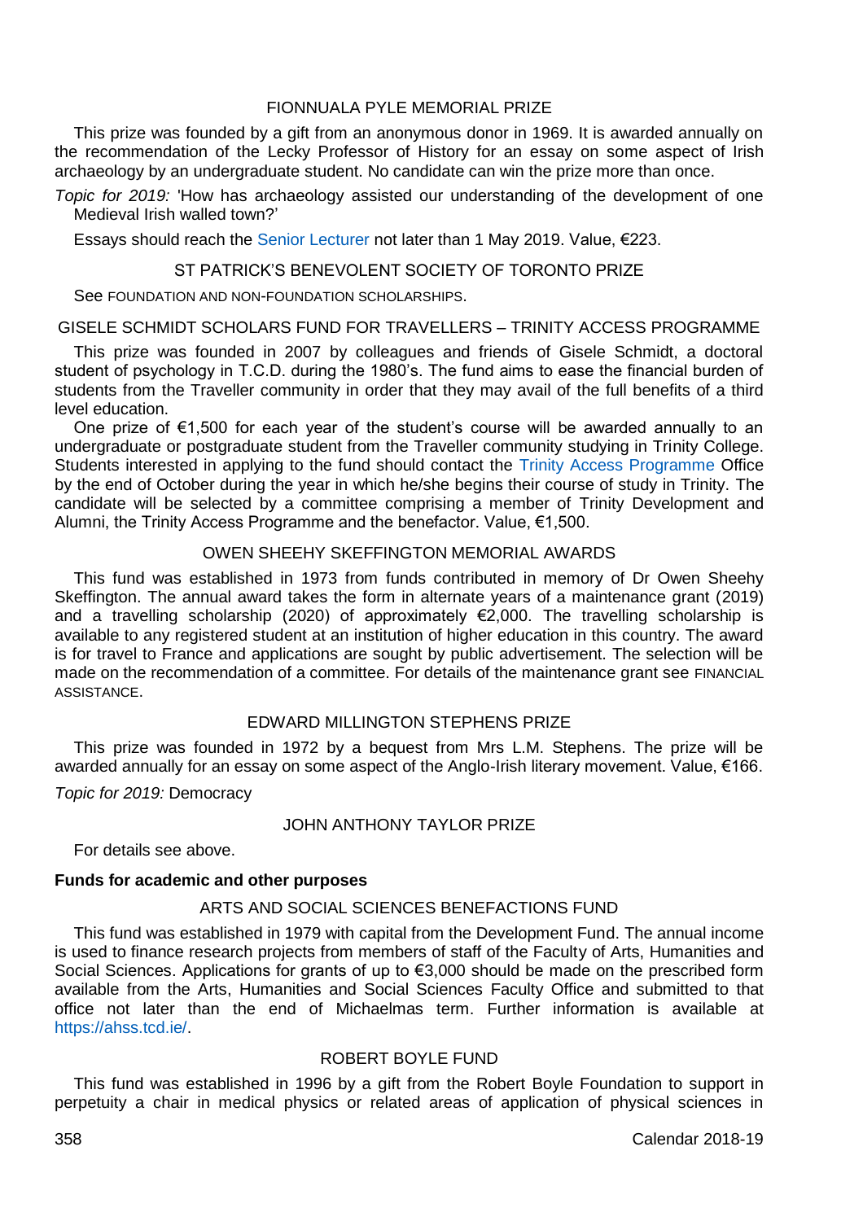### FIONNUALA PYLE MEMORIAL PRIZE

This prize was founded by a gift from an anonymous donor in 1969. It is awarded annually on the recommendation of the Lecky Professor of History for an essay on some aspect of Irish archaeology by an undergraduate student. No candidate can win the prize more than once.

*Topic for 2019:* 'How has archaeology assisted our understanding of the development of one Medieval Irish walled town?'

Essays should reach the Senior Lecturer not later than 1 May 2019. Value, €223.

### ST PATRICK'S BENEVOLENT SOCIETY OF TORONTO PRIZE

See FOUNDATION AND NON-FOUNDATION SCHOLARSHIPS.

### GISELE SCHMIDT SCHOLARS FUND FOR TRAVELLERS – TRINITY ACCESS PROGRAMME

This prize was founded in 2007 by colleagues and friends of Gisele Schmidt, a doctoral student of psychology in T.C.D. during the 1980's. The fund aims to ease the financial burden of students from the Traveller community in order that they may avail of the full benefits of a third level education.

One prize of €1,500 for each year of the student's course will be awarded annually to an undergraduate or postgraduate student from the Traveller community studying in Trinity College. Students interested in applying to the fund should contact the Trinity Access Programme Office by the end of October during the year in which he/she begins their course of study in Trinity. The candidate will be selected by a committee comprising a member of Trinity Development and Alumni, the Trinity Access Programme and the benefactor. Value, €1,500.

### OWEN SHEEHY SKEFFINGTON MEMORIAL AWARDS

This fund was established in 1973 from funds contributed in memory of Dr Owen Sheehy Skeffington. The annual award takes the form in alternate years of a maintenance grant (2019) and a travelling scholarship (2020) of approximately €2,000. The travelling scholarship is available to any registered student at an institution of higher education in this country. The award is for travel to France and applications are sought by public advertisement. The selection will be made on the recommendation of a committee. For details of the maintenance grant see FINANCIAL ASSISTANCE.

### EDWARD MILLINGTON STEPHENS PRIZE

This prize was founded in 1972 by a bequest from Mrs L.M. Stephens. The prize will be awarded annually for an essay on some aspect of the Anglo-Irish literary movement. Value, €166.

*Topic for 2019:* Democracy

### JOHN ANTHONY TAYLOR PRIZE

For details see above.

**Funds for academic and other purposes**

### ARTS AND SOCIAL SCIENCES BENEFACTIONS FUND

This fund was established in 1979 with capital from the Development Fund. The annual income is used to finance research projects from members of staff of the Faculty of Arts, Humanities and Social Sciences. Applications for grants of up to €3,000 should be made on the prescribed form available from the Arts, Humanities and Social Sciences Faculty Office and submitted to that office not later than the end of Michaelmas term. Further information is available at https://ahss.tcd.ie/.

### ROBERT BOYLE FUND

This fund was established in 1996 by a gift from the Robert Boyle Foundation to support in perpetuity a chair in medical physics or related areas of application of physical sciences in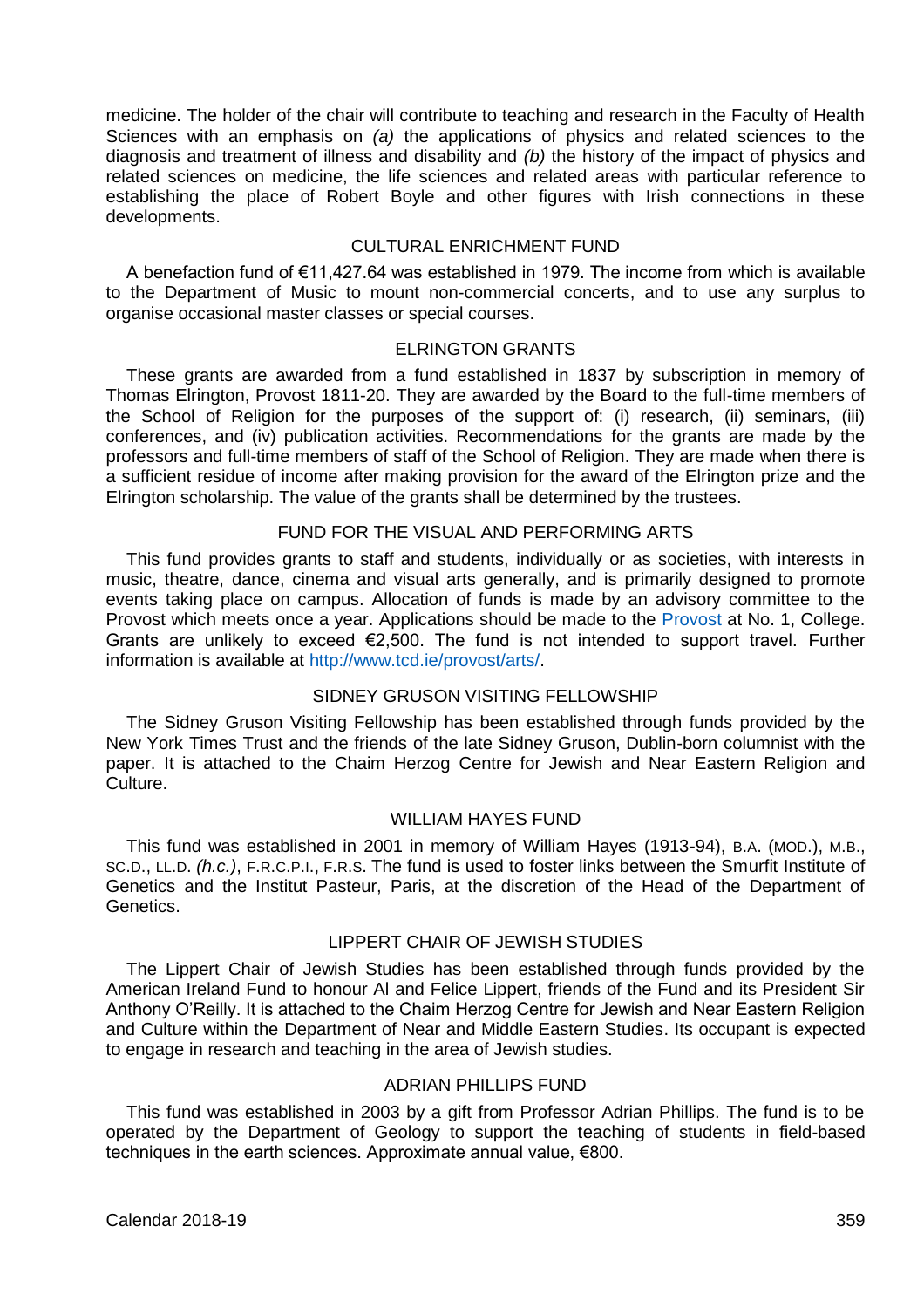medicine. The holder of the chair will contribute to teaching and research in the Faculty of Health Sciences with an emphasis on *(a)* the applications of physics and related sciences to the diagnosis and treatment of illness and disability and *(b)* the history of the impact of physics and related sciences on medicine, the life sciences and related areas with particular reference to establishing the place of Robert Boyle and other figures with Irish connections in these developments.

## CULTURAL ENRICHMENT FUND

A benefaction fund of €11,427.64 was established in 1979. The income from which is available to the Department of Music to mount non-commercial concerts, and to use any surplus to organise occasional master classes or special courses.

## ELRINGTON GRANTS

These grants are awarded from a fund established in 1837 by subscription in memory of Thomas Elrington, Provost 1811-20. They are awarded by the Board to the full-time members of the School of Religion for the purposes of the support of: (i) research, (ii) seminars, (iii) conferences, and (iv) publication activities. Recommendations for the grants are made by the professors and full-time members of staff of the School of Religion. They are made when there is a sufficient residue of income after making provision for the award of the Elrington prize and the Elrington scholarship. The value of the grants shall be determined by the trustees.

## FUND FOR THE VISUAL AND PERFORMING ARTS

This fund provides grants to staff and students, individually or as societies, with interests in music, theatre, dance, cinema and visual arts generally, and is primarily designed to promote events taking place on campus. Allocation of funds is made by an advisory committee to the Provost which meets once a year. Applications should be made to the Provost at No. 1, College. Grants are unlikely to exceed €2,500. The fund is not intended to support travel. Further information is available at http://www.tcd.ie/provost/arts/.

## SIDNEY GRUSON VISITING FELLOWSHIP

The Sidney Gruson Visiting Fellowship has been established through funds provided by the New York Times Trust and the friends of the late Sidney Gruson, Dublin-born columnist with the paper. It is attached to the Chaim Herzog Centre for Jewish and Near Eastern Religion and Culture.

## WILLIAM HAYES FUND

This fund was established in 2001 in memory of William Hayes (1913-94), B.A. (MOD.), M.B., SC.D., LL.D. *(h.c.)*, F.R.C.P.I., F.R.S. The fund is used to foster links between the Smurfit Institute of Genetics and the Institut Pasteur, Paris, at the discretion of the Head of the Department of Genetics.

## LIPPERT CHAIR OF JEWISH STUDIES

The Lippert Chair of Jewish Studies has been established through funds provided by the American Ireland Fund to honour Al and Felice Lippert, friends of the Fund and its President Sir Anthony O'Reilly. It is attached to the Chaim Herzog Centre for Jewish and Near Eastern Religion and Culture within the Department of Near and Middle Eastern Studies. Its occupant is expected to engage in research and teaching in the area of Jewish studies.

## ADRIAN PHILLIPS FUND

This fund was established in 2003 by a gift from Professor Adrian Phillips. The fund is to be operated by the Department of Geology to support the teaching of students in field-based techniques in the earth sciences. Approximate annual value, €800.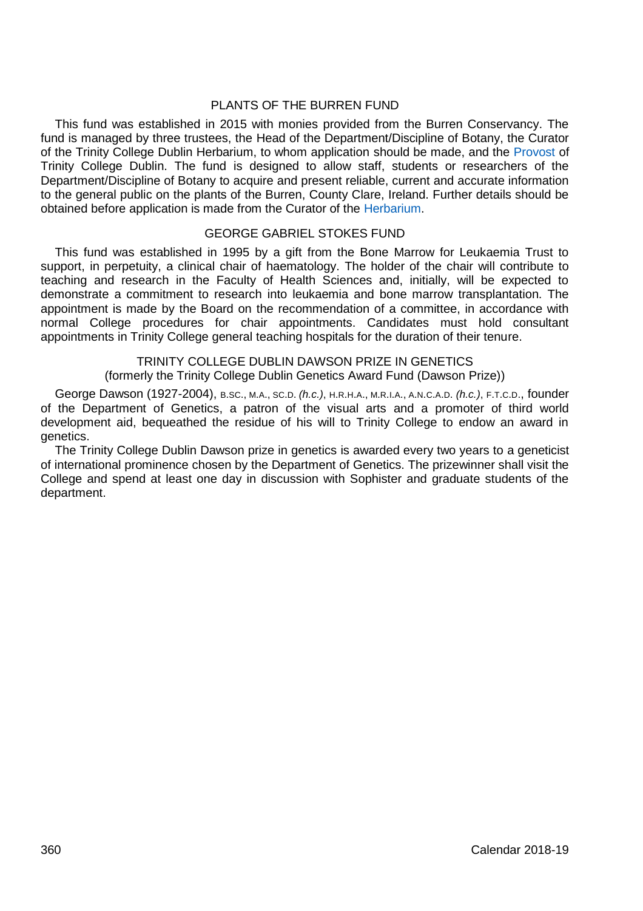## PLANTS OF THE BURREN FUND

This fund was established in 2015 with monies provided from the Burren Conservancy. The fund is managed by three trustees, the Head of the Department/Discipline of Botany, the Curator of the Trinity College Dublin Herbarium, to whom application should be made, and the Provost of Trinity College Dublin. The fund is designed to allow staff, students or researchers of the Department/Discipline of Botany to acquire and present reliable, current and accurate information to the general public on the plants of the Burren, County Clare, Ireland. Further details should be obtained before application is made from the Curator of the Herbarium.

## GEORGE GABRIEL STOKES FUND

This fund was established in 1995 by a gift from the Bone Marrow for Leukaemia Trust to support, in perpetuity, a clinical chair of haematology. The holder of the chair will contribute to teaching and research in the Faculty of Health Sciences and, initially, will be expected to demonstrate a commitment to research into leukaemia and bone marrow transplantation. The appointment is made by the Board on the recommendation of a committee, in accordance with normal College procedures for chair appointments. Candidates must hold consultant appointments in Trinity College general teaching hospitals for the duration of their tenure.

## TRINITY COLLEGE DUBLIN DAWSON PRIZE IN GENETICS

(formerly the Trinity College Dublin Genetics Award Fund (Dawson Prize))

George Dawson (1927-2004), B.SC., M.A., SC.D. *(h.c.)*, H.R.H.A., M.R.I.A., A.N.C.A.D. *(h.c.)*, F.T.C.D., founder of the Department of Genetics, a patron of the visual arts and a promoter of third world development aid, bequeathed the residue of his will to Trinity College to endow an award in genetics.

The Trinity College Dublin Dawson prize in genetics is awarded every two years to a geneticist of international prominence chosen by the Department of Genetics. The prizewinner shall visit the College and spend at least one day in discussion with Sophister and graduate students of the department.